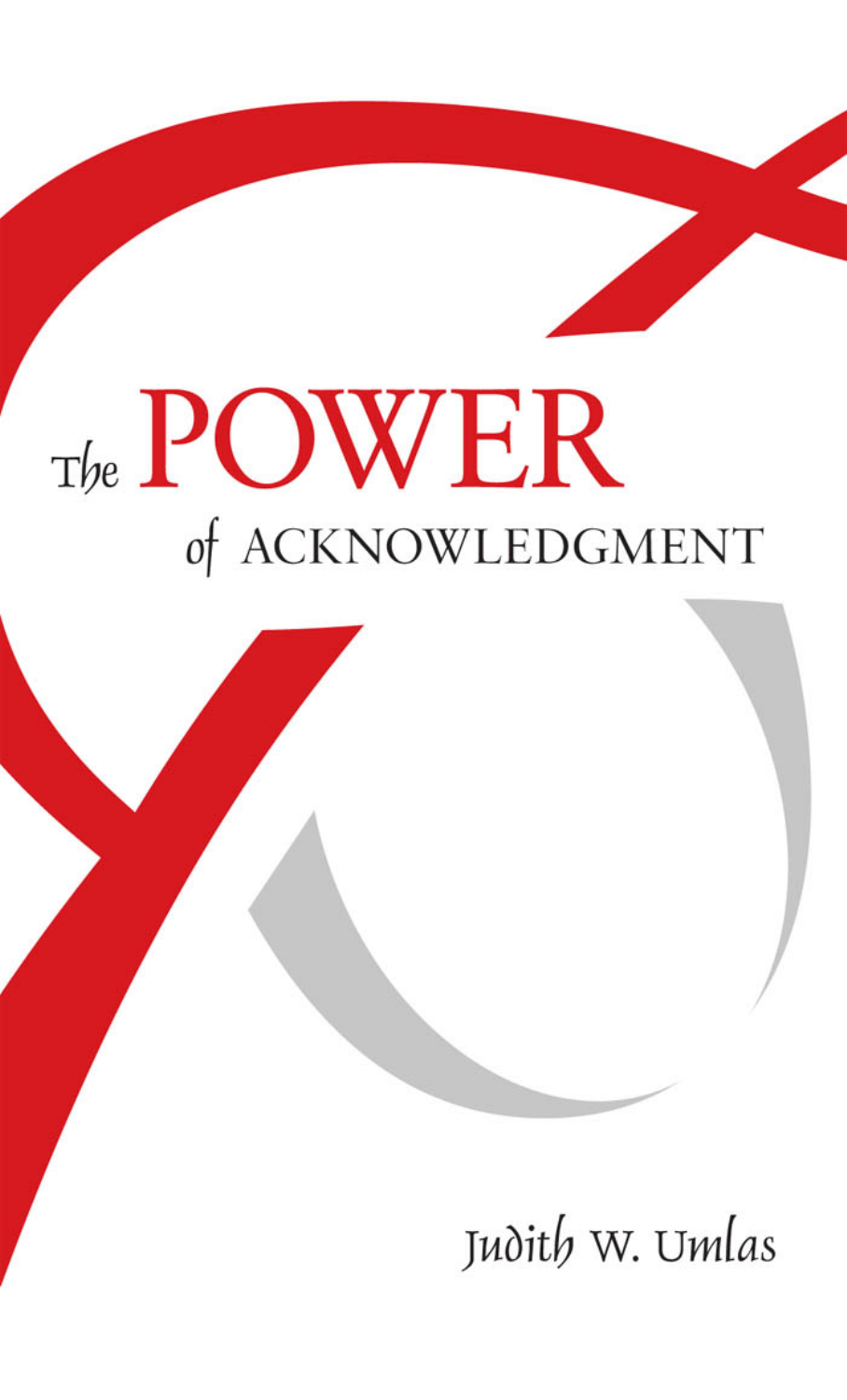# The POWER of ACKNOWLEDGMENT

Judith W. Umlas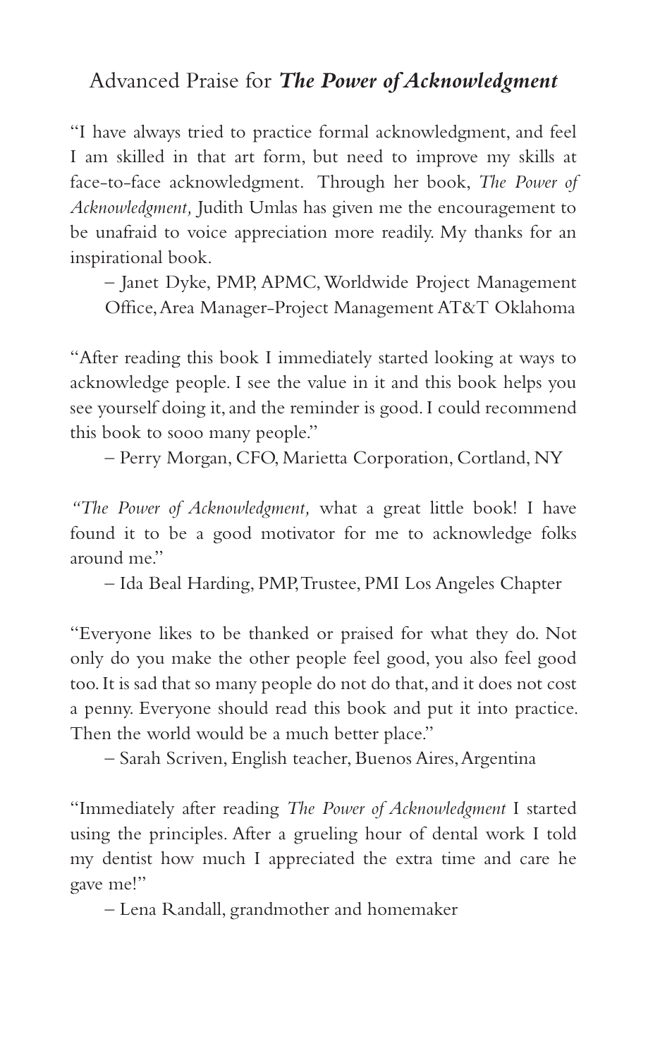## Advanced Praise for ***The Power of Acknowledgment***

"I have always tried to practice formal acknowledgment, and feel I am skilled in that art form, but need to improve my skills at face-to-face acknowledgment. Through her book, *The Power of Acknowledgment,* Judith Umlas has given me the encouragement to be unafraid to voice appreciation more readily. My thanks for an inspirational book.

– Janet Dyke, PMP, APMC, Worldwide Project Management Office, Area Manager-Project Management AT&T Oklahoma

"After reading this book I immediately started looking at ways to acknowledge people. I see the value in it and this book helps you see yourself doing it, and the reminder is good. I could recommend this book to sooo many people."

– Perry Morgan, CFO, Marietta Corporation, Cortland, NY

*"The Power of Acknowledgment,* what a great little book! I have found it to be a good motivator for me to acknowledge folks around me."

– Ida Beal Harding, PMP, Trustee, PMI Los Angeles Chapter

"Everyone likes to be thanked or praised for what they do. Not only do you make the other people feel good, you also feel good too. It is sad that so many people do not do that, and it does not cost a penny. Everyone should read this book and put it into practice. Then the world would be a much better place."

– Sarah Scriven, English teacher, Buenos Aires, Argentina

"Immediately after reading *The Power of Acknowledgment* I started using the principles. After a grueling hour of dental work I told my dentist how much I appreciated the extra time and care he gave me!"

– Lena Randall, grandmother and homemaker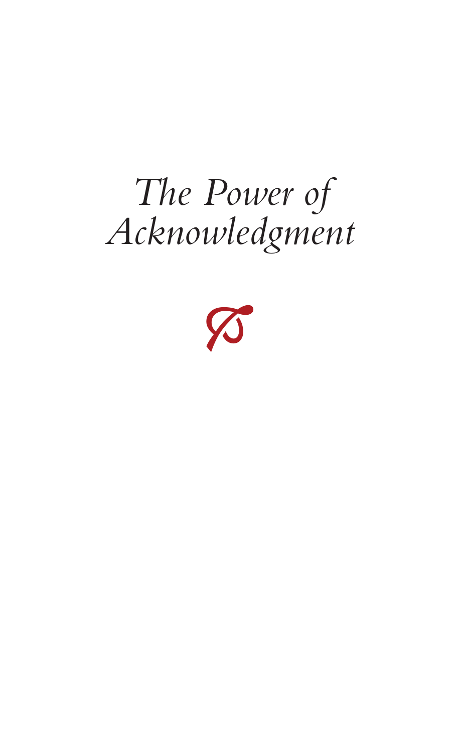# *The Power of Acknowledgment*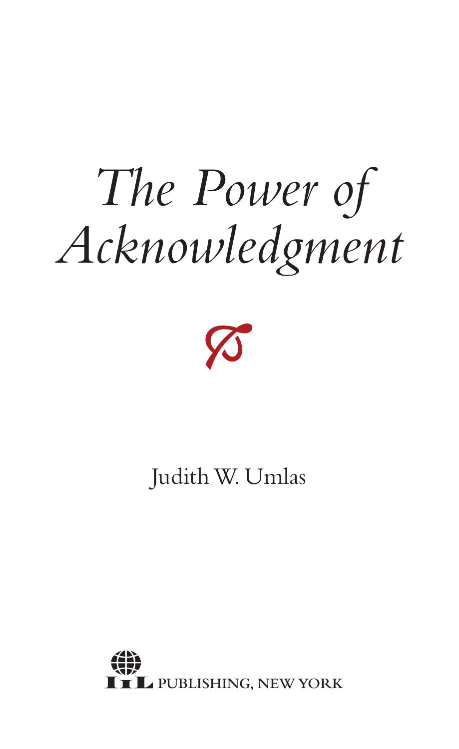# *The Power of Acknowledgment*

Judith W. Umlas

IIL PUBLISHING, NEW YORK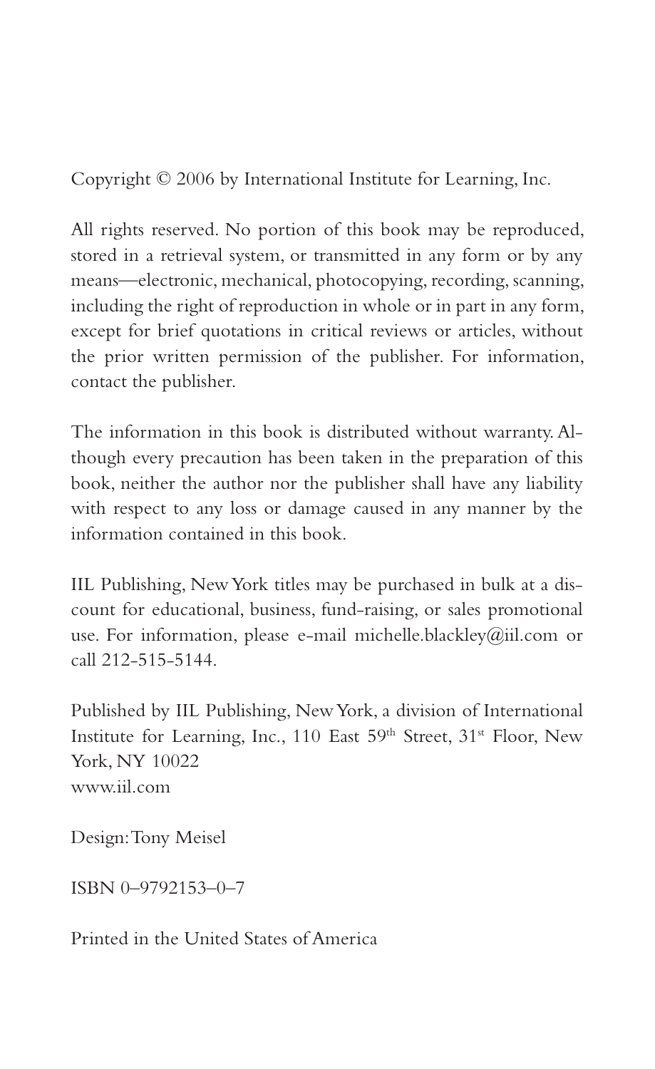Copyright © 2006 by International Institute for Learning, Inc.

All rights reserved. No portion of this book may be reproduced, stored in a retrieval system, or transmitted in any form or by any means—electronic, mechanical, photocopying, recording, scanning, including the right of reproduction in whole or in part in any form, except for brief quotations in critical reviews or articles, without the prior written permission of the publisher. For information, contact the publisher.

The information in this book is distributed without warranty. Although every precaution has been taken in the preparation of this book, neither the author nor the publisher shall have any liability with respect to any loss or damage caused in any manner by the information contained in this book.

IIL Publishing, New York titles may be purchased in bulk at a discount for educational, business, fund-raising, or sales promotional use. For information, please e-mail michelle.blackley@iil.com or call 212-515-5144.

Published by IIL Publishing, New York, a division of International Institute for Learning, Inc., 110 East 59th Street, 31st Floor, New York, NY 10022
www.iil.com

Design: Tony Meisel

ISBN 0–9792153–0–7

Printed in the United States of America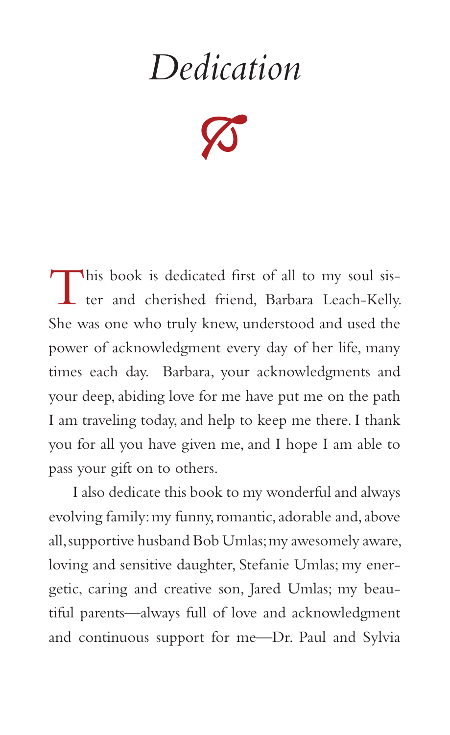# *Dedication*

This book is dedicated first of all to my soul sister and cherished friend, Barbara Leach-Kelly. She was one who truly knew, understood and used the power of acknowledgment every day of her life, many times each day. Barbara, your acknowledgments and your deep, abiding love for me have put me on the path I am traveling today, and help to keep me there. I thank you for all you have given me, and I hope I am able to pass your gift on to others.

I also dedicate this book to my wonderful and always evolving family: my funny, romantic, adorable and, above all, supportive husband Bob Umlas; my awesomely aware, loving and sensitive daughter, Stefanie Umlas; my energetic, caring and creative son, Jared Umlas; my beautiful parents—always full of love and acknowledgment and continuous support for me—Dr. Paul and Sylvia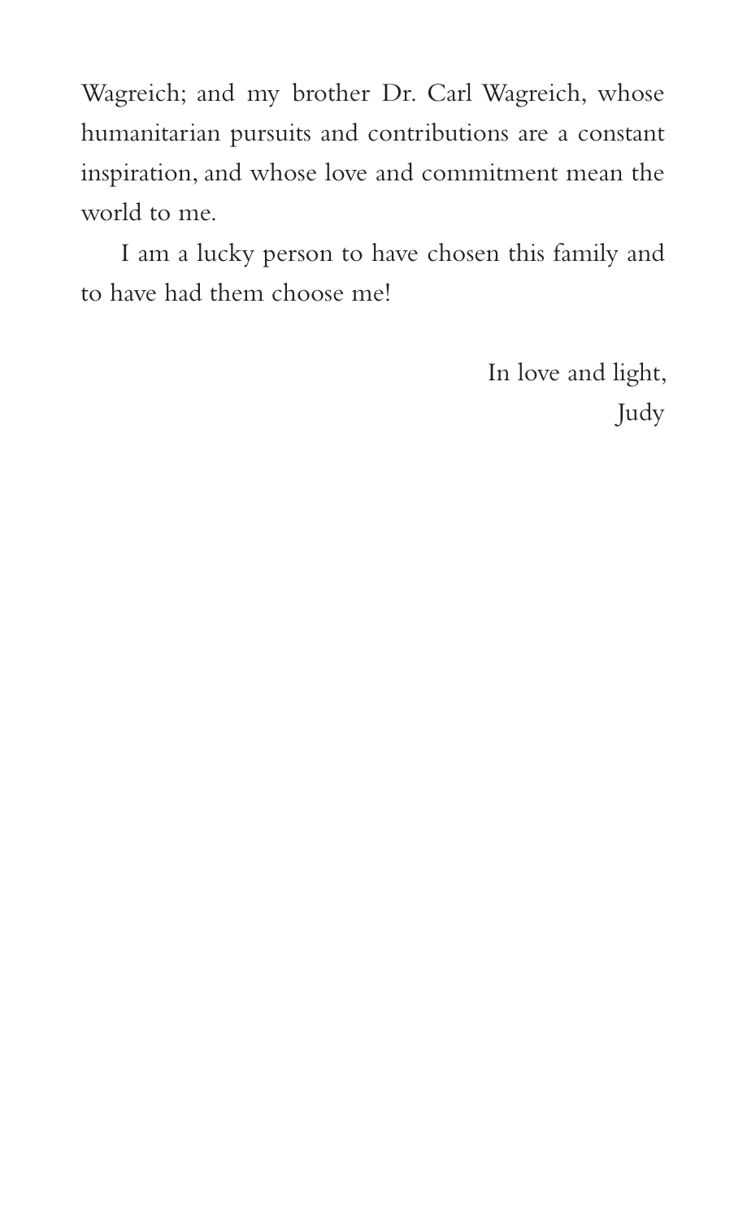Wagreich; and my brother Dr. Carl Wagreich, whose humanitarian pursuits and contributions are a constant inspiration, and whose love and commitment mean the world to me.

I am a lucky person to have chosen this family and to have had them choose me!

In love and light,
Judy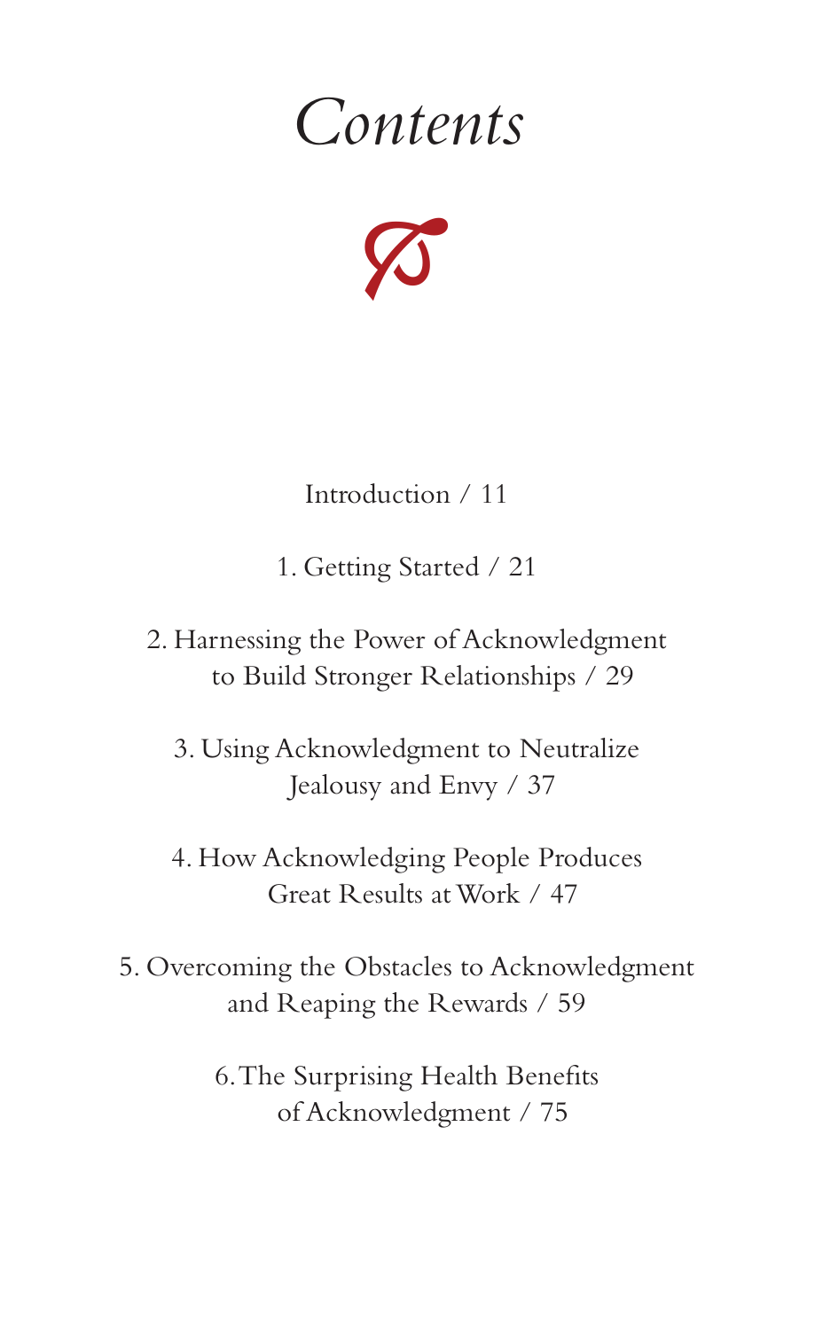# *Contents*

Introduction / 11

1. Getting Started / 21

2. Harnessing the Power of Acknowledgment to Build Stronger Relationships / 29

3. Using Acknowledgment to Neutralize Jealousy and Envy / 37

4. How Acknowledging People Produces Great Results at Work / 47

5. Overcoming the Obstacles to Acknowledgment and Reaping the Rewards / 59

6. The Surprising Health Benefits of Acknowledgment / 75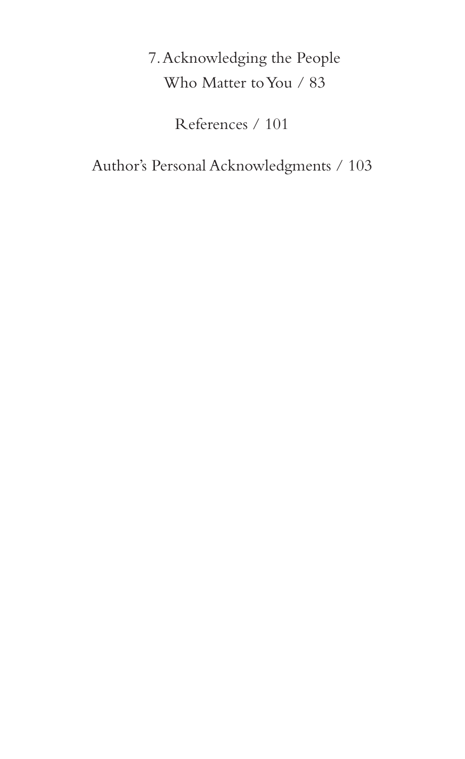7. Acknowledging the People Who Matter to You / 83

References / 101

Author's Personal Acknowledgments / 103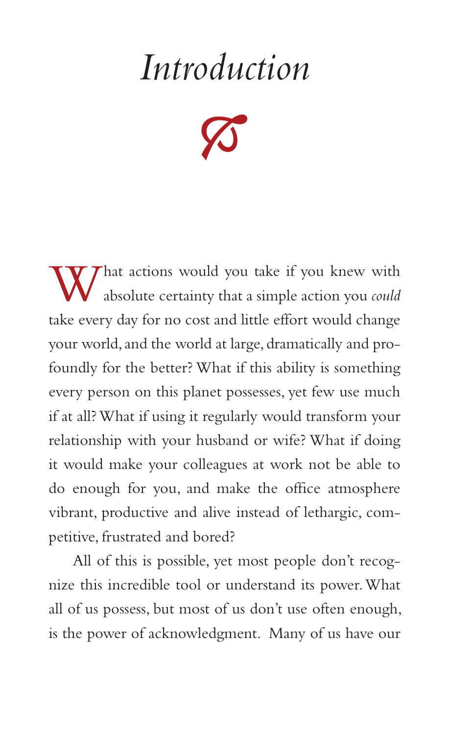# *Introduction*

What actions would you take if you knew with absolute certainty that a simple action you *could* take every day for no cost and little effort would change your world, and the world at large, dramatically and profoundly for the better? What if this ability is something every person on this planet possesses, yet few use much if at all? What if using it regularly would transform your relationship with your husband or wife? What if doing it would make your colleagues at work not be able to do enough for you, and make the office atmosphere vibrant, productive and alive instead of lethargic, competitive, frustrated and bored?

All of this is possible, yet most people don't recognize this incredible tool or understand its power. What all of us possess, but most of us don't use often enough, is the power of acknowledgment. Many of us have our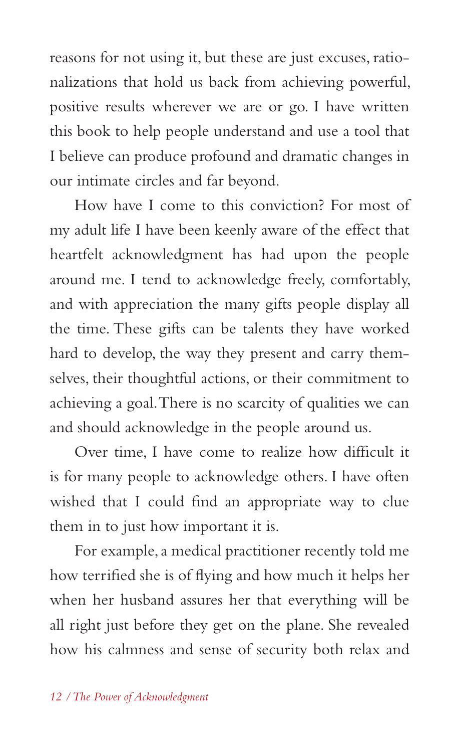reasons for not using it, but these are just excuses, rationalizations that hold us back from achieving powerful, positive results wherever we are or go. I have written this book to help people understand and use a tool that I believe can produce profound and dramatic changes in our intimate circles and far beyond.

How have I come to this conviction? For most of my adult life I have been keenly aware of the effect that heartfelt acknowledgment has had upon the people around me. I tend to acknowledge freely, comfortably, and with appreciation the many gifts people display all the time. These gifts can be talents they have worked hard to develop, the way they present and carry themselves, their thoughtful actions, or their commitment to achieving a goal. There is no scarcity of qualities we can and should acknowledge in the people around us.

Over time, I have come to realize how difficult it is for many people to acknowledge others. I have often wished that I could find an appropriate way to clue them in to just how important it is.

For example, a medical practitioner recently told me how terrified she is of flying and how much it helps her when her husband assures her that everything will be all right just before they get on the plane. She revealed how his calmness and sense of security both relax and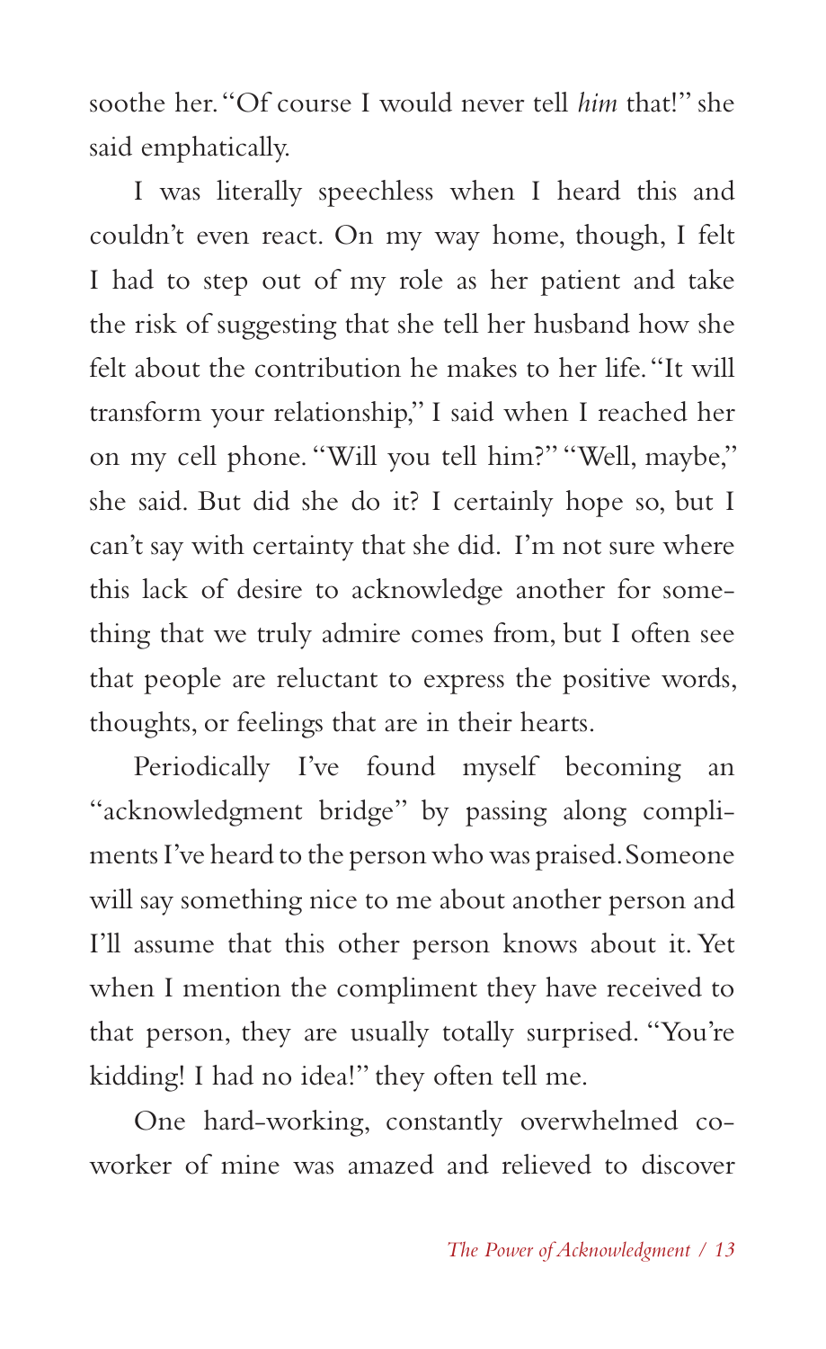soothe her. "Of course I would never tell *him* that!" she said emphatically.

I was literally speechless when I heard this and couldn't even react. On my way home, though, I felt I had to step out of my role as her patient and take the risk of suggesting that she tell her husband how she felt about the contribution he makes to her life. "It will transform your relationship," I said when I reached her on my cell phone. "Will you tell him?" "Well, maybe," she said. But did she do it? I certainly hope so, but I can't say with certainty that she did. I'm not sure where this lack of desire to acknowledge another for something that we truly admire comes from, but I often see that people are reluctant to express the positive words, thoughts, or feelings that are in their hearts.

Periodically I've found myself becoming an "acknowledgment bridge" by passing along compliments I've heard to the person who was praised. Someone will say something nice to me about another person and I'll assume that this other person knows about it. Yet when I mention the compliment they have received to that person, they are usually totally surprised. "You're kidding! I had no idea!" they often tell me.

One hard-working, constantly overwhelmed co-worker of mine was amazed and relieved to discover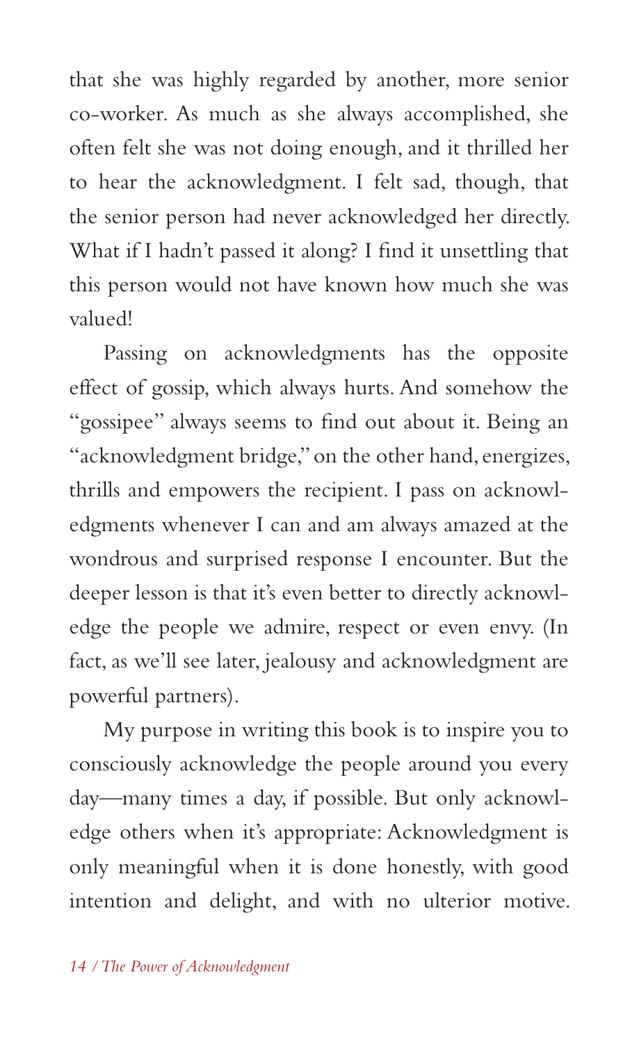that she was highly regarded by another, more senior co-worker. As much as she always accomplished, she often felt she was not doing enough, and it thrilled her to hear the acknowledgment. I felt sad, though, that the senior person had never acknowledged her directly. What if I hadn't passed it along? I find it unsettling that this person would not have known how much she was valued!

Passing on acknowledgments has the opposite effect of gossip, which always hurts. And somehow the "gossipee" always seems to find out about it. Being an "acknowledgment bridge," on the other hand, energizes, thrills and empowers the recipient. I pass on acknowledgments whenever I can and am always amazed at the wondrous and surprised response I encounter. But the deeper lesson is that it's even better to directly acknowledge the people we admire, respect or even envy. (In fact, as we'll see later, jealousy and acknowledgment are powerful partners).

My purpose in writing this book is to inspire you to consciously acknowledge the people around you every day—many times a day, if possible. But only acknowledge others when it's appropriate: Acknowledgment is only meaningful when it is done honestly, with good intention and delight, and with no ulterior motive.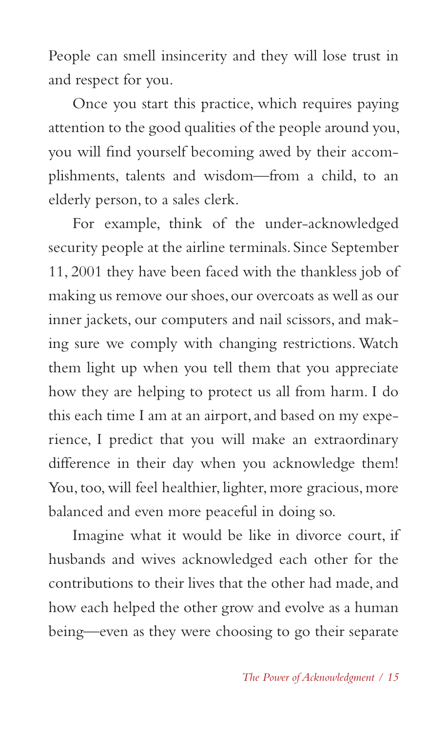People can smell insincerity and they will lose trust in and respect for you.

Once you start this practice, which requires paying attention to the good qualities of the people around you, you will find yourself becoming awed by their accomplishments, talents and wisdom—from a child, to an elderly person, to a sales clerk.

For example, think of the under-acknowledged security people at the airline terminals. Since September 11, 2001 they have been faced with the thankless job of making us remove our shoes, our overcoats as well as our inner jackets, our computers and nail scissors, and making sure we comply with changing restrictions. Watch them light up when you tell them that you appreciate how they are helping to protect us all from harm. I do this each time I am at an airport, and based on my experience, I predict that you will make an extraordinary difference in their day when you acknowledge them! You, too, will feel healthier, lighter, more gracious, more balanced and even more peaceful in doing so.

Imagine what it would be like in divorce court, if husbands and wives acknowledged each other for the contributions to their lives that the other had made, and how each helped the other grow and evolve as a human being—even as they were choosing to go their separate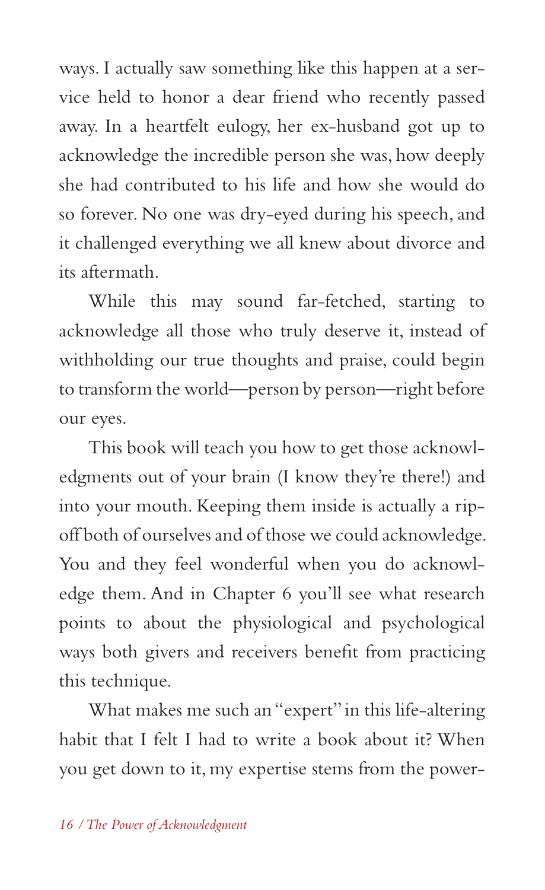ways. I actually saw something like this happen at a service held to honor a dear friend who recently passed away. In a heartfelt eulogy, her ex-husband got up to acknowledge the incredible person she was, how deeply she had contributed to his life and how she would do so forever. No one was dry-eyed during his speech, and it challenged everything we all knew about divorce and its aftermath.

While this may sound far-fetched, starting to acknowledge all those who truly deserve it, instead of withholding our true thoughts and praise, could begin to transform the world—person by person—right before our eyes.

This book will teach you how to get those acknowledgments out of your brain (I know they're there!) and into your mouth. Keeping them inside is actually a rip-off both of ourselves and of those we could acknowledge. You and they feel wonderful when you do acknowledge them. And in Chapter 6 you'll see what research points to about the physiological and psychological ways both givers and receivers benefit from practicing this technique.

What makes me such an "expert" in this life-altering habit that I felt I had to write a book about it? When you get down to it, my expertise stems from the power-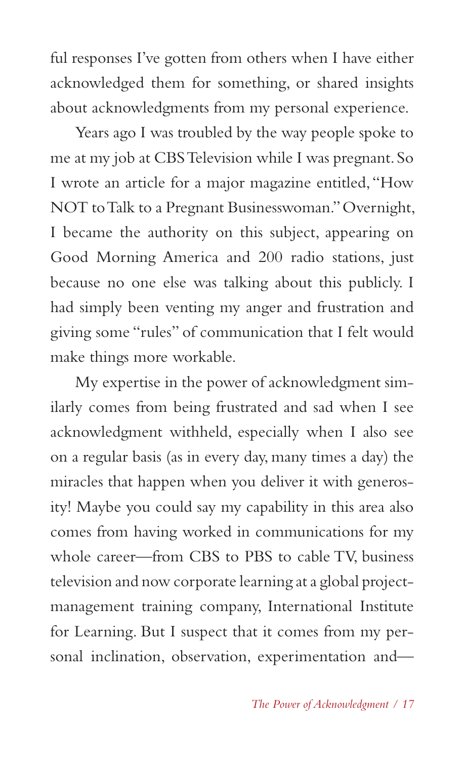ful responses I've gotten from others when I have either acknowledged them for something, or shared insights about acknowledgments from my personal experience.

Years ago I was troubled by the way people spoke to me at my job at CBS Television while I was pregnant. So I wrote an article for a major magazine entitled, "How NOT to Talk to a Pregnant Businesswoman." Overnight, I became the authority on this subject, appearing on Good Morning America and 200 radio stations, just because no one else was talking about this publicly. I had simply been venting my anger and frustration and giving some "rules" of communication that I felt would make things more workable.

My expertise in the power of acknowledgment similarly comes from being frustrated and sad when I see acknowledgment withheld, especially when I also see on a regular basis (as in every day, many times a day) the miracles that happen when you deliver it with generosity! Maybe you could say my capability in this area also comes from having worked in communications for my whole career—from CBS to PBS to cable TV, business television and now corporate learning at a global project-management training company, International Institute for Learning. But I suspect that it comes from my personal inclination, observation, experimentation and—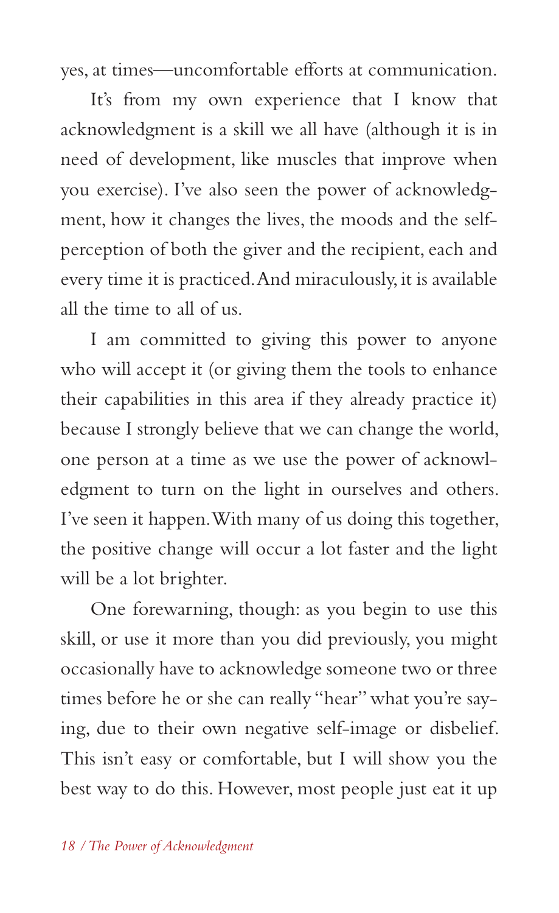yes, at times—uncomfortable efforts at communication.

It's from my own experience that I know that acknowledgment is a skill we all have (although it is in need of development, like muscles that improve when you exercise). I've also seen the power of acknowledgment, how it changes the lives, the moods and the self-perception of both the giver and the recipient, each and every time it is practiced. And miraculously, it is available all the time to all of us.

I am committed to giving this power to anyone who will accept it (or giving them the tools to enhance their capabilities in this area if they already practice it) because I strongly believe that we can change the world, one person at a time as we use the power of acknowledgment to turn on the light in ourselves and others. I've seen it happen. With many of us doing this together, the positive change will occur a lot faster and the light will be a lot brighter.

One forewarning, though: as you begin to use this skill, or use it more than you did previously, you might occasionally have to acknowledge someone two or three times before he or she can really "hear" what you're saying, due to their own negative self-image or disbelief. This isn't easy or comfortable, but I will show you the best way to do this. However, most people just eat it up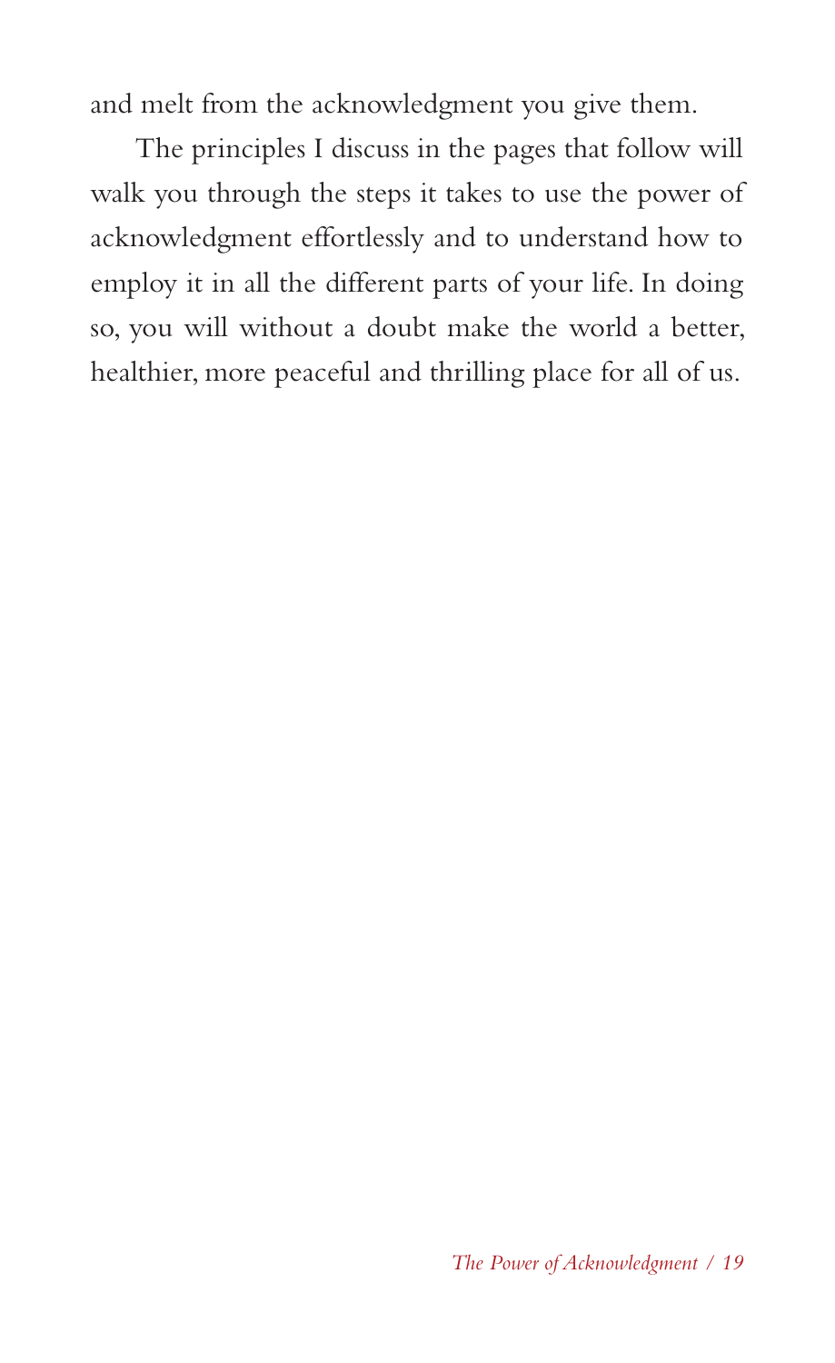and melt from the acknowledgment you give them.

The principles I discuss in the pages that follow will walk you through the steps it takes to use the power of acknowledgment effortlessly and to understand how to employ it in all the different parts of your life. In doing so, you will without a doubt make the world a better, healthier, more peaceful and thrilling place for all of us.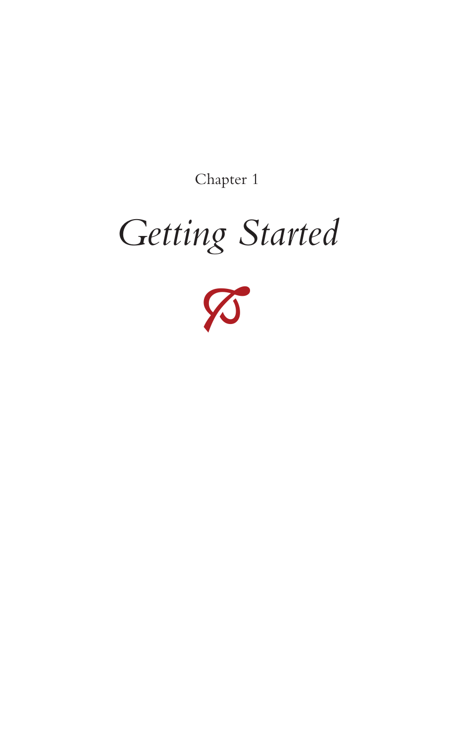Chapter 1

# *Getting Started*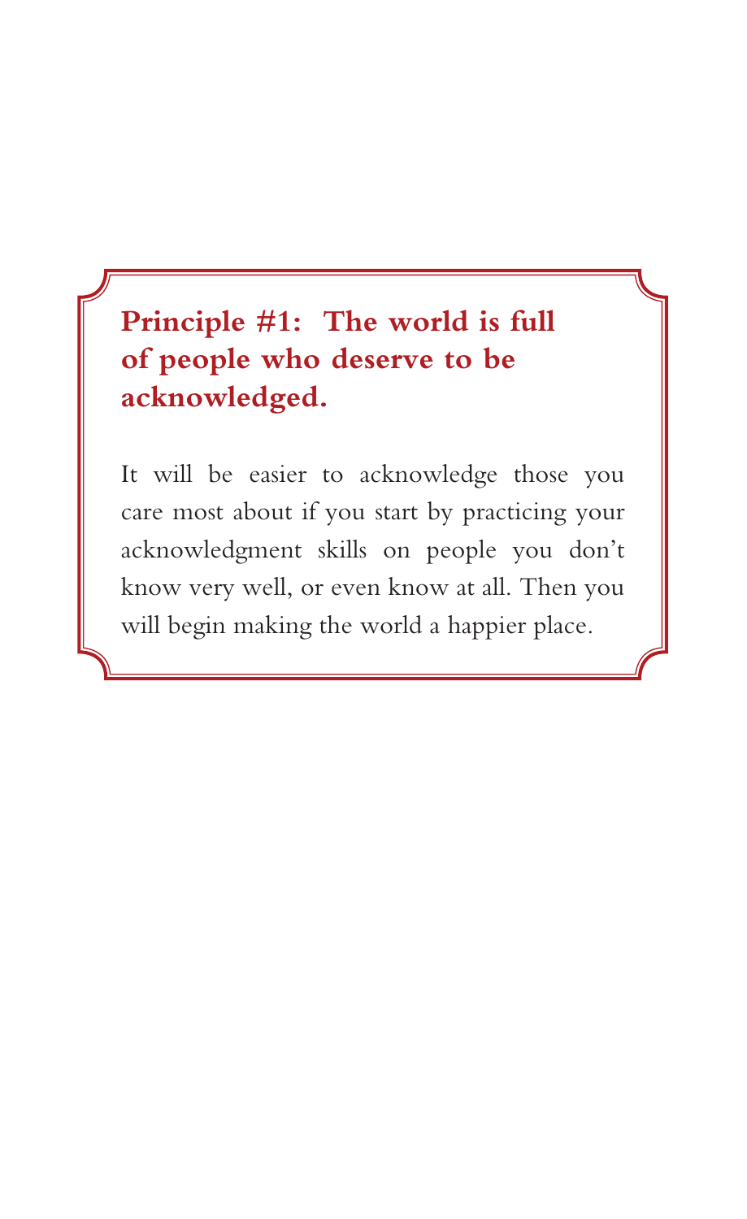## Principle #1: The world is full of people who deserve to be acknowledged.

It will be easier to acknowledge those you care most about if you start by practicing your acknowledgment skills on people you don't know very well, or even know at all. Then you will begin making the world a happier place.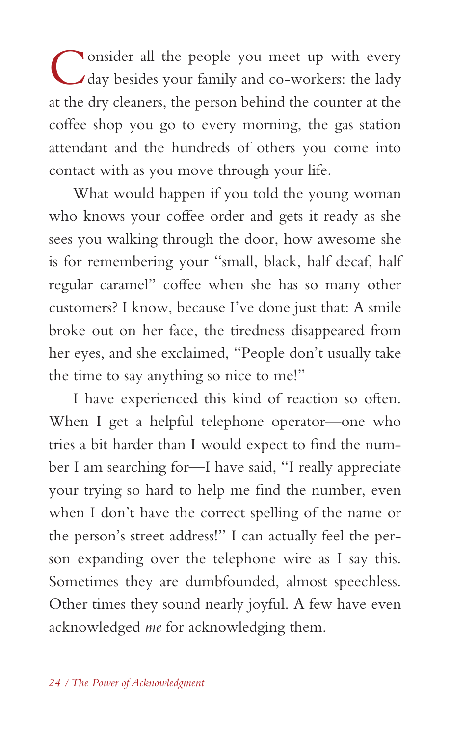Consider all the people you meet up with every day besides your family and co-workers: the lady at the dry cleaners, the person behind the counter at the coffee shop you go to every morning, the gas station attendant and the hundreds of others you come into contact with as you move through your life.

What would happen if you told the young woman who knows your coffee order and gets it ready as she sees you walking through the door, how awesome she is for remembering your "small, black, half decaf, half regular caramel" coffee when she has so many other customers? I know, because I've done just that: A smile broke out on her face, the tiredness disappeared from her eyes, and she exclaimed, "People don't usually take the time to say anything so nice to me!"

I have experienced this kind of reaction so often. When I get a helpful telephone operator—one who tries a bit harder than I would expect to find the number I am searching for—I have said, "I really appreciate your trying so hard to help me find the number, even when I don't have the correct spelling of the name or the person's street address!" I can actually feel the person expanding over the telephone wire as I say this. Sometimes they are dumbfounded, almost speechless. Other times they sound nearly joyful. A few have even acknowledged *me* for acknowledging them.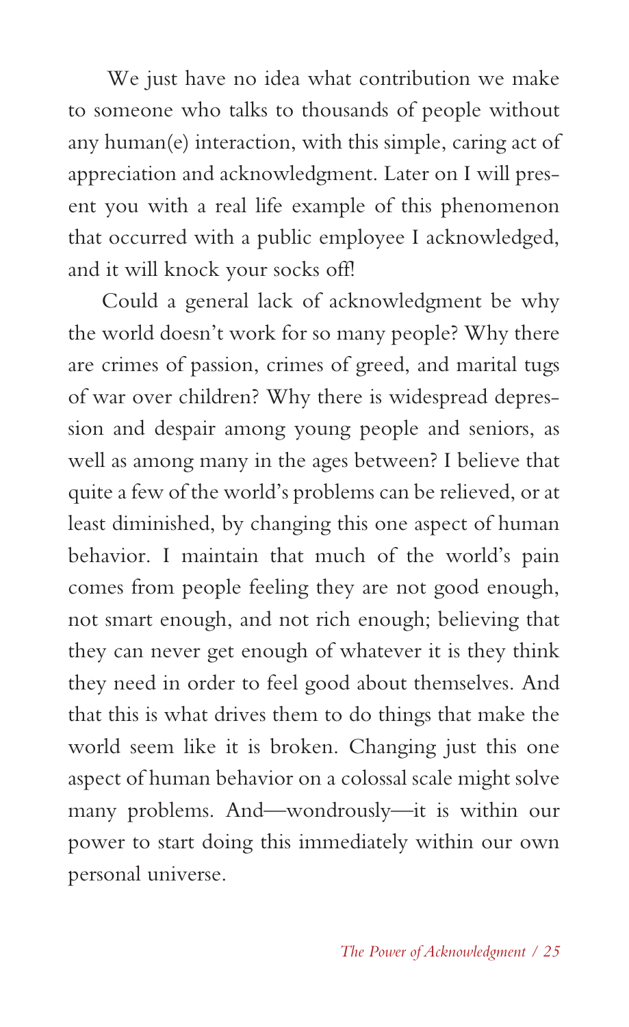We just have no idea what contribution we make to someone who talks to thousands of people without any human(e) interaction, with this simple, caring act of appreciation and acknowledgment. Later on I will present you with a real life example of this phenomenon that occurred with a public employee I acknowledged, and it will knock your socks off!

Could a general lack of acknowledgment be why the world doesn't work for so many people? Why there are crimes of passion, crimes of greed, and marital tugs of war over children? Why there is widespread depression and despair among young people and seniors, as well as among many in the ages between? I believe that quite a few of the world's problems can be relieved, or at least diminished, by changing this one aspect of human behavior. I maintain that much of the world's pain comes from people feeling they are not good enough, not smart enough, and not rich enough; believing that they can never get enough of whatever it is they think they need in order to feel good about themselves. And that this is what drives them to do things that make the world seem like it is broken. Changing just this one aspect of human behavior on a colossal scale might solve many problems. And—wondrously—it is within our power to start doing this immediately within our own personal universe.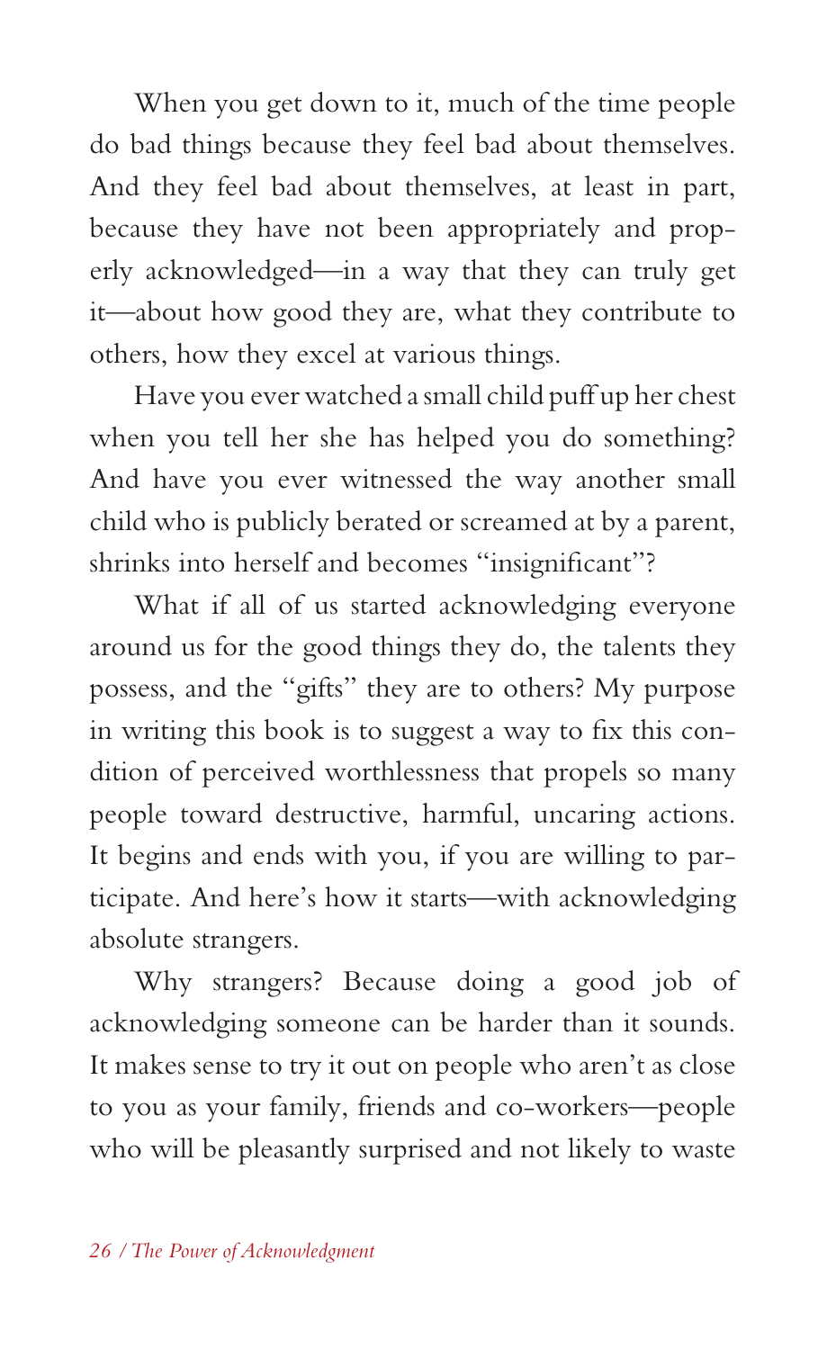When you get down to it, much of the time people do bad things because they feel bad about themselves. And they feel bad about themselves, at least in part, because they have not been appropriately and properly acknowledged—in a way that they can truly get it—about how good they are, what they contribute to others, how they excel at various things.

Have you ever watched a small child puff up her chest when you tell her she has helped you do something? And have you ever witnessed the way another small child who is publicly berated or screamed at by a parent, shrinks into herself and becomes "insignificant"?

What if all of us started acknowledging everyone around us for the good things they do, the talents they possess, and the "gifts" they are to others? My purpose in writing this book is to suggest a way to fix this condition of perceived worthlessness that propels so many people toward destructive, harmful, uncaring actions. It begins and ends with you, if you are willing to participate. And here's how it starts—with acknowledging absolute strangers.

Why strangers? Because doing a good job of acknowledging someone can be harder than it sounds. It makes sense to try it out on people who aren't as close to you as your family, friends and co-workers—people who will be pleasantly surprised and not likely to waste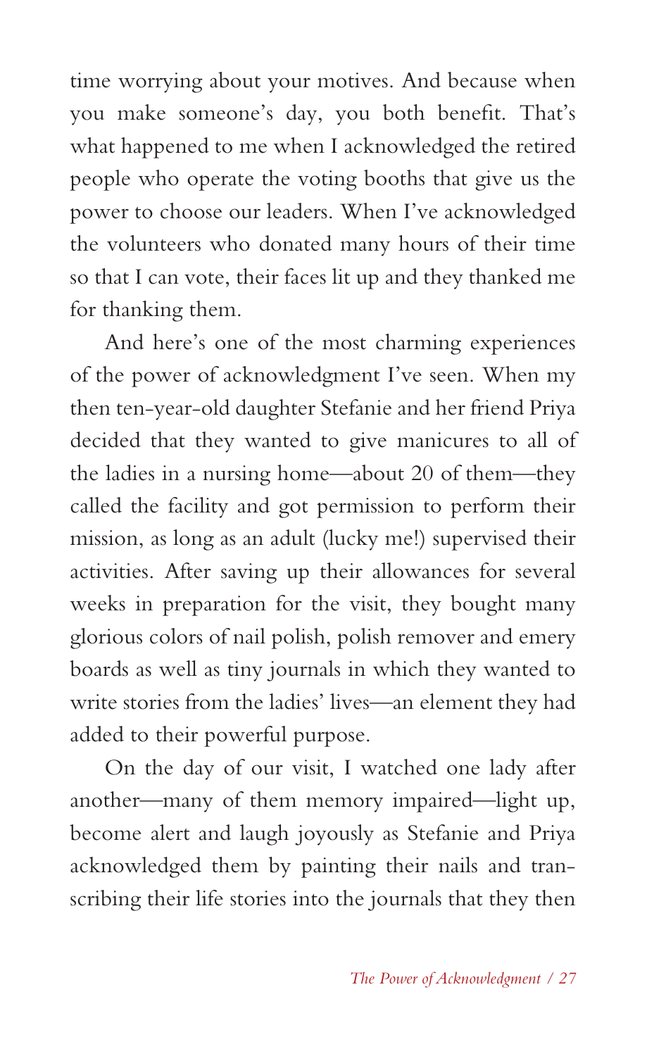time worrying about your motives. And because when you make someone's day, you both benefit. That's what happened to me when I acknowledged the retired people who operate the voting booths that give us the power to choose our leaders. When I've acknowledged the volunteers who donated many hours of their time so that I can vote, their faces lit up and they thanked me for thanking them.

And here's one of the most charming experiences of the power of acknowledgment I've seen. When my then ten-year-old daughter Stefanie and her friend Priya decided that they wanted to give manicures to all of the ladies in a nursing home—about 20 of them—they called the facility and got permission to perform their mission, as long as an adult (lucky me!) supervised their activities. After saving up their allowances for several weeks in preparation for the visit, they bought many glorious colors of nail polish, polish remover and emery boards as well as tiny journals in which they wanted to write stories from the ladies' lives—an element they had added to their powerful purpose.

On the day of our visit, I watched one lady after another—many of them memory impaired—light up, become alert and laugh joyously as Stefanie and Priya acknowledged them by painting their nails and transcribing their life stories into the journals that they then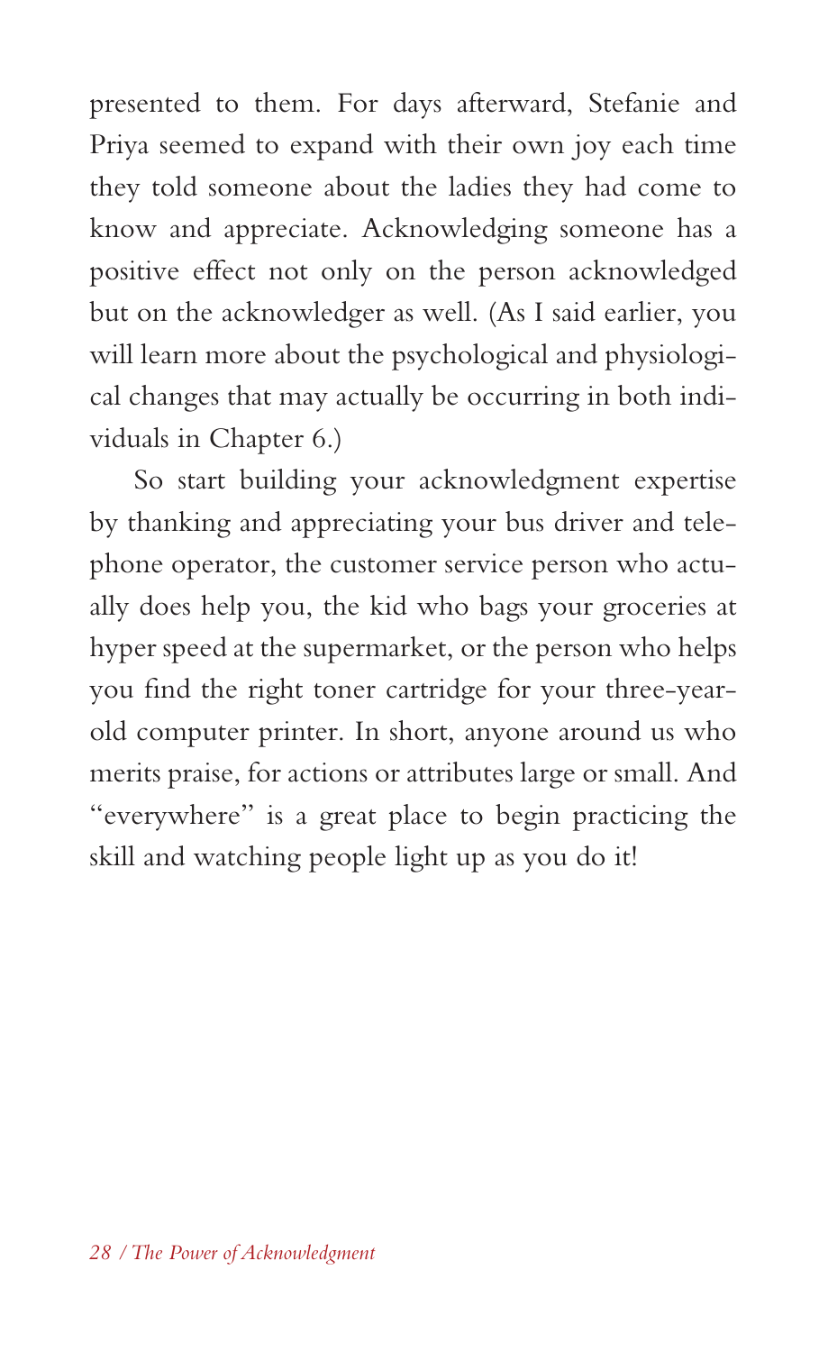presented to them. For days afterward, Stefanie and Priya seemed to expand with their own joy each time they told someone about the ladies they had come to know and appreciate. Acknowledging someone has a positive effect not only on the person acknowledged but on the acknowledger as well. (As I said earlier, you will learn more about the psychological and physiological changes that may actually be occurring in both individuals in Chapter 6.)

So start building your acknowledgment expertise by thanking and appreciating your bus driver and telephone operator, the customer service person who actually does help you, the kid who bags your groceries at hyper speed at the supermarket, or the person who helps you find the right toner cartridge for your three-year-old computer printer. In short, anyone around us who merits praise, for actions or attributes large or small. And "everywhere" is a great place to begin practicing the skill and watching people light up as you do it!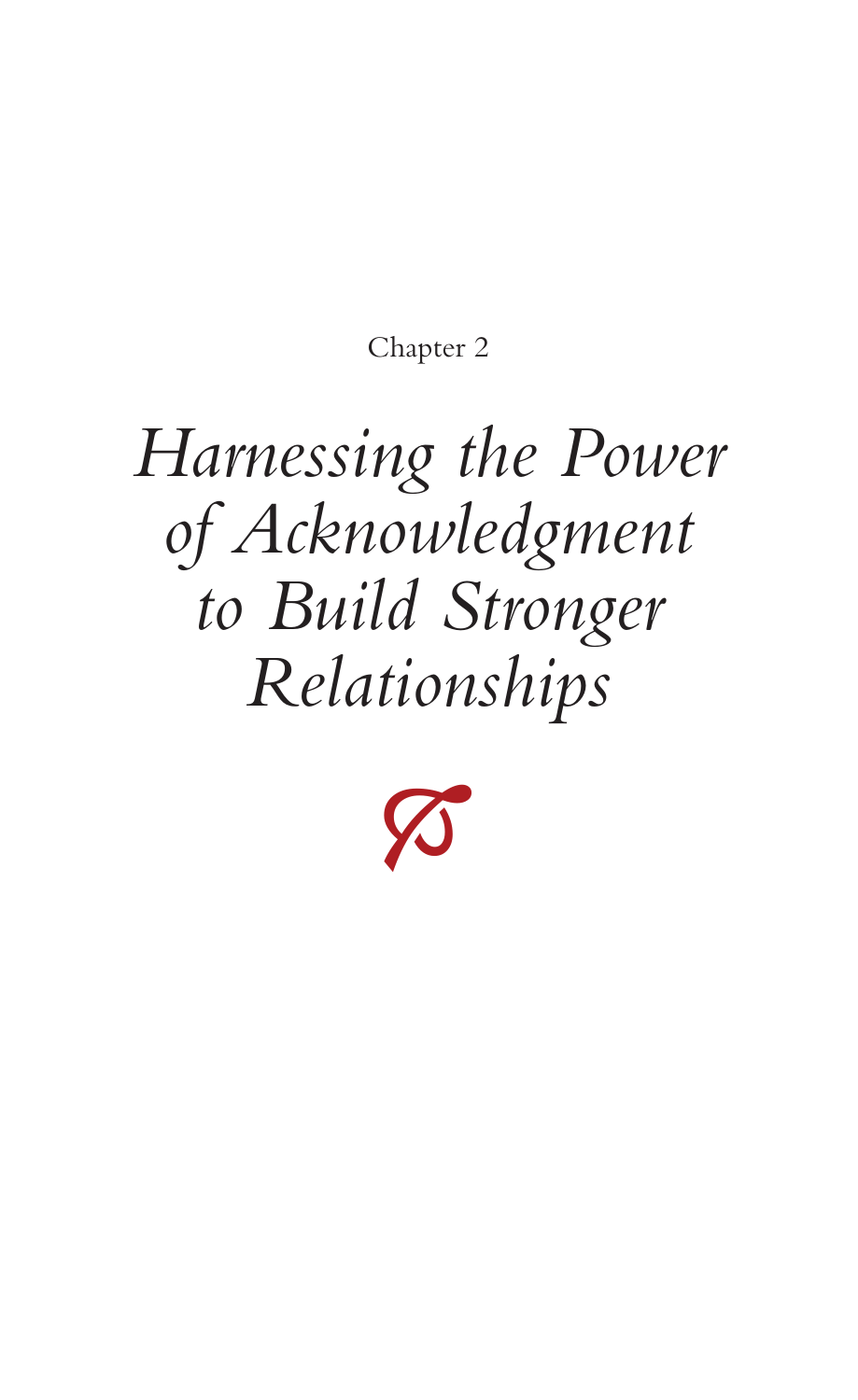Chapter 2

# *Harnessing the Power of Acknowledgment to Build Stronger Relationships*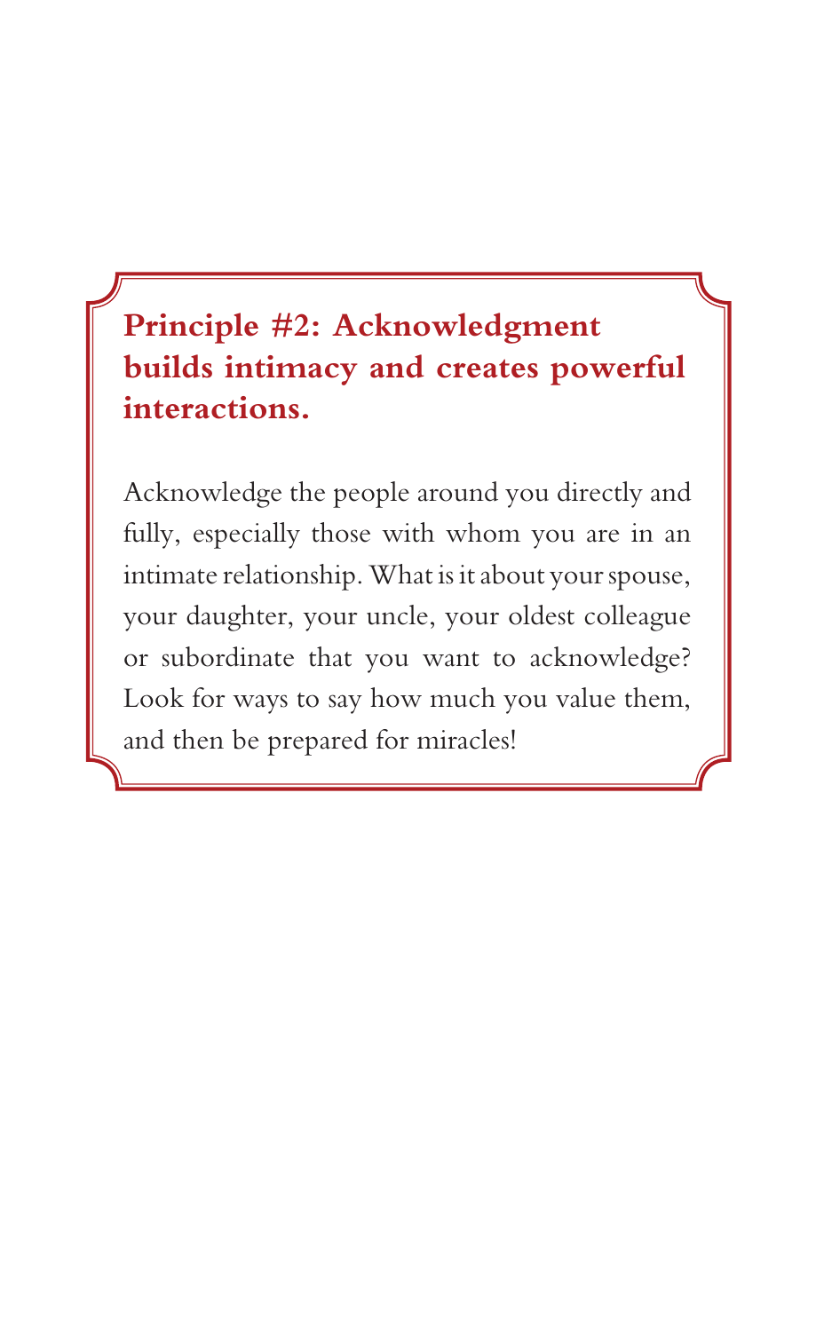## Principle #2: Acknowledgment builds intimacy and creates powerful interactions.

Acknowledge the people around you directly and fully, especially those with whom you are in an intimate relationship. What is it about your spouse, your daughter, your uncle, your oldest colleague or subordinate that you want to acknowledge? Look for ways to say how much you value them, and then be prepared for miracles!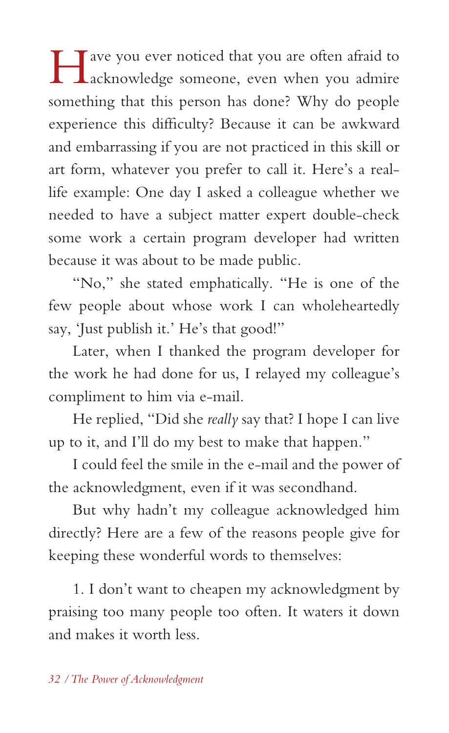Have you ever noticed that you are often afraid to acknowledge someone, even when you admire something that this person has done? Why do people experience this difficulty? Because it can be awkward and embarrassing if you are not practiced in this skill or art form, whatever you prefer to call it. Here's a real-life example: One day I asked a colleague whether we needed to have a subject matter expert double-check some work a certain program developer had written because it was about to be made public.

"No," she stated emphatically. "He is one of the few people about whose work I can wholeheartedly say, 'Just publish it.' He's that good!"

Later, when I thanked the program developer for the work he had done for us, I relayed my colleague's compliment to him via e-mail.

He replied, "Did she *really* say that? I hope I can live up to it, and I'll do my best to make that happen."

I could feel the smile in the e-mail and the power of the acknowledgment, even if it was secondhand.

But why hadn't my colleague acknowledged him directly? Here are a few of the reasons people give for keeping these wonderful words to themselves:

1. I don't want to cheapen my acknowledgment by praising too many people too often. It waters it down and makes it worth less.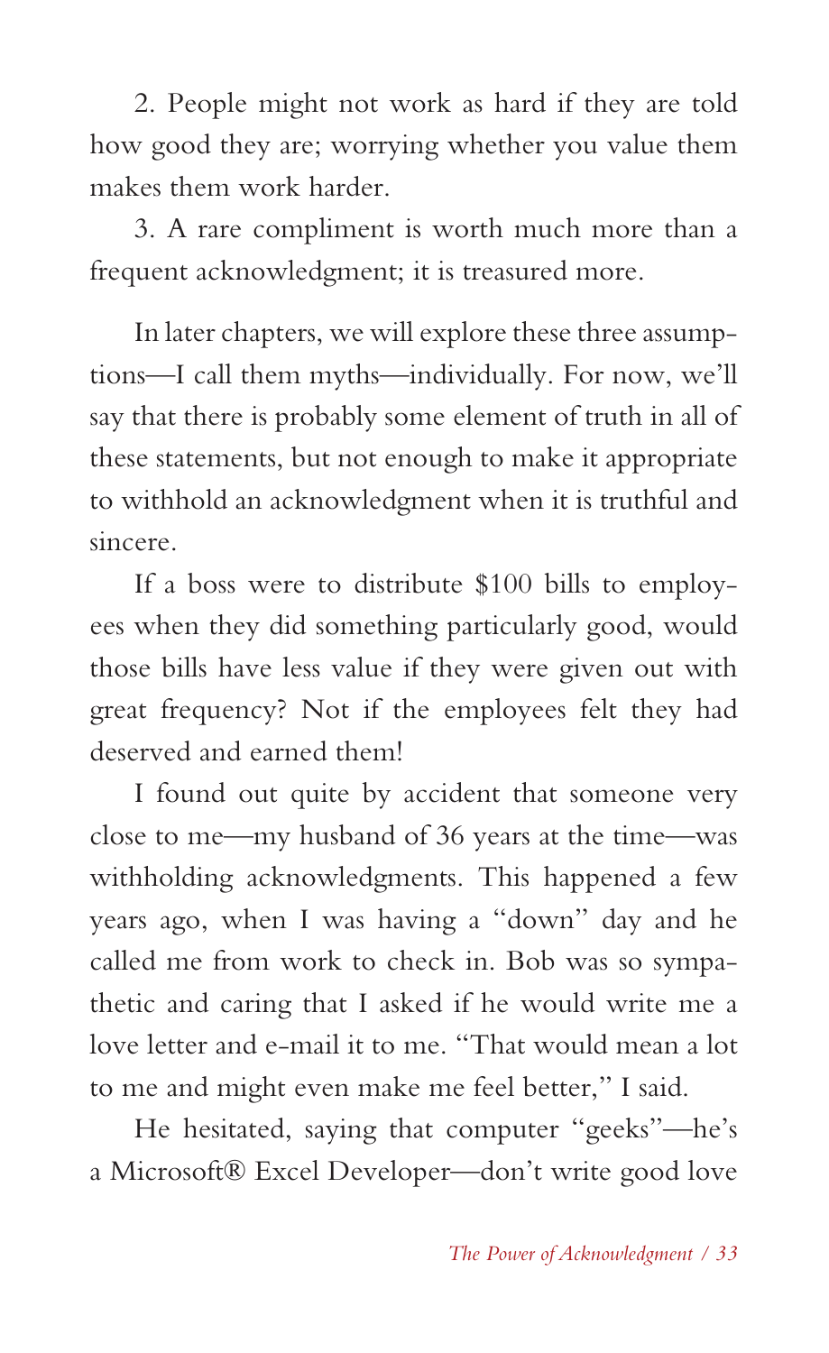2. People might not work as hard if they are told how good they are; worrying whether you value them makes them work harder.

3. A rare compliment is worth much more than a frequent acknowledgment; it is treasured more.

In later chapters, we will explore these three assumptions—I call them myths—individually. For now, we'll say that there is probably some element of truth in all of these statements, but not enough to make it appropriate to withhold an acknowledgment when it is truthful and sincere.

If a boss were to distribute $100 bills to employees when they did something particularly good, would those bills have less value if they were given out with great frequency? Not if the employees felt they had deserved and earned them!

I found out quite by accident that someone very close to me—my husband of 36 years at the time—was withholding acknowledgments. This happened a few years ago, when I was having a "down" day and he called me from work to check in. Bob was so sympathetic and caring that I asked if he would write me a love letter and e-mail it to me. "That would mean a lot to me and might even make me feel better," I said.

He hesitated, saying that computer "geeks"—he's a Microsoft® Excel Developer—don't write good love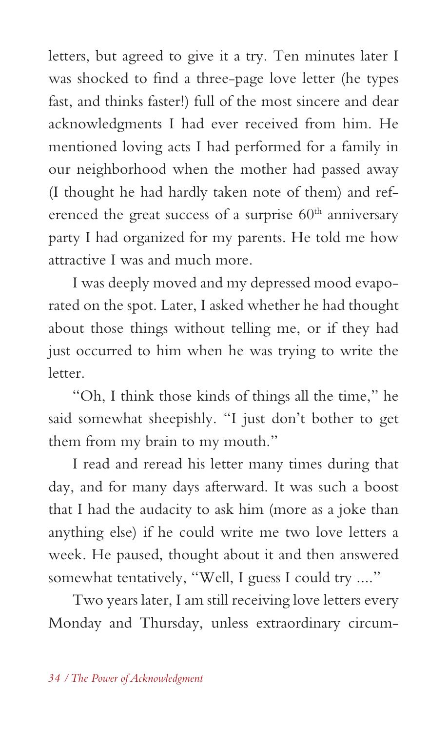letters, but agreed to give it a try. Ten minutes later I was shocked to find a three-page love letter (he types fast, and thinks faster!) full of the most sincere and dear acknowledgments I had ever received from him. He mentioned loving acts I had performed for a family in our neighborhood when the mother had passed away (I thought he had hardly taken note of them) and referenced the great success of a surprise 60th anniversary party I had organized for my parents. He told me how attractive I was and much more.

I was deeply moved and my depressed mood evaporated on the spot. Later, I asked whether he had thought about those things without telling me, or if they had just occurred to him when he was trying to write the letter.

"Oh, I think those kinds of things all the time," he said somewhat sheepishly. "I just don't bother to get them from my brain to my mouth."

I read and reread his letter many times during that day, and for many days afterward. It was such a boost that I had the audacity to ask him (more as a joke than anything else) if he could write me two love letters a week. He paused, thought about it and then answered somewhat tentatively, "Well, I guess I could try ...."

Two years later, I am still receiving love letters every Monday and Thursday, unless extraordinary circum-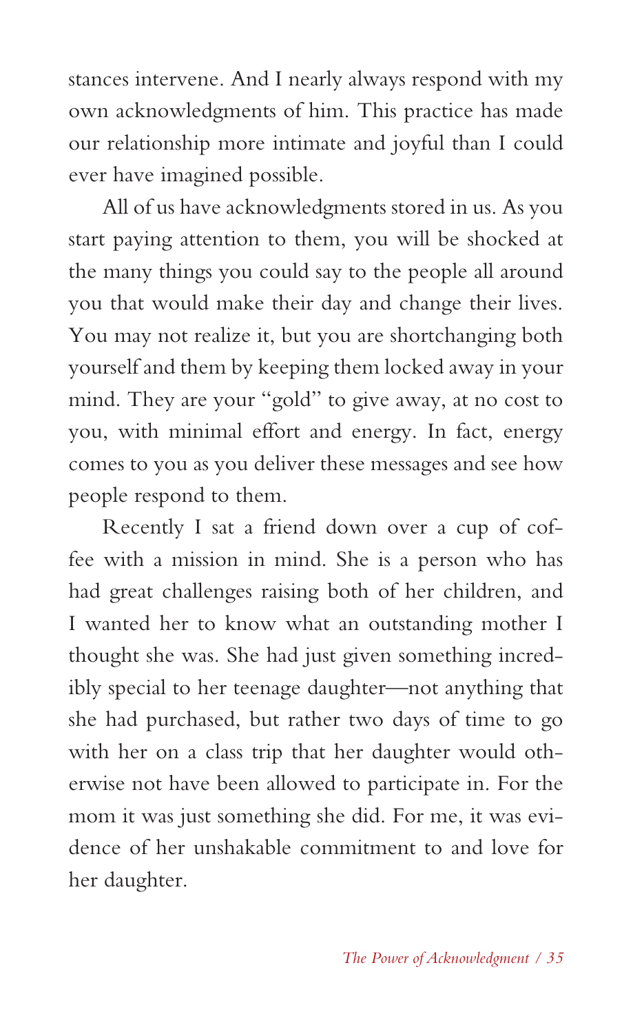stances intervene. And I nearly always respond with my own acknowledgments of him. This practice has made our relationship more intimate and joyful than I could ever have imagined possible.

All of us have acknowledgments stored in us. As you start paying attention to them, you will be shocked at the many things you could say to the people all around you that would make their day and change their lives. You may not realize it, but you are shortchanging both yourself and them by keeping them locked away in your mind. They are your "gold" to give away, at no cost to you, with minimal effort and energy. In fact, energy comes to you as you deliver these messages and see how people respond to them.

Recently I sat a friend down over a cup of coffee with a mission in mind. She is a person who has had great challenges raising both of her children, and I wanted her to know what an outstanding mother I thought she was. She had just given something incredibly special to her teenage daughter—not anything that she had purchased, but rather two days of time to go with her on a class trip that her daughter would otherwise not have been allowed to participate in. For the mom it was just something she did. For me, it was evidence of her unshakable commitment to and love for her daughter.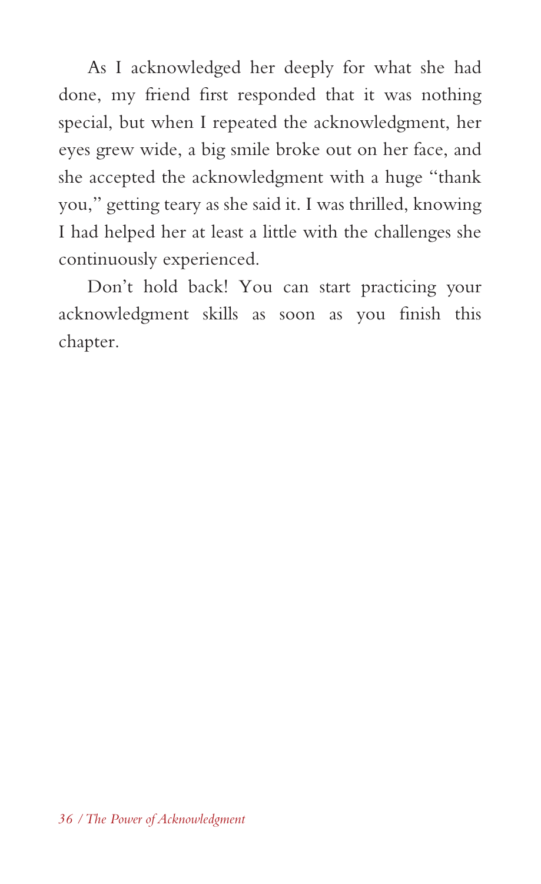As I acknowledged her deeply for what she had done, my friend first responded that it was nothing special, but when I repeated the acknowledgment, her eyes grew wide, a big smile broke out on her face, and she accepted the acknowledgment with a huge "thank you," getting teary as she said it. I was thrilled, knowing I had helped her at least a little with the challenges she continuously experienced.

Don't hold back! You can start practicing your acknowledgment skills as soon as you finish this chapter.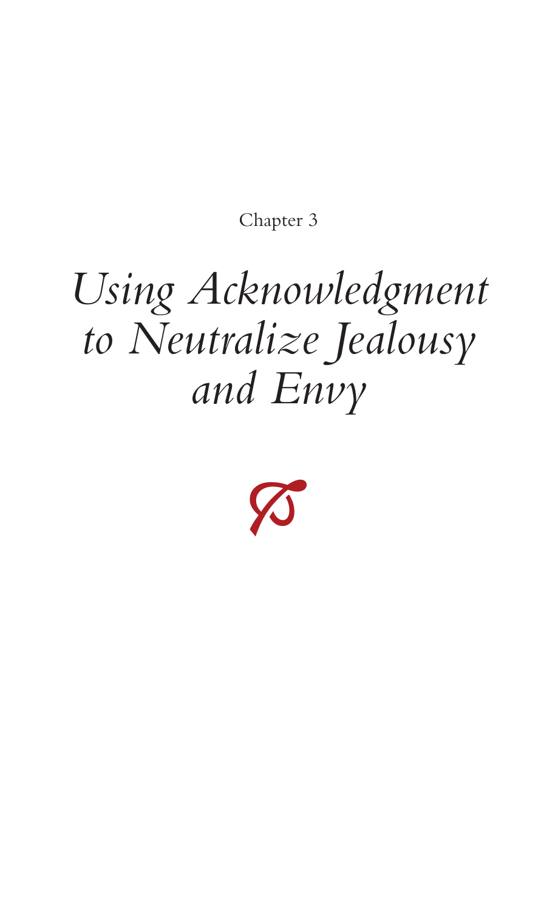Chapter 3

# *Using Acknowledgment to Neutralize Jealousy and Envy*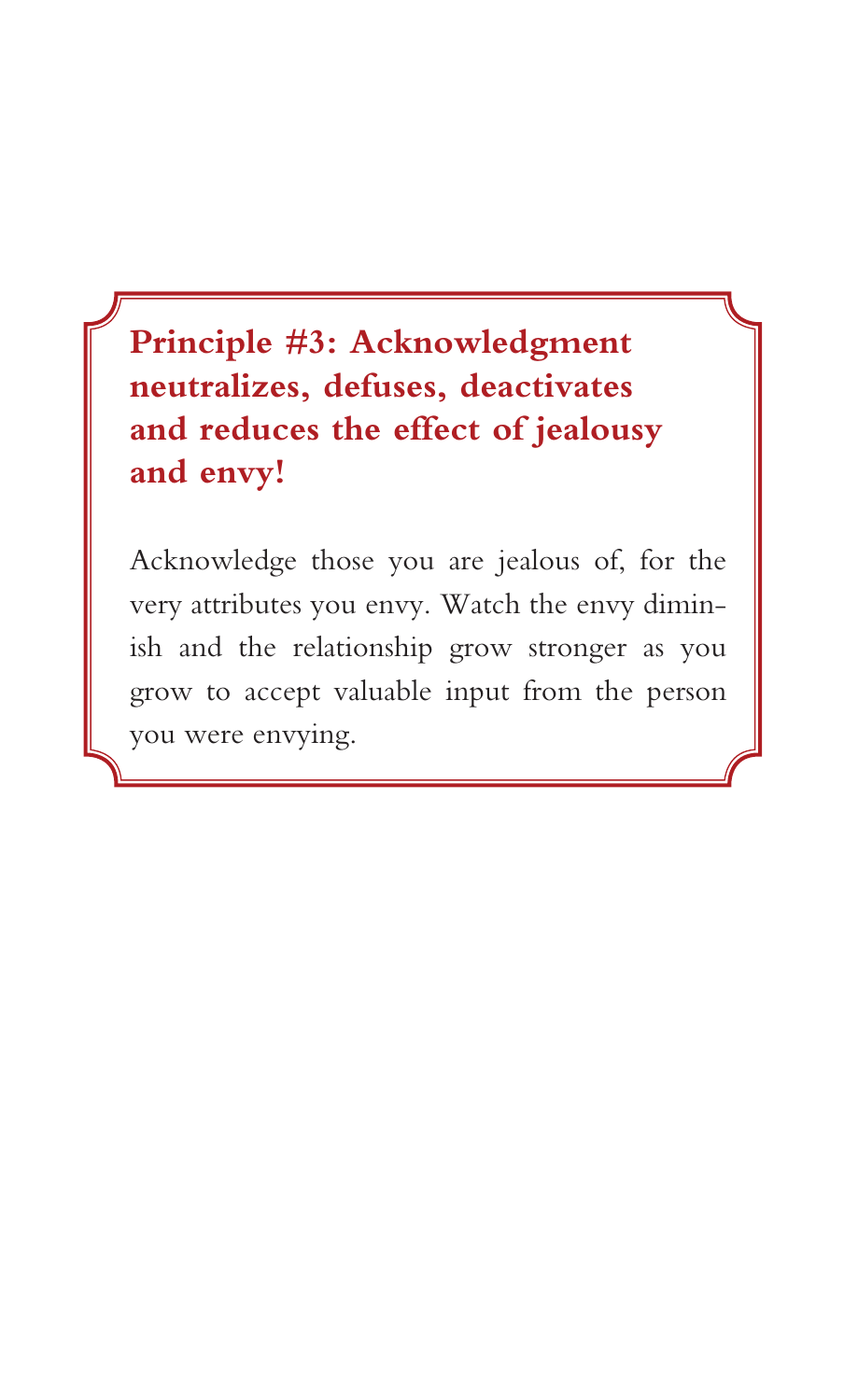## Principle #3: Acknowledgment neutralizes, defuses, deactivates and reduces the effect of jealousy and envy!

Acknowledge those you are jealous of, for the very attributes you envy. Watch the envy diminish and the relationship grow stronger as you grow to accept valuable input from the person you were envying.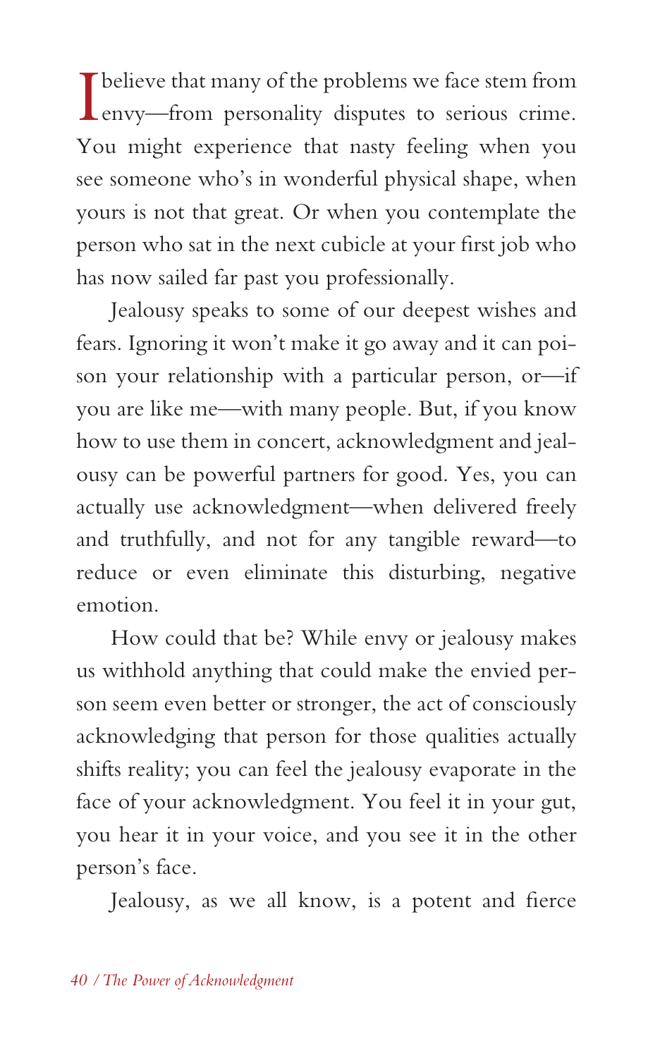I believe that many of the problems we face stem from envy—from personality disputes to serious crime. You might experience that nasty feeling when you see someone who's in wonderful physical shape, when yours is not that great. Or when you contemplate the person who sat in the next cubicle at your first job who has now sailed far past you professionally.

Jealousy speaks to some of our deepest wishes and fears. Ignoring it won't make it go away and it can poison your relationship with a particular person, or—if you are like me—with many people. But, if you know how to use them in concert, acknowledgment and jealousy can be powerful partners for good. Yes, you can actually use acknowledgment—when delivered freely and truthfully, and not for any tangible reward—to reduce or even eliminate this disturbing, negative emotion.

How could that be? While envy or jealousy makes us withhold anything that could make the envied person seem even better or stronger, the act of consciously acknowledging that person for those qualities actually shifts reality; you can feel the jealousy evaporate in the face of your acknowledgment. You feel it in your gut, you hear it in your voice, and you see it in the other person's face.

Jealousy, as we all know, is a potent and fierce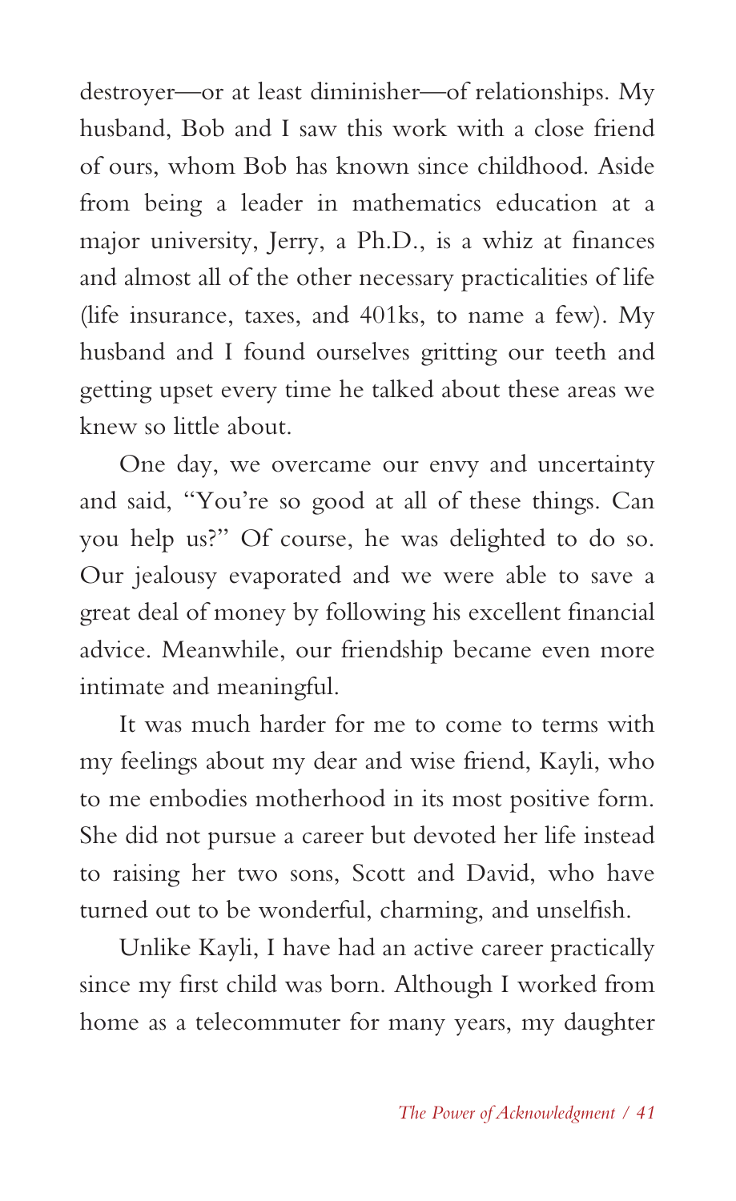destroyer—or at least diminisher—of relationships. My husband, Bob and I saw this work with a close friend of ours, whom Bob has known since childhood. Aside from being a leader in mathematics education at a major university, Jerry, a Ph.D., is a whiz at finances and almost all of the other necessary practicalities of life (life insurance, taxes, and 401ks, to name a few). My husband and I found ourselves gritting our teeth and getting upset every time he talked about these areas we knew so little about.

One day, we overcame our envy and uncertainty and said, "You're so good at all of these things. Can you help us?" Of course, he was delighted to do so. Our jealousy evaporated and we were able to save a great deal of money by following his excellent financial advice. Meanwhile, our friendship became even more intimate and meaningful.

It was much harder for me to come to terms with my feelings about my dear and wise friend, Kayli, who to me embodies motherhood in its most positive form. She did not pursue a career but devoted her life instead to raising her two sons, Scott and David, who have turned out to be wonderful, charming, and unselfish.

Unlike Kayli, I have had an active career practically since my first child was born. Although I worked from home as a telecommuter for many years, my daughter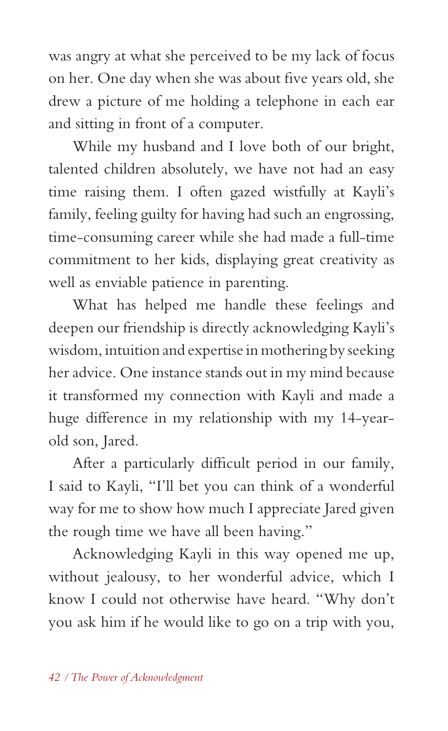was angry at what she perceived to be my lack of focus on her. One day when she was about five years old, she drew a picture of me holding a telephone in each ear and sitting in front of a computer.

While my husband and I love both of our bright, talented children absolutely, we have not had an easy time raising them. I often gazed wistfully at Kayli's family, feeling guilty for having had such an engrossing, time-consuming career while she had made a full-time commitment to her kids, displaying great creativity as well as enviable patience in parenting.

What has helped me handle these feelings and deepen our friendship is directly acknowledging Kayli's wisdom, intuition and expertise in mothering by seeking her advice. One instance stands out in my mind because it transformed my connection with Kayli and made a huge difference in my relationship with my 14-year-old son, Jared.

After a particularly difficult period in our family, I said to Kayli, "I'll bet you can think of a wonderful way for me to show how much I appreciate Jared given the rough time we have all been having."

Acknowledging Kayli in this way opened me up, without jealousy, to her wonderful advice, which I know I could not otherwise have heard. "Why don't you ask him if he would like to go on a trip with you,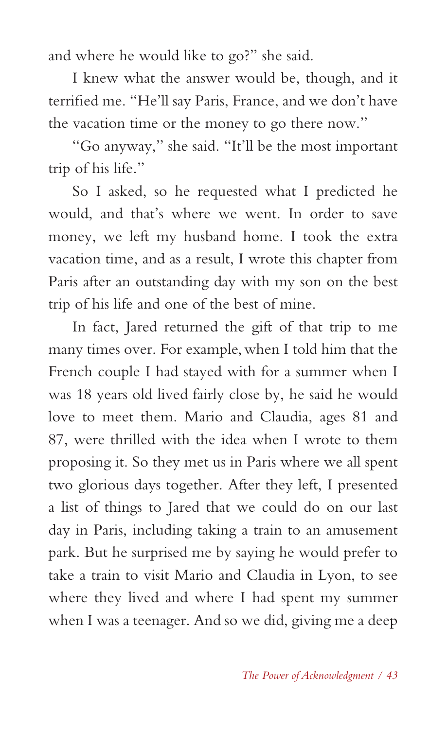and where he would like to go?" she said.

I knew what the answer would be, though, and it terrified me. "He'll say Paris, France, and we don't have the vacation time or the money to go there now."

"Go anyway," she said. "It'll be the most important trip of his life."

So I asked, so he requested what I predicted he would, and that's where we went. In order to save money, we left my husband home. I took the extra vacation time, and as a result, I wrote this chapter from Paris after an outstanding day with my son on the best trip of his life and one of the best of mine.

In fact, Jared returned the gift of that trip to me many times over. For example, when I told him that the French couple I had stayed with for a summer when I was 18 years old lived fairly close by, he said he would love to meet them. Mario and Claudia, ages 81 and 87, were thrilled with the idea when I wrote to them proposing it. So they met us in Paris where we all spent two glorious days together. After they left, I presented a list of things to Jared that we could do on our last day in Paris, including taking a train to an amusement park. But he surprised me by saying he would prefer to take a train to visit Mario and Claudia in Lyon, to see where they lived and where I had spent my summer when I was a teenager. And so we did, giving me a deep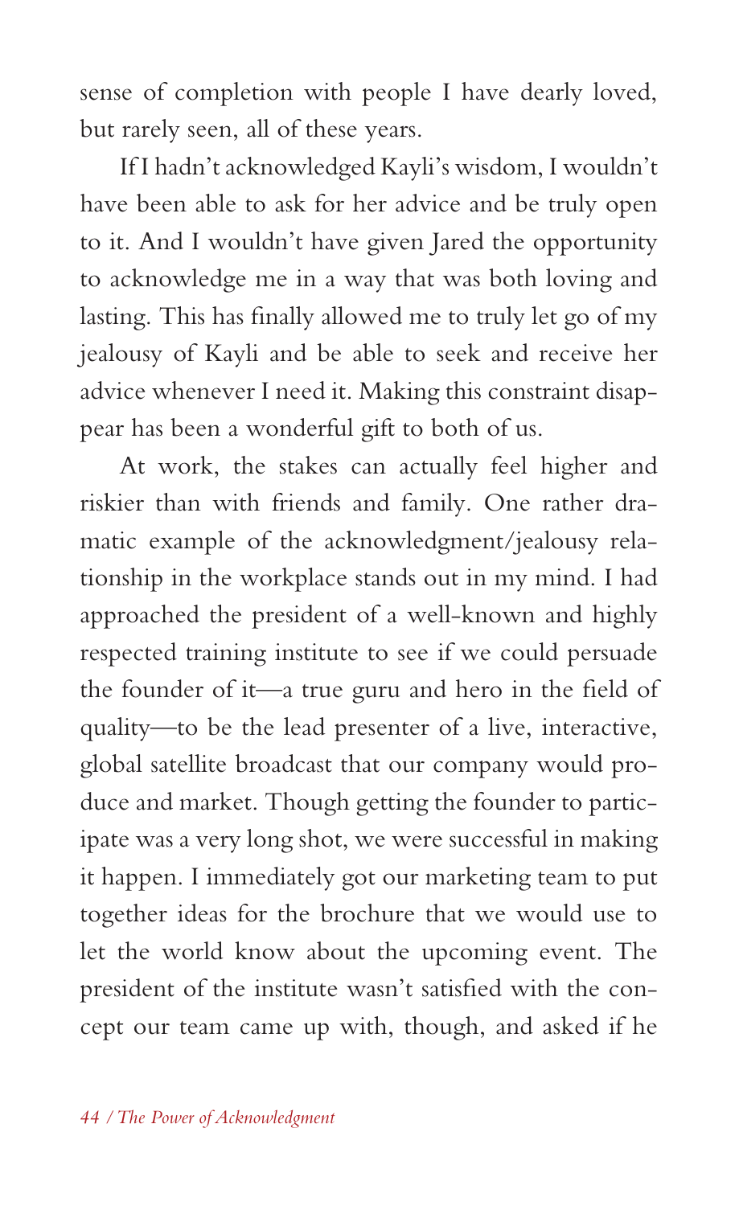sense of completion with people I have dearly loved, but rarely seen, all of these years.

If I hadn't acknowledged Kayli's wisdom, I wouldn't have been able to ask for her advice and be truly open to it. And I wouldn't have given Jared the opportunity to acknowledge me in a way that was both loving and lasting. This has finally allowed me to truly let go of my jealousy of Kayli and be able to seek and receive her advice whenever I need it. Making this constraint disappear has been a wonderful gift to both of us.

At work, the stakes can actually feel higher and riskier than with friends and family. One rather dramatic example of the acknowledgment/jealousy relationship in the workplace stands out in my mind. I had approached the president of a well-known and highly respected training institute to see if we could persuade the founder of it—a true guru and hero in the field of quality—to be the lead presenter of a live, interactive, global satellite broadcast that our company would produce and market. Though getting the founder to participate was a very long shot, we were successful in making it happen. I immediately got our marketing team to put together ideas for the brochure that we would use to let the world know about the upcoming event. The president of the institute wasn't satisfied with the concept our team came up with, though, and asked if he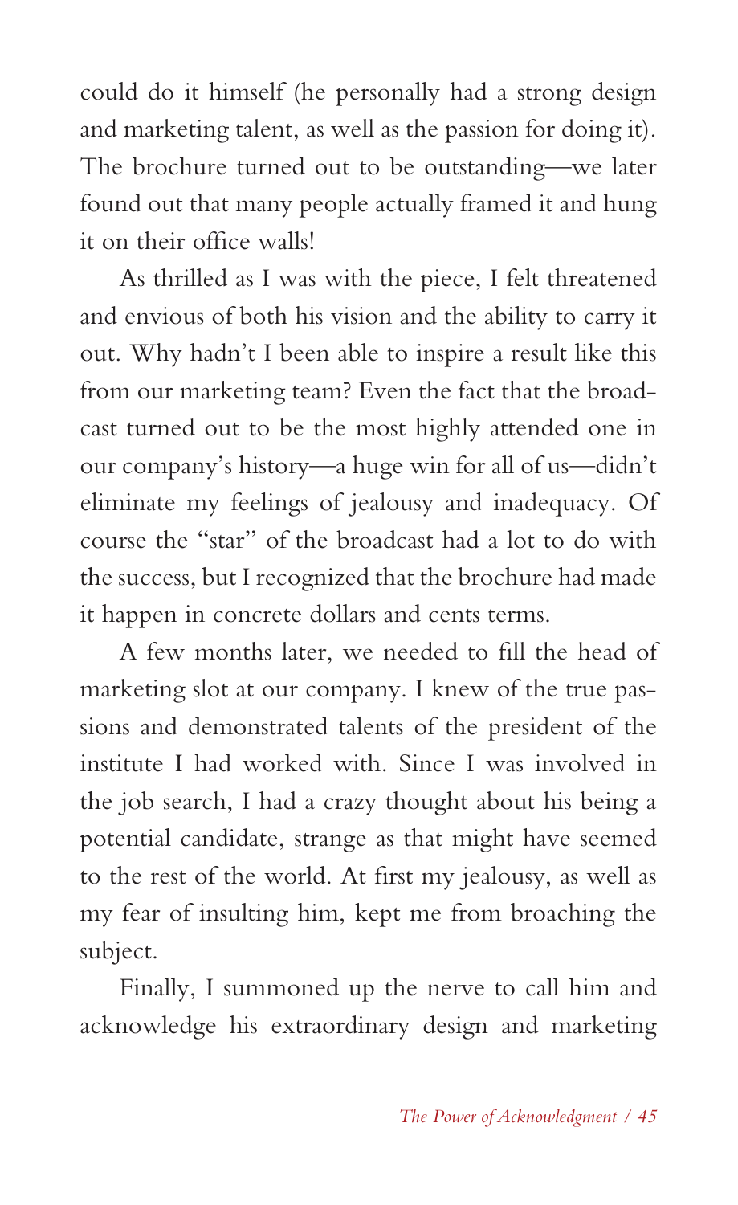could do it himself (he personally had a strong design and marketing talent, as well as the passion for doing it). The brochure turned out to be outstanding—we later found out that many people actually framed it and hung it on their office walls!

As thrilled as I was with the piece, I felt threatened and envious of both his vision and the ability to carry it out. Why hadn't I been able to inspire a result like this from our marketing team? Even the fact that the broadcast turned out to be the most highly attended one in our company's history—a huge win for all of us—didn't eliminate my feelings of jealousy and inadequacy. Of course the "star" of the broadcast had a lot to do with the success, but I recognized that the brochure had made it happen in concrete dollars and cents terms.

A few months later, we needed to fill the head of marketing slot at our company. I knew of the true passions and demonstrated talents of the president of the institute I had worked with. Since I was involved in the job search, I had a crazy thought about his being a potential candidate, strange as that might have seemed to the rest of the world. At first my jealousy, as well as my fear of insulting him, kept me from broaching the subject.

Finally, I summoned up the nerve to call him and acknowledge his extraordinary design and marketing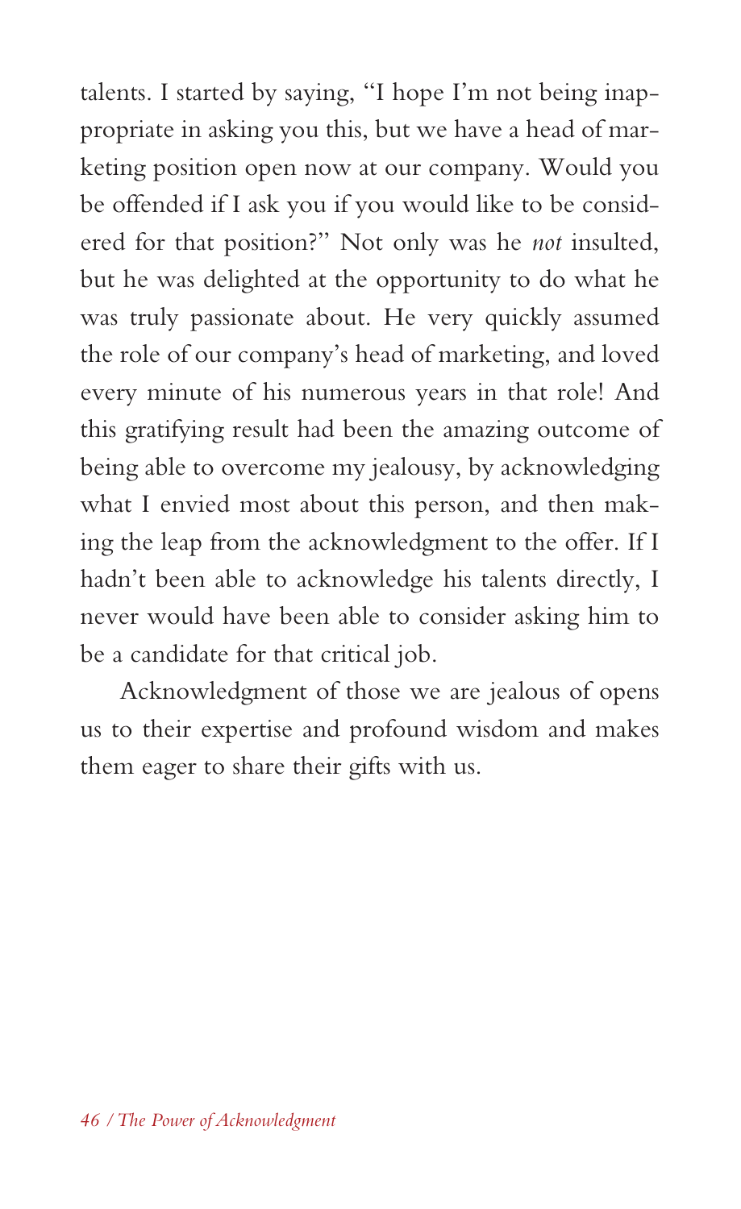talents. I started by saying, "I hope I'm not being inappropriate in asking you this, but we have a head of marketing position open now at our company. Would you be offended if I ask you if you would like to be considered for that position?" Not only was he *not* insulted, but he was delighted at the opportunity to do what he was truly passionate about. He very quickly assumed the role of our company's head of marketing, and loved every minute of his numerous years in that role! And this gratifying result had been the amazing outcome of being able to overcome my jealousy, by acknowledging what I envied most about this person, and then making the leap from the acknowledgment to the offer. If I hadn't been able to acknowledge his talents directly, I never would have been able to consider asking him to be a candidate for that critical job.

Acknowledgment of those we are jealous of opens us to their expertise and profound wisdom and makes them eager to share their gifts with us.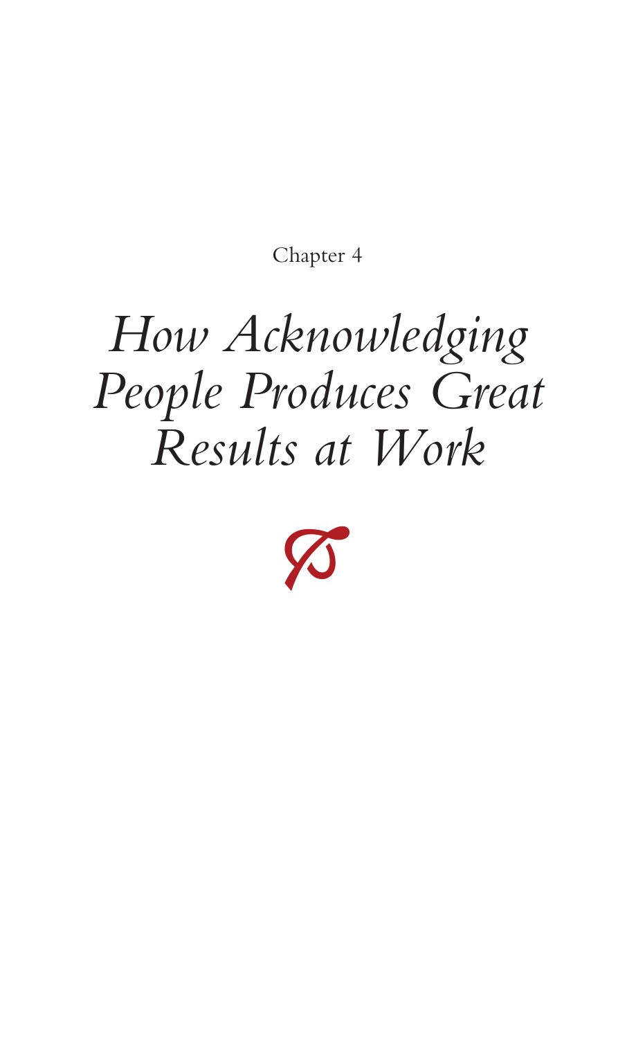Chapter 4

# *How Acknowledging People Produces Great Results at Work*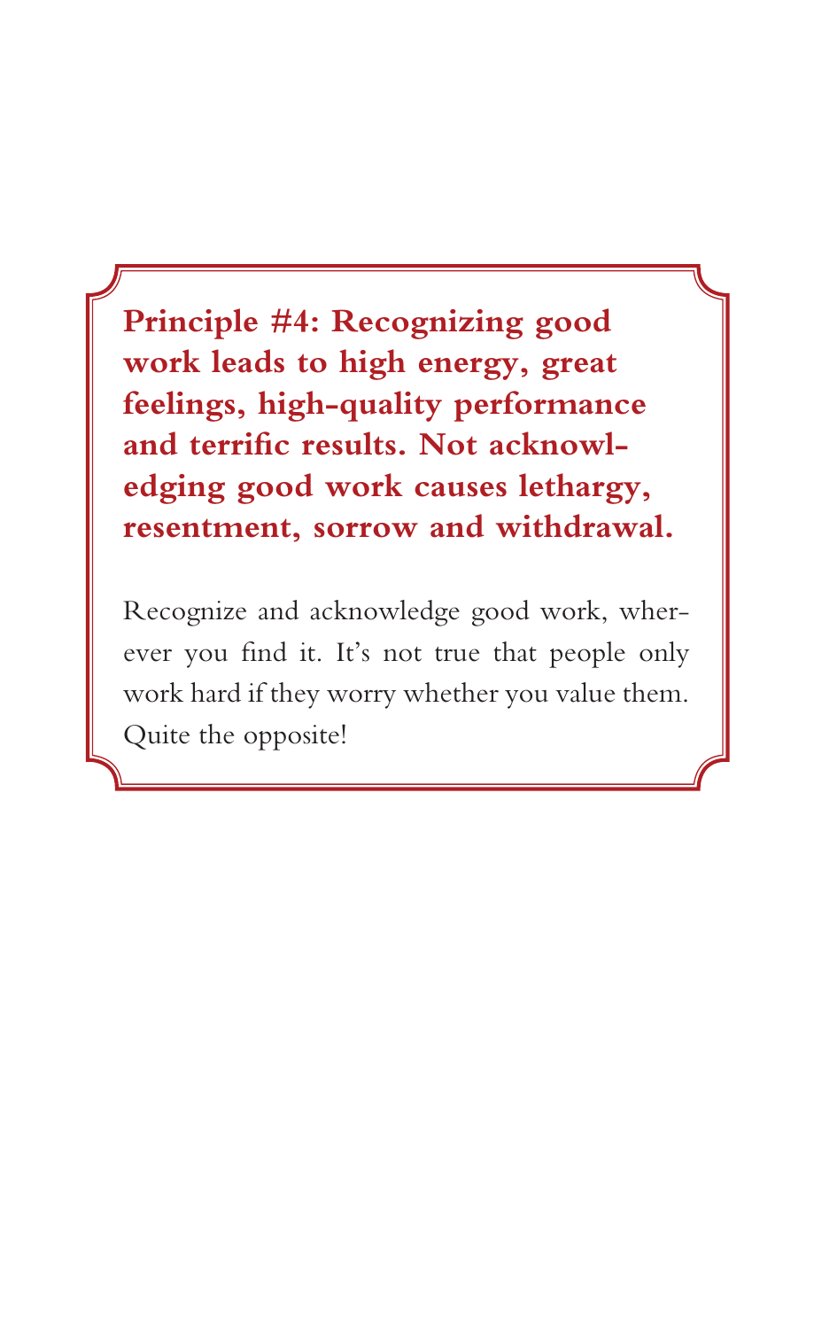**Principle #4: Recognizing good work leads to high energy, great feelings, high-quality performance and terrific results. Not acknowledging good work causes lethargy, resentment, sorrow and withdrawal.**

Recognize and acknowledge good work, wherever you find it. It's not true that people only work hard if they worry whether you value them. Quite the opposite!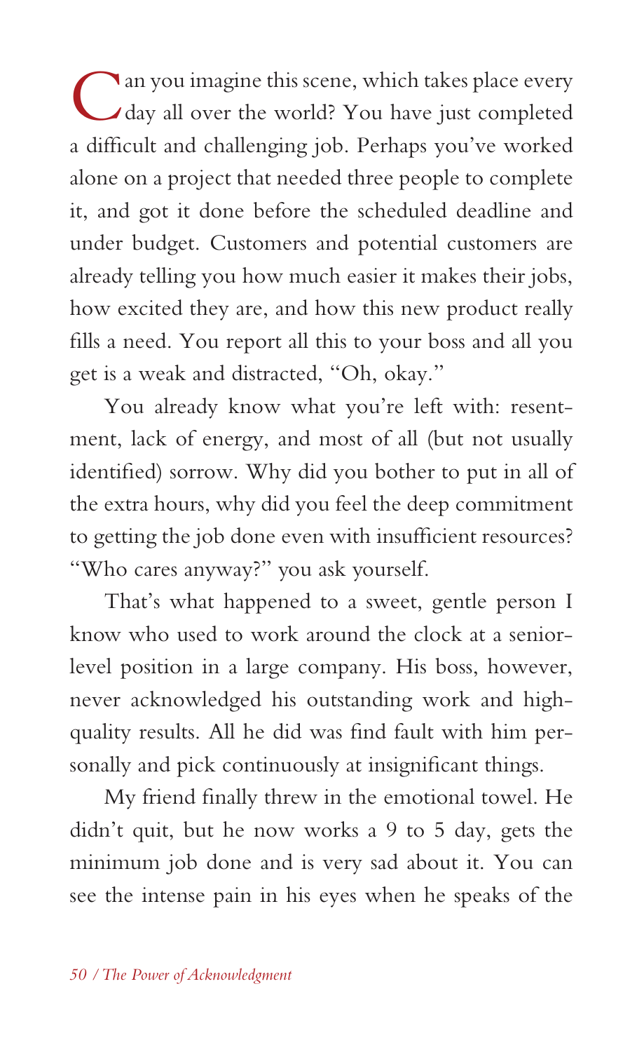Can you imagine this scene, which takes place every day all over the world? You have just completed a difficult and challenging job. Perhaps you've worked alone on a project that needed three people to complete it, and got it done before the scheduled deadline and under budget. Customers and potential customers are already telling you how much easier it makes their jobs, how excited they are, and how this new product really fills a need. You report all this to your boss and all you get is a weak and distracted, "Oh, okay."

You already know what you're left with: resentment, lack of energy, and most of all (but not usually identified) sorrow. Why did you bother to put in all of the extra hours, why did you feel the deep commitment to getting the job done even with insufficient resources? "Who cares anyway?" you ask yourself.

That's what happened to a sweet, gentle person I know who used to work around the clock at a senior-level position in a large company. His boss, however, never acknowledged his outstanding work and high-quality results. All he did was find fault with him personally and pick continuously at insignificant things.

My friend finally threw in the emotional towel. He didn't quit, but he now works a 9 to 5 day, gets the minimum job done and is very sad about it. You can see the intense pain in his eyes when he speaks of the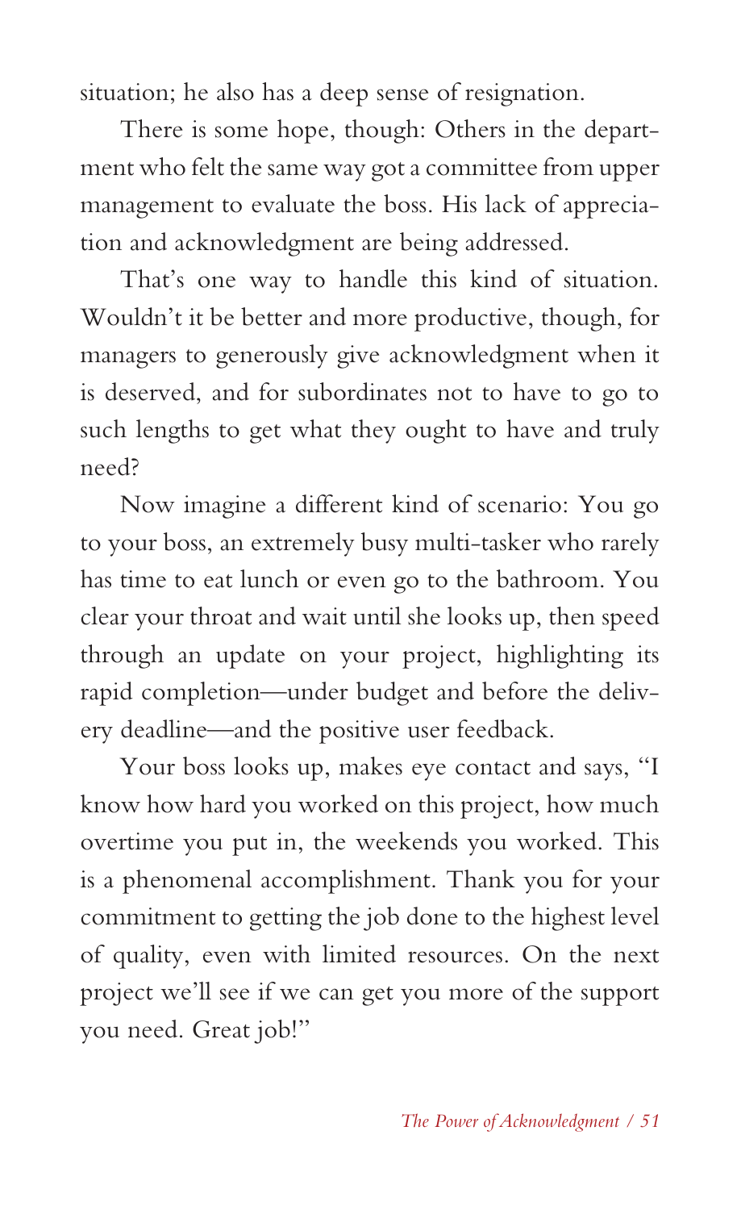situation; he also has a deep sense of resignation.

There is some hope, though: Others in the department who felt the same way got a committee from upper management to evaluate the boss. His lack of appreciation and acknowledgment are being addressed.

That's one way to handle this kind of situation. Wouldn't it be better and more productive, though, for managers to generously give acknowledgment when it is deserved, and for subordinates not to have to go to such lengths to get what they ought to have and truly need?

Now imagine a different kind of scenario: You go to your boss, an extremely busy multi-tasker who rarely has time to eat lunch or even go to the bathroom. You clear your throat and wait until she looks up, then speed through an update on your project, highlighting its rapid completion—under budget and before the delivery deadline—and the positive user feedback.

Your boss looks up, makes eye contact and says, "I know how hard you worked on this project, how much overtime you put in, the weekends you worked. This is a phenomenal accomplishment. Thank you for your commitment to getting the job done to the highest level of quality, even with limited resources. On the next project we'll see if we can get you more of the support you need. Great job!"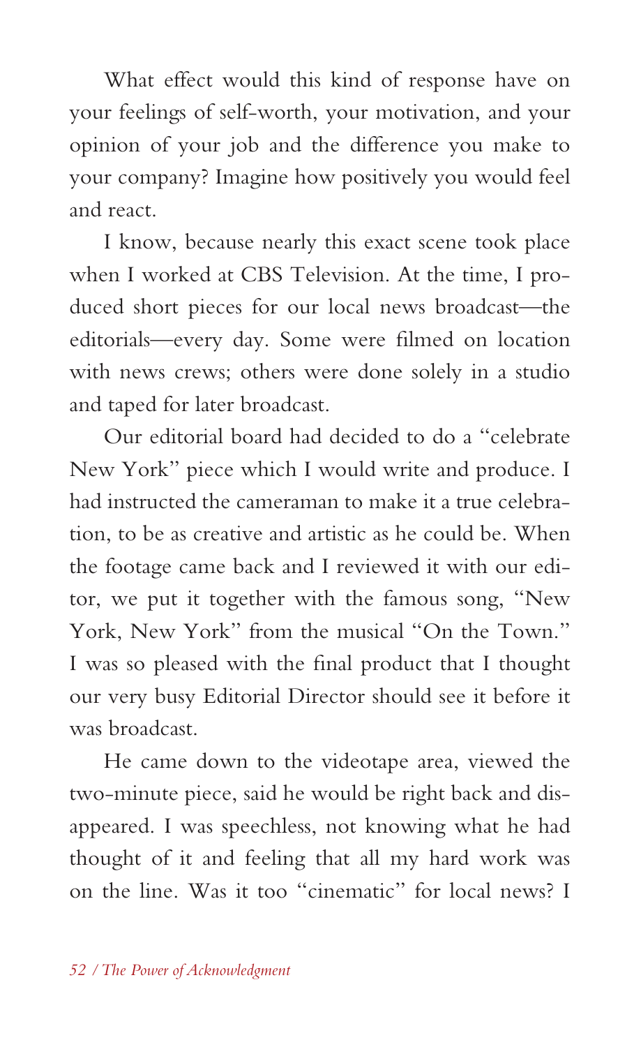What effect would this kind of response have on your feelings of self-worth, your motivation, and your opinion of your job and the difference you make to your company? Imagine how positively you would feel and react.

I know, because nearly this exact scene took place when I worked at CBS Television. At the time, I produced short pieces for our local news broadcast—the editorials—every day. Some were filmed on location with news crews; others were done solely in a studio and taped for later broadcast.

Our editorial board had decided to do a "celebrate New York" piece which I would write and produce. I had instructed the cameraman to make it a true celebration, to be as creative and artistic as he could be. When the footage came back and I reviewed it with our editor, we put it together with the famous song, "New York, New York" from the musical "On the Town." I was so pleased with the final product that I thought our very busy Editorial Director should see it before it was broadcast.

He came down to the videotape area, viewed the two-minute piece, said he would be right back and disappeared. I was speechless, not knowing what he had thought of it and feeling that all my hard work was on the line. Was it too "cinematic" for local news? I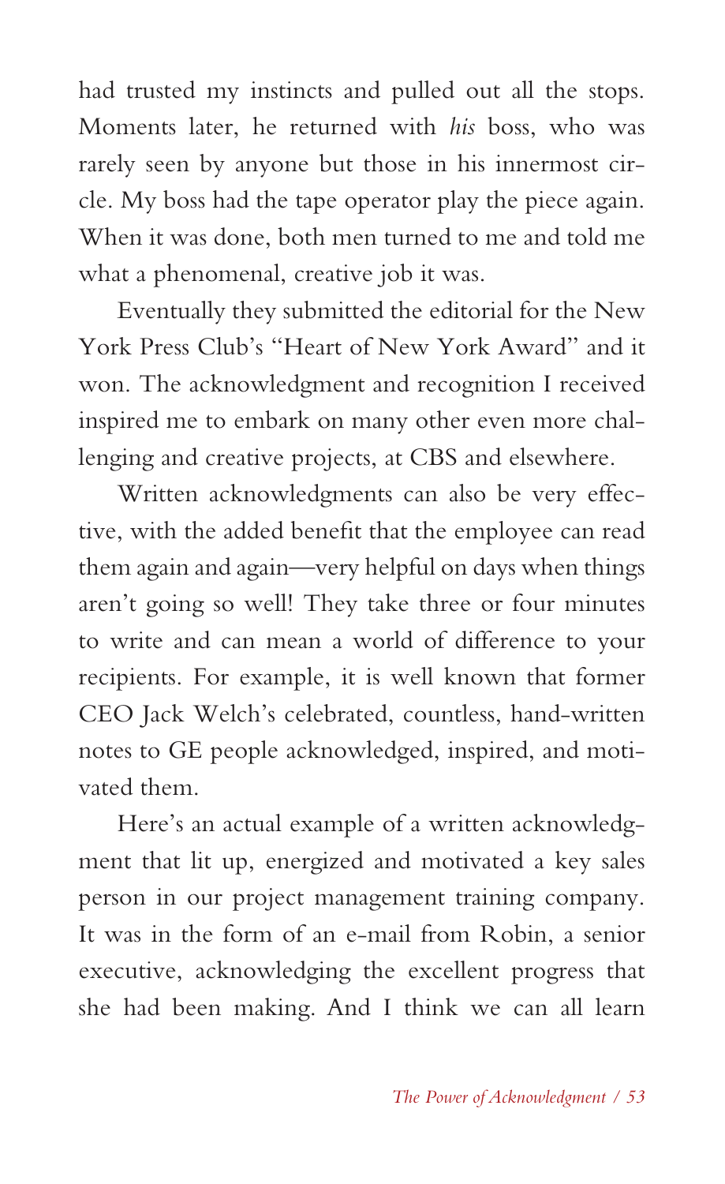had trusted my instincts and pulled out all the stops. Moments later, he returned with *his* boss, who was rarely seen by anyone but those in his innermost circle. My boss had the tape operator play the piece again. When it was done, both men turned to me and told me what a phenomenal, creative job it was.

Eventually they submitted the editorial for the New York Press Club's "Heart of New York Award" and it won. The acknowledgment and recognition I received inspired me to embark on many other even more challenging and creative projects, at CBS and elsewhere.

Written acknowledgments can also be very effective, with the added benefit that the employee can read them again and again—very helpful on days when things aren't going so well! They take three or four minutes to write and can mean a world of difference to your recipients. For example, it is well known that former CEO Jack Welch's celebrated, countless, hand-written notes to GE people acknowledged, inspired, and motivated them.

Here's an actual example of a written acknowledgment that lit up, energized and motivated a key sales person in our project management training company. It was in the form of an e-mail from Robin, a senior executive, acknowledging the excellent progress that she had been making. And I think we can all learn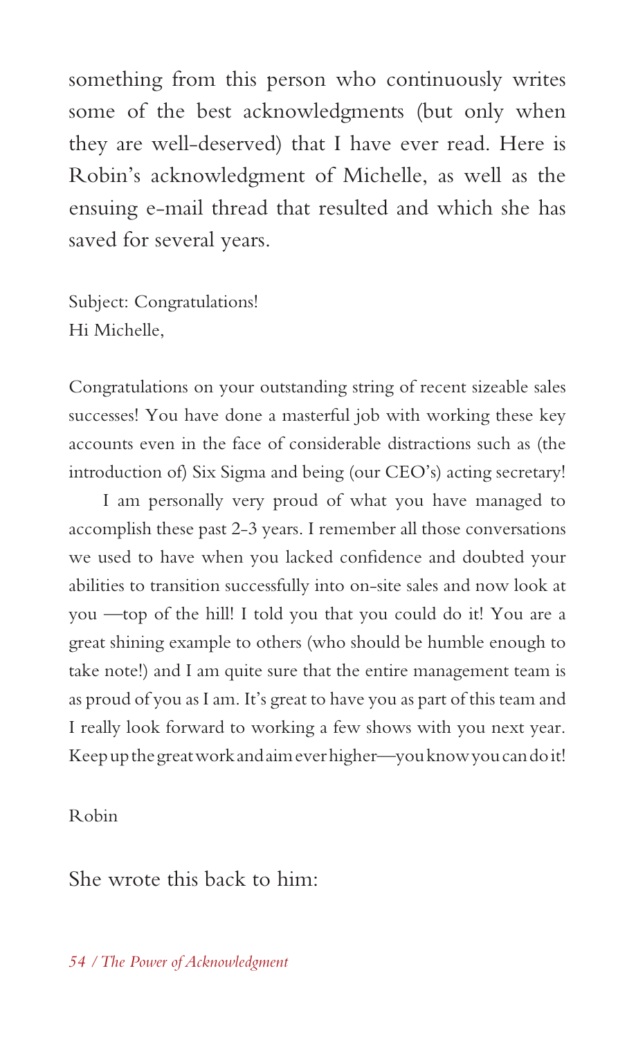something from this person who continuously writes some of the best acknowledgments (but only when they are well-deserved) that I have ever read. Here is Robin's acknowledgment of Michelle, as well as the ensuing e-mail thread that resulted and which she has saved for several years.

Subject: Congratulations!
Hi Michelle,

Congratulations on your outstanding string of recent sizeable sales successes! You have done a masterful job with working these key accounts even in the face of considerable distractions such as (the introduction of) Six Sigma and being (our CEO's) acting secretary!

I am personally very proud of what you have managed to accomplish these past 2-3 years. I remember all those conversations we used to have when you lacked confidence and doubted your abilities to transition successfully into on-site sales and now look at you —top of the hill! I told you that you could do it! You are a great shining example to others (who should be humble enough to take note!) and I am quite sure that the entire management team is as proud of you as I am. It's great to have you as part of this team and I really look forward to working a few shows with you next year. Keep up the great work and aim ever higher—you know you can do it!

Robin

She wrote this back to him: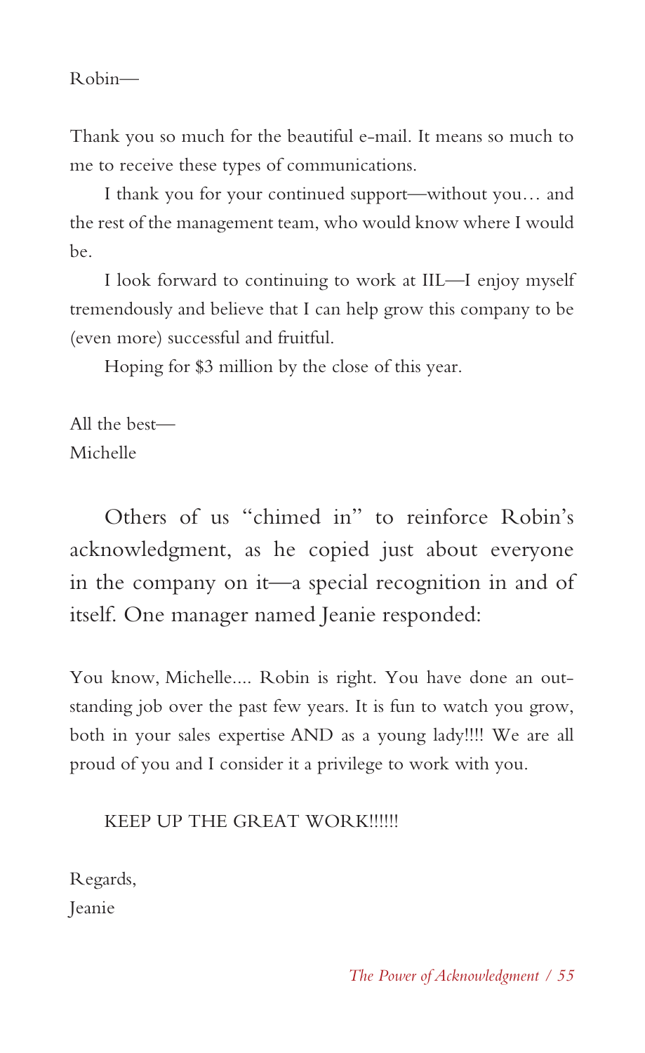Robin—

Thank you so much for the beautiful e-mail. It means so much to me to receive these types of communications.

I thank you for your continued support—without you… and the rest of the management team, who would know where I would be.

I look forward to continuing to work at IIL—I enjoy myself tremendously and believe that I can help grow this company to be (even more) successful and fruitful.

Hoping for $3 million by the close of this year.

All the best—
Michelle

Others of us "chimed in" to reinforce Robin's acknowledgment, as he copied just about everyone in the company on it—a special recognition in and of itself. One manager named Jeanie responded:

You know, Michelle.... Robin is right. You have done an outstanding job over the past few years. It is fun to watch you grow, both in your sales expertise AND as a young lady!!!! We are all proud of you and I consider it a privilege to work with you.

KEEP UP THE GREAT WORK!!!!!!

Regards,
Jeanie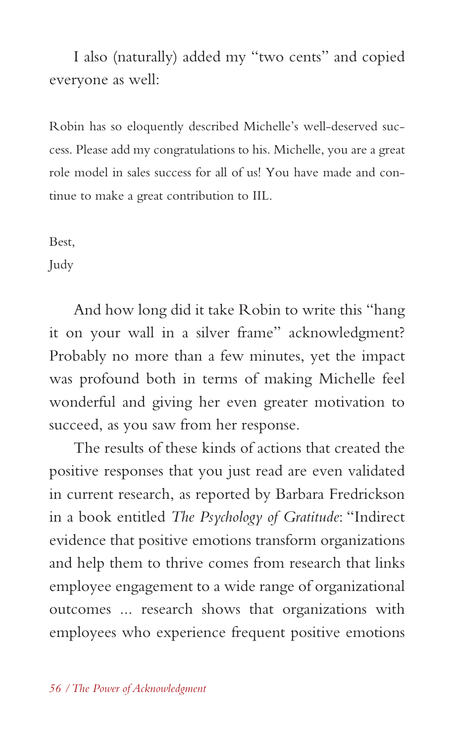I also (naturally) added my "two cents" and copied everyone as well:

> Robin has so eloquently described Michelle's well-deserved success. Please add my congratulations to his. Michelle, you are a great role model in sales success for all of us! You have made and continue to make a great contribution to IIL.
>
> Best,
> Judy

And how long did it take Robin to write this "hang it on your wall in a silver frame" acknowledgment? Probably no more than a few minutes, yet the impact was profound both in terms of making Michelle feel wonderful and giving her even greater motivation to succeed, as you saw from her response.

The results of these kinds of actions that created the positive responses that you just read are even validated in current research, as reported by Barbara Fredrickson in a book entitled *The Psychology of Gratitude*: "Indirect evidence that positive emotions transform organizations and help them to thrive comes from research that links employee engagement to a wide range of organizational outcomes ... research shows that organizations with employees who experience frequent positive emotions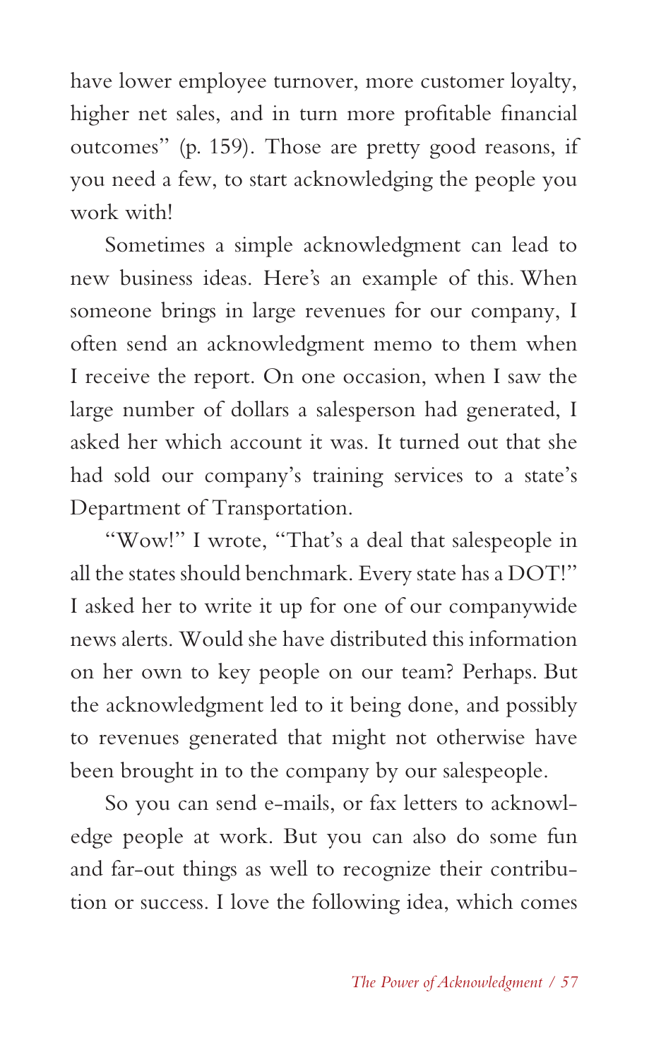have lower employee turnover, more customer loyalty, higher net sales, and in turn more profitable financial outcomes" (p. 159). Those are pretty good reasons, if you need a few, to start acknowledging the people you work with!

Sometimes a simple acknowledgment can lead to new business ideas. Here's an example of this. When someone brings in large revenues for our company, I often send an acknowledgment memo to them when I receive the report. On one occasion, when I saw the large number of dollars a salesperson had generated, I asked her which account it was. It turned out that she had sold our company's training services to a state's Department of Transportation.

"Wow!" I wrote, "That's a deal that salespeople in all the states should benchmark. Every state has a DOT!" I asked her to write it up for one of our companywide news alerts. Would she have distributed this information on her own to key people on our team? Perhaps. But the acknowledgment led to it being done, and possibly to revenues generated that might not otherwise have been brought in to the company by our salespeople.

So you can send e-mails, or fax letters to acknowledge people at work. But you can also do some fun and far-out things as well to recognize their contribution or success. I love the following idea, which comes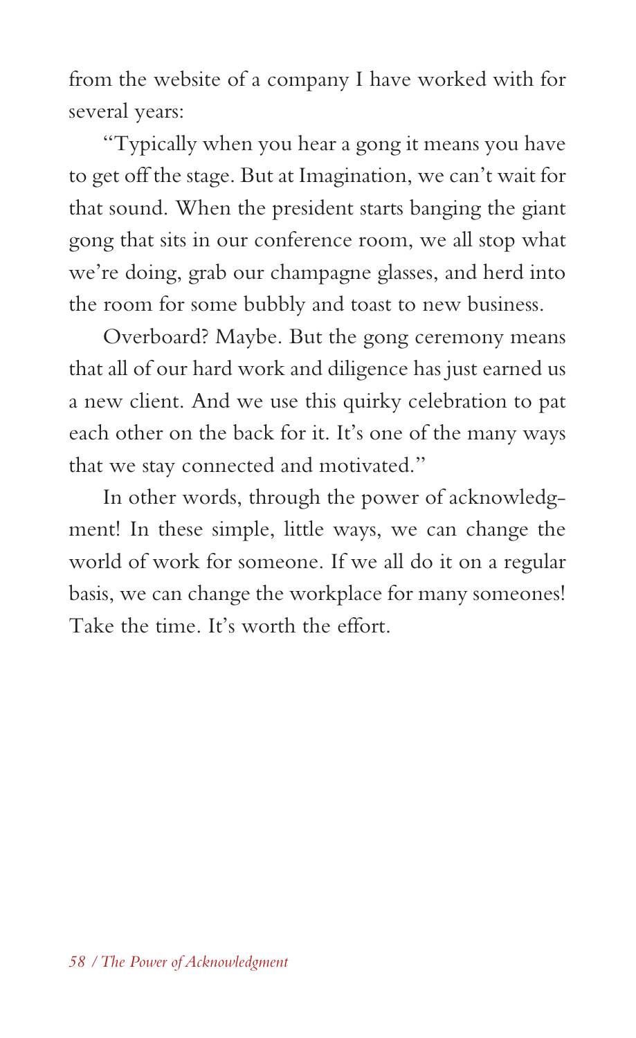from the website of a company I have worked with for several years:

"Typically when you hear a gong it means you have to get off the stage. But at Imagination, we can't wait for that sound. When the president starts banging the giant gong that sits in our conference room, we all stop what we're doing, grab our champagne glasses, and herd into the room for some bubbly and toast to new business.

Overboard? Maybe. But the gong ceremony means that all of our hard work and diligence has just earned us a new client. And we use this quirky celebration to pat each other on the back for it. It's one of the many ways that we stay connected and motivated."

In other words, through the power of acknowledgment! In these simple, little ways, we can change the world of work for someone. If we all do it on a regular basis, we can change the workplace for many someones! Take the time. It's worth the effort.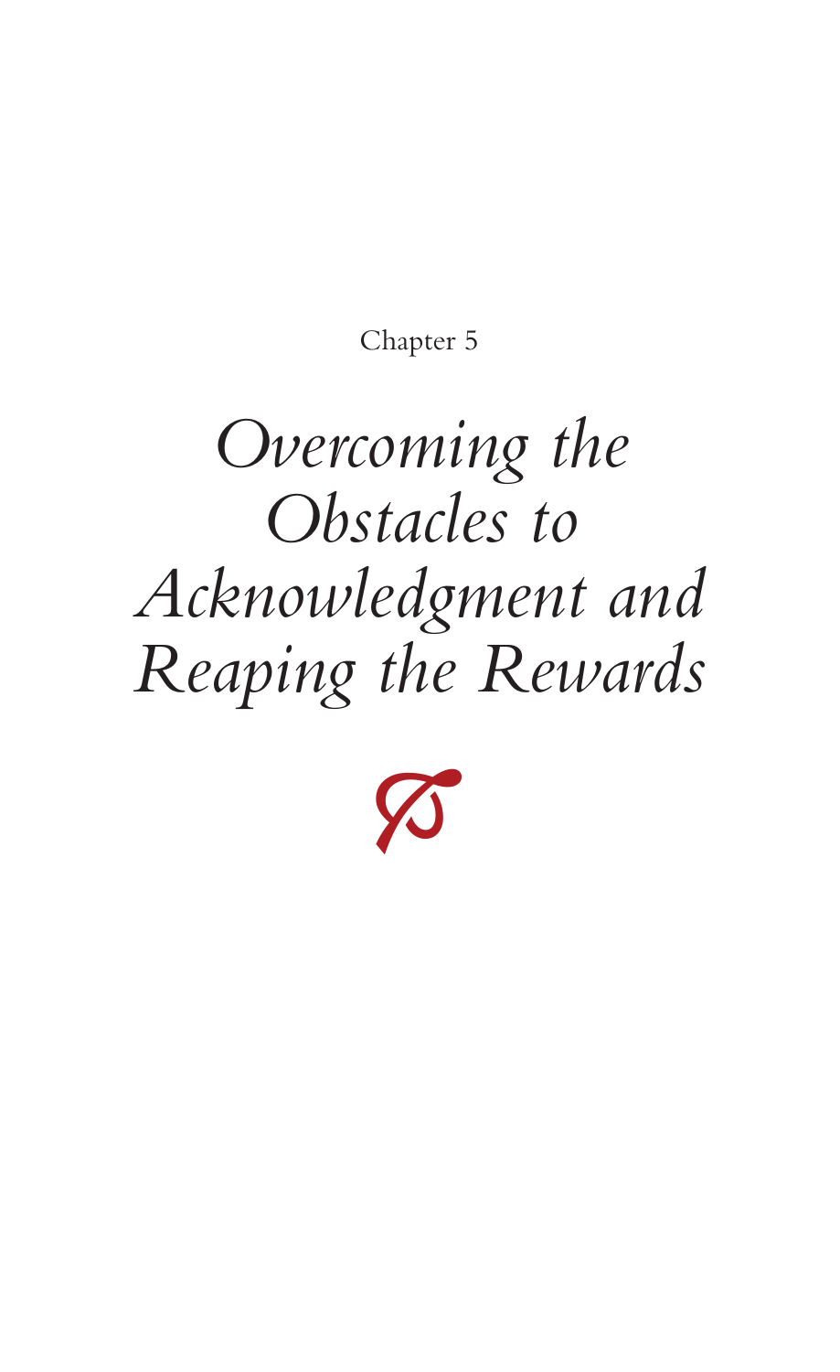Chapter 5

# *Overcoming the Obstacles to Acknowledgment and Reaping the Rewards*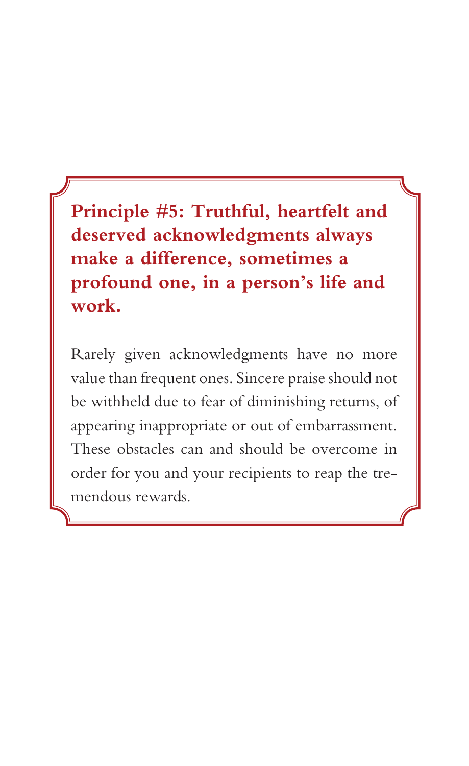**Principle #5: Truthful, heartfelt and deserved acknowledgments always make a difference, sometimes a profound one, in a person's life and work.**

Rarely given acknowledgments have no more value than frequent ones. Sincere praise should not be withheld due to fear of diminishing returns, of appearing inappropriate or out of embarrassment. These obstacles can and should be overcome in order for you and your recipients to reap the tremendous rewards.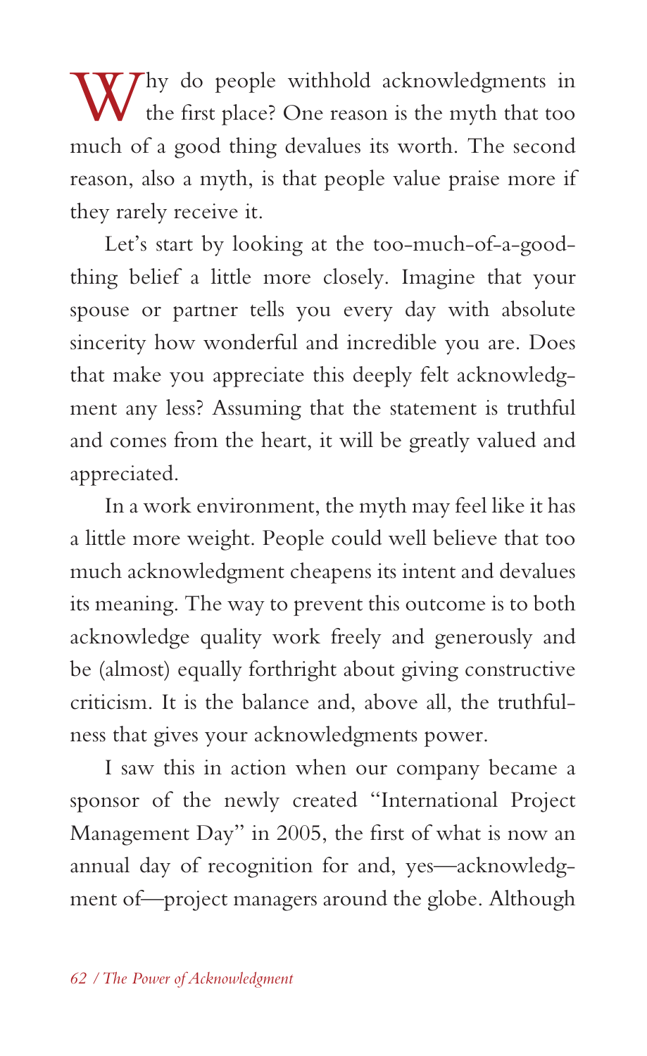Why do people withhold acknowledgments in the first place? One reason is the myth that too much of a good thing devalues its worth. The second reason, also a myth, is that people value praise more if they rarely receive it.

Let's start by looking at the too-much-of-a-good-thing belief a little more closely. Imagine that your spouse or partner tells you every day with absolute sincerity how wonderful and incredible you are. Does that make you appreciate this deeply felt acknowledgment any less? Assuming that the statement is truthful and comes from the heart, it will be greatly valued and appreciated.

In a work environment, the myth may feel like it has a little more weight. People could well believe that too much acknowledgment cheapens its intent and devalues its meaning. The way to prevent this outcome is to both acknowledge quality work freely and generously and be (almost) equally forthright about giving constructive criticism. It is the balance and, above all, the truthfulness that gives your acknowledgments power.

I saw this in action when our company became a sponsor of the newly created "International Project Management Day" in 2005, the first of what is now an annual day of recognition for and, yes—acknowledgment of—project managers around the globe. Although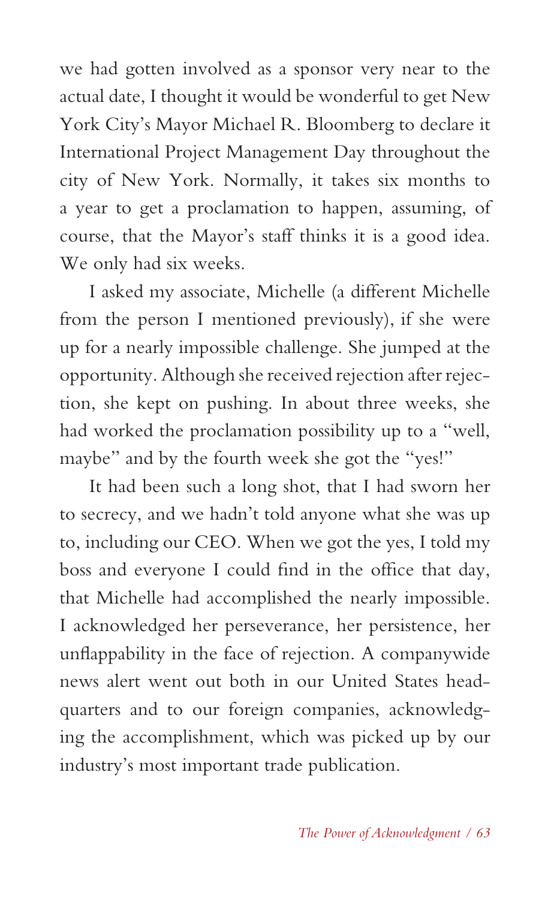we had gotten involved as a sponsor very near to the actual date, I thought it would be wonderful to get New York City's Mayor Michael R. Bloomberg to declare it International Project Management Day throughout the city of New York. Normally, it takes six months to a year to get a proclamation to happen, assuming, of course, that the Mayor's staff thinks it is a good idea. We only had six weeks.

I asked my associate, Michelle (a different Michelle from the person I mentioned previously), if she were up for a nearly impossible challenge. She jumped at the opportunity. Although she received rejection after rejection, she kept on pushing. In about three weeks, she had worked the proclamation possibility up to a "well, maybe" and by the fourth week she got the "yes!"

It had been such a long shot, that I had sworn her to secrecy, and we hadn't told anyone what she was up to, including our CEO. When we got the yes, I told my boss and everyone I could find in the office that day, that Michelle had accomplished the nearly impossible. I acknowledged her perseverance, her persistence, her unflappability in the face of rejection. A companywide news alert went out both in our United States headquarters and to our foreign companies, acknowledging the accomplishment, which was picked up by our industry's most important trade publication.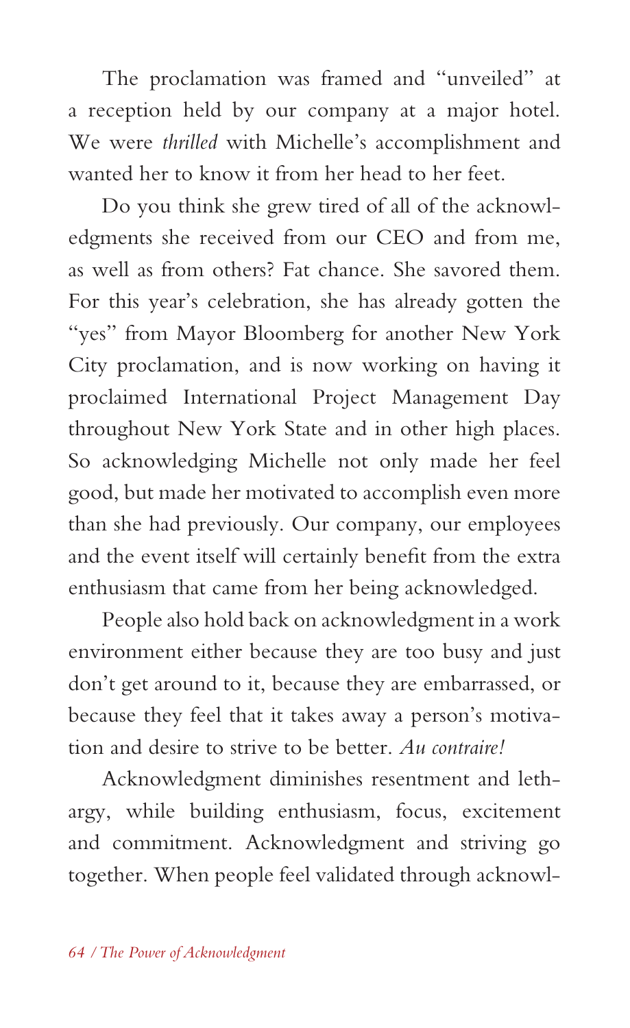The proclamation was framed and "unveiled" at a reception held by our company at a major hotel. We were *thrilled* with Michelle's accomplishment and wanted her to know it from her head to her feet.

Do you think she grew tired of all of the acknowledgments she received from our CEO and from me, as well as from others? Fat chance. She savored them. For this year's celebration, she has already gotten the "yes" from Mayor Bloomberg for another New York City proclamation, and is now working on having it proclaimed International Project Management Day throughout New York State and in other high places. So acknowledging Michelle not only made her feel good, but made her motivated to accomplish even more than she had previously. Our company, our employees and the event itself will certainly benefit from the extra enthusiasm that came from her being acknowledged.

People also hold back on acknowledgment in a work environment either because they are too busy and just don't get around to it, because they are embarrassed, or because they feel that it takes away a person's motivation and desire to strive to be better. *Au contraire!*

Acknowledgment diminishes resentment and lethargy, while building enthusiasm, focus, excitement and commitment. Acknowledgment and striving go together. When people feel validated through acknowl-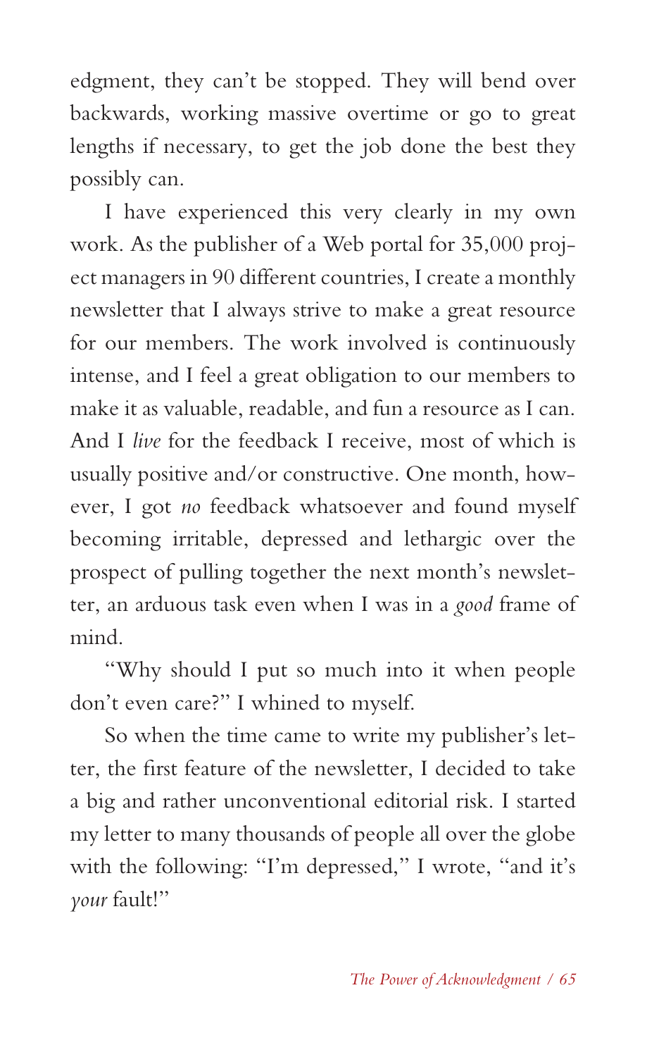edgment, they can't be stopped. They will bend over backwards, working massive overtime or go to great lengths if necessary, to get the job done the best they possibly can.

I have experienced this very clearly in my own work. As the publisher of a Web portal for 35,000 project managers in 90 different countries, I create a monthly newsletter that I always strive to make a great resource for our members. The work involved is continuously intense, and I feel a great obligation to our members to make it as valuable, readable, and fun a resource as I can. And I *live* for the feedback I receive, most of which is usually positive and/or constructive. One month, however, I got *no* feedback whatsoever and found myself becoming irritable, depressed and lethargic over the prospect of pulling together the next month's newsletter, an arduous task even when I was in a *good* frame of mind.

"Why should I put so much into it when people don't even care?" I whined to myself.

So when the time came to write my publisher's letter, the first feature of the newsletter, I decided to take a big and rather unconventional editorial risk. I started my letter to many thousands of people all over the globe with the following: "I'm depressed," I wrote, "and it's *your* fault!"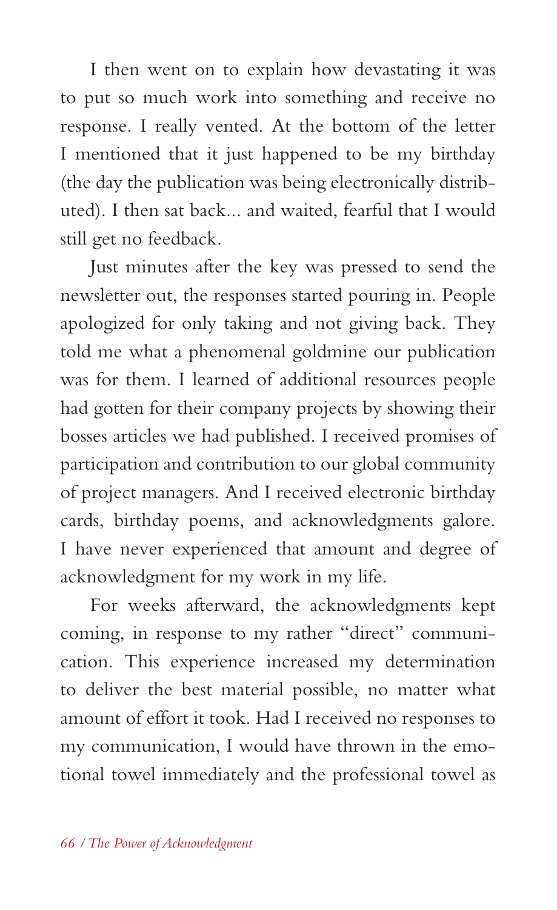I then went on to explain how devastating it was to put so much work into something and receive no response. I really vented. At the bottom of the letter I mentioned that it just happened to be my birthday (the day the publication was being electronically distributed). I then sat back... and waited, fearful that I would still get no feedback.

Just minutes after the key was pressed to send the newsletter out, the responses started pouring in. People apologized for only taking and not giving back. They told me what a phenomenal goldmine our publication was for them. I learned of additional resources people had gotten for their company projects by showing their bosses articles we had published. I received promises of participation and contribution to our global community of project managers. And I received electronic birthday cards, birthday poems, and acknowledgments galore. I have never experienced that amount and degree of acknowledgment for my work in my life.

For weeks afterward, the acknowledgments kept coming, in response to my rather "direct" communication. This experience increased my determination to deliver the best material possible, no matter what amount of effort it took. Had I received no responses to my communication, I would have thrown in the emotional towel immediately and the professional towel as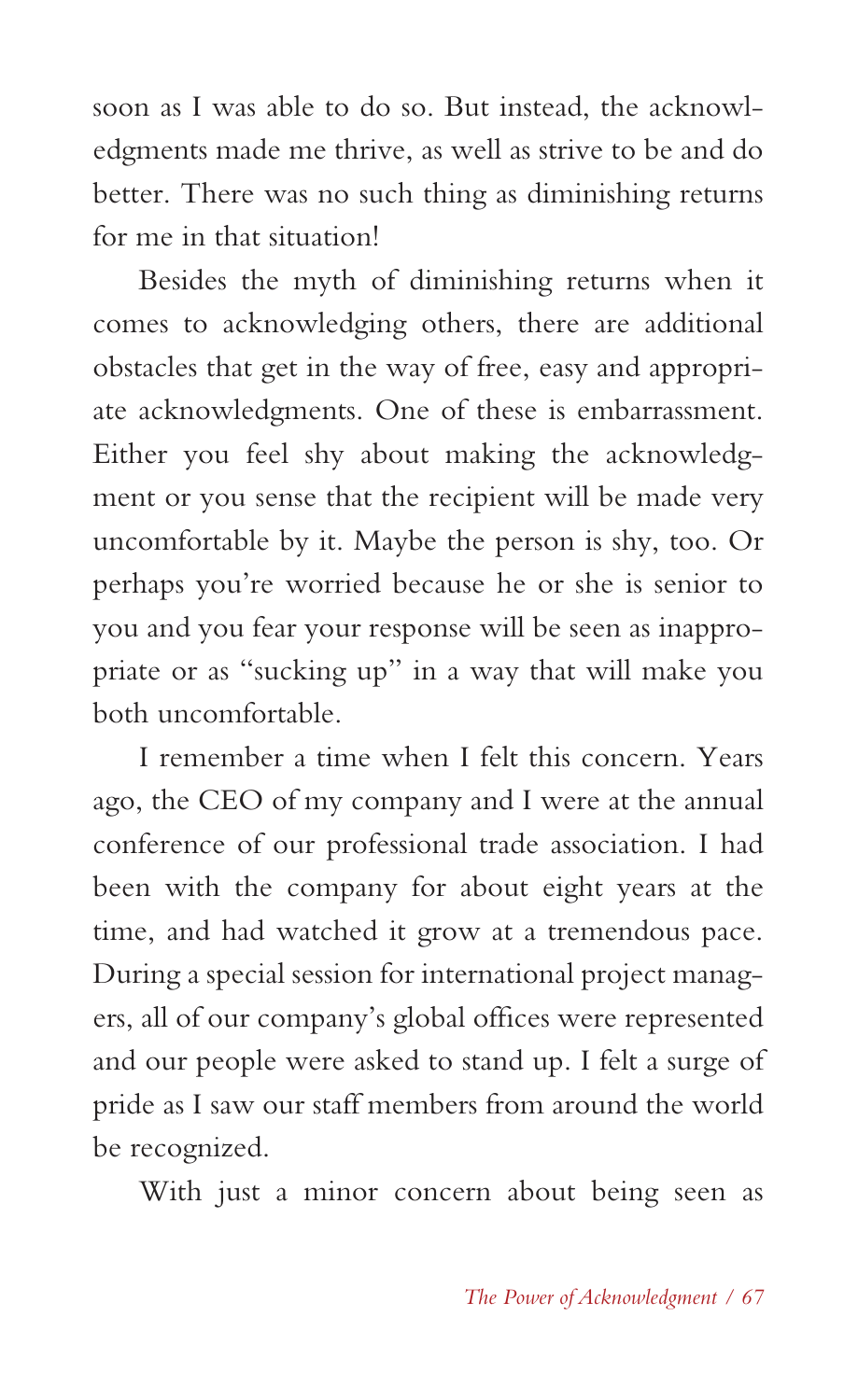soon as I was able to do so. But instead, the acknowledgments made me thrive, as well as strive to be and do better. There was no such thing as diminishing returns for me in that situation!

Besides the myth of diminishing returns when it comes to acknowledging others, there are additional obstacles that get in the way of free, easy and appropriate acknowledgments. One of these is embarrassment. Either you feel shy about making the acknowledgment or you sense that the recipient will be made very uncomfortable by it. Maybe the person is shy, too. Or perhaps you're worried because he or she is senior to you and you fear your response will be seen as inappropriate or as "sucking up" in a way that will make you both uncomfortable.

I remember a time when I felt this concern. Years ago, the CEO of my company and I were at the annual conference of our professional trade association. I had been with the company for about eight years at the time, and had watched it grow at a tremendous pace. During a special session for international project managers, all of our company's global offices were represented and our people were asked to stand up. I felt a surge of pride as I saw our staff members from around the world be recognized.

With just a minor concern about being seen as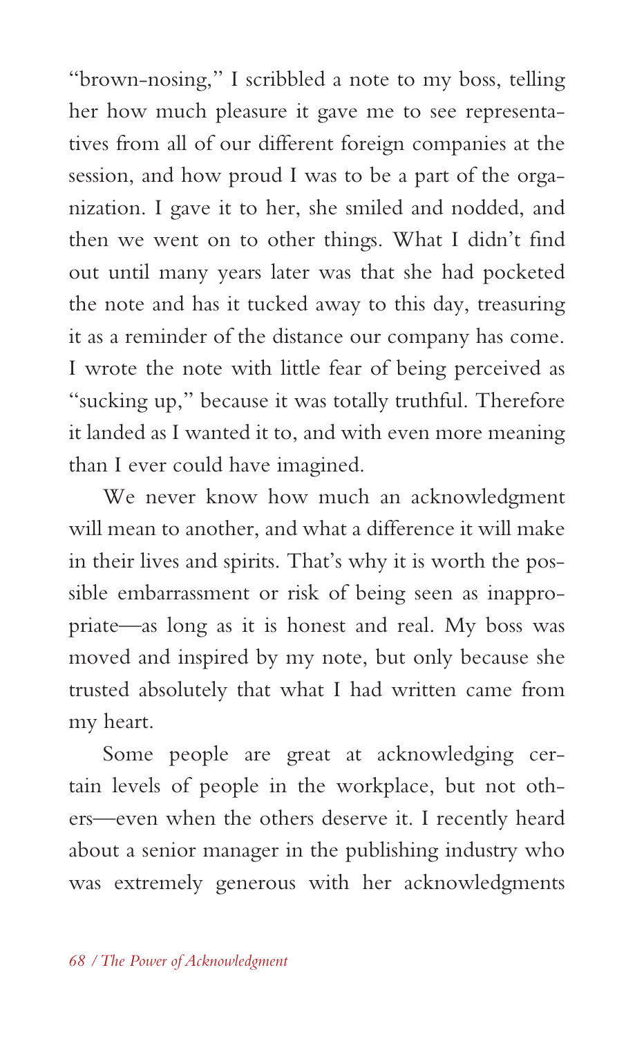"brown-nosing," I scribbled a note to my boss, telling her how much pleasure it gave me to see representatives from all of our different foreign companies at the session, and how proud I was to be a part of the organization. I gave it to her, she smiled and nodded, and then we went on to other things. What I didn't find out until many years later was that she had pocketed the note and has it tucked away to this day, treasuring it as a reminder of the distance our company has come. I wrote the note with little fear of being perceived as "sucking up," because it was totally truthful. Therefore it landed as I wanted it to, and with even more meaning than I ever could have imagined.

We never know how much an acknowledgment will mean to another, and what a difference it will make in their lives and spirits. That's why it is worth the possible embarrassment or risk of being seen as inappropriate—as long as it is honest and real. My boss was moved and inspired by my note, but only because she trusted absolutely that what I had written came from my heart.

Some people are great at acknowledging certain levels of people in the workplace, but not others—even when the others deserve it. I recently heard about a senior manager in the publishing industry who was extremely generous with her acknowledgments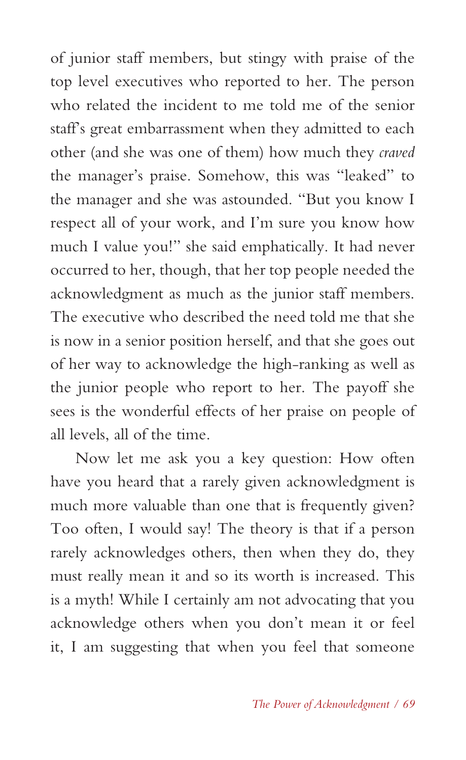of junior staff members, but stingy with praise of the top level executives who reported to her. The person who related the incident to me told me of the senior staff's great embarrassment when they admitted to each other (and she was one of them) how much they *craved* the manager's praise. Somehow, this was "leaked" to the manager and she was astounded. "But you know I respect all of your work, and I'm sure you know how much I value you!" she said emphatically. It had never occurred to her, though, that her top people needed the acknowledgment as much as the junior staff members. The executive who described the need told me that she is now in a senior position herself, and that she goes out of her way to acknowledge the high-ranking as well as the junior people who report to her. The payoff she sees is the wonderful effects of her praise on people of all levels, all of the time.

Now let me ask you a key question: How often have you heard that a rarely given acknowledgment is much more valuable than one that is frequently given? Too often, I would say! The theory is that if a person rarely acknowledges others, then when they do, they must really mean it and so its worth is increased. This is a myth! While I certainly am not advocating that you acknowledge others when you don't mean it or feel it, I am suggesting that when you feel that someone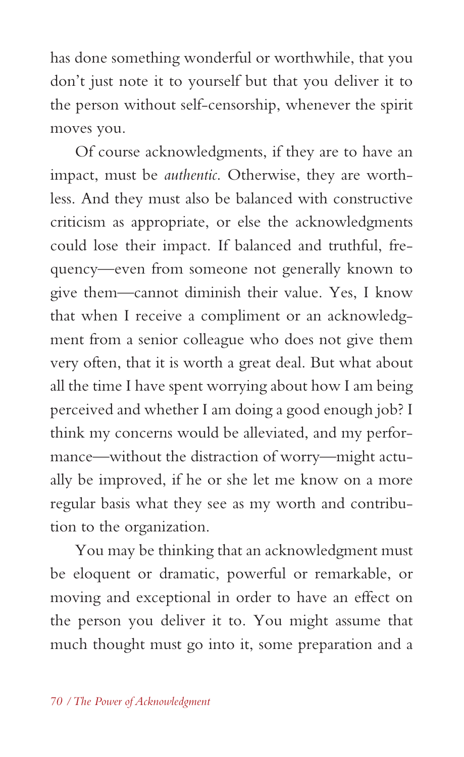has done something wonderful or worthwhile, that you don't just note it to yourself but that you deliver it to the person without self-censorship, whenever the spirit moves you.

Of course acknowledgments, if they are to have an impact, must be *authentic*. Otherwise, they are worthless. And they must also be balanced with constructive criticism as appropriate, or else the acknowledgments could lose their impact. If balanced and truthful, frequency—even from someone not generally known to give them—cannot diminish their value. Yes, I know that when I receive a compliment or an acknowledgment from a senior colleague who does not give them very often, that it is worth a great deal. But what about all the time I have spent worrying about how I am being perceived and whether I am doing a good enough job? I think my concerns would be alleviated, and my performance—without the distraction of worry—might actually be improved, if he or she let me know on a more regular basis what they see as my worth and contribution to the organization.

You may be thinking that an acknowledgment must be eloquent or dramatic, powerful or remarkable, or moving and exceptional in order to have an effect on the person you deliver it to. You might assume that much thought must go into it, some preparation and a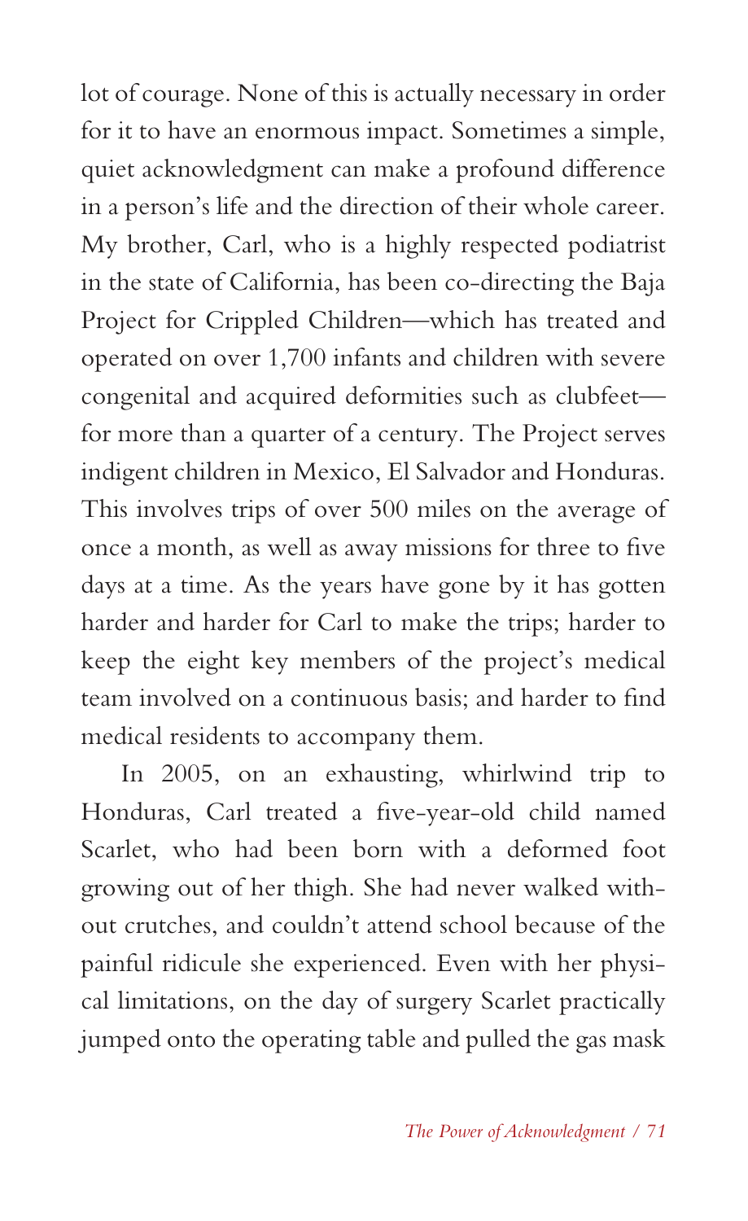lot of courage. None of this is actually necessary in order for it to have an enormous impact. Sometimes a simple, quiet acknowledgment can make a profound difference in a person's life and the direction of their whole career. My brother, Carl, who is a highly respected podiatrist in the state of California, has been co-directing the Baja Project for Crippled Children—which has treated and operated on over 1,700 infants and children with severe congenital and acquired deformities such as clubfeet—for more than a quarter of a century. The Project serves indigent children in Mexico, El Salvador and Honduras. This involves trips of over 500 miles on the average of once a month, as well as away missions for three to five days at a time. As the years have gone by it has gotten harder and harder for Carl to make the trips; harder to keep the eight key members of the project's medical team involved on a continuous basis; and harder to find medical residents to accompany them.

In 2005, on an exhausting, whirlwind trip to Honduras, Carl treated a five-year-old child named Scarlet, who had been born with a deformed foot growing out of her thigh. She had never walked without crutches, and couldn't attend school because of the painful ridicule she experienced. Even with her physical limitations, on the day of surgery Scarlet practically jumped onto the operating table and pulled the gas mask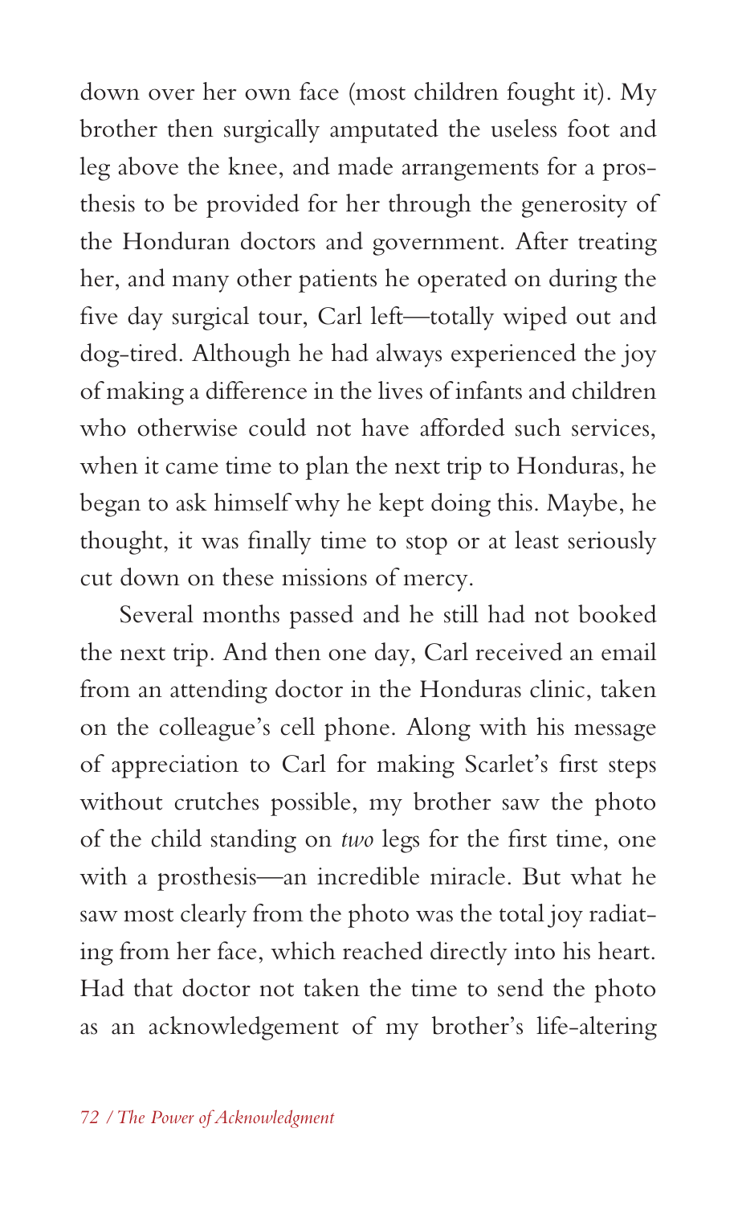down over her own face (most children fought it). My brother then surgically amputated the useless foot and leg above the knee, and made arrangements for a prosthesis to be provided for her through the generosity of the Honduran doctors and government. After treating her, and many other patients he operated on during the five day surgical tour, Carl left—totally wiped out and dog-tired. Although he had always experienced the joy of making a difference in the lives of infants and children who otherwise could not have afforded such services, when it came time to plan the next trip to Honduras, he began to ask himself why he kept doing this. Maybe, he thought, it was finally time to stop or at least seriously cut down on these missions of mercy.

Several months passed and he still had not booked the next trip. And then one day, Carl received an email from an attending doctor in the Honduras clinic, taken on the colleague's cell phone. Along with his message of appreciation to Carl for making Scarlet's first steps without crutches possible, my brother saw the photo of the child standing on *two* legs for the first time, one with a prosthesis—an incredible miracle. But what he saw most clearly from the photo was the total joy radiating from her face, which reached directly into his heart. Had that doctor not taken the time to send the photo as an acknowledgement of my brother's life-altering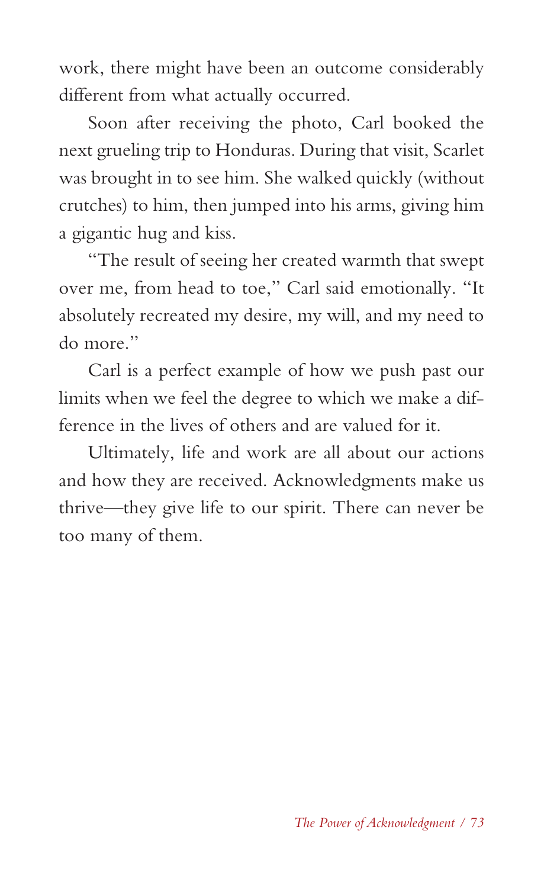work, there might have been an outcome considerably different from what actually occurred.

Soon after receiving the photo, Carl booked the next grueling trip to Honduras. During that visit, Scarlet was brought in to see him. She walked quickly (without crutches) to him, then jumped into his arms, giving him a gigantic hug and kiss.

"The result of seeing her created warmth that swept over me, from head to toe," Carl said emotionally. "It absolutely recreated my desire, my will, and my need to do more."

Carl is a perfect example of how we push past our limits when we feel the degree to which we make a difference in the lives of others and are valued for it.

Ultimately, life and work are all about our actions and how they are received. Acknowledgments make us thrive—they give life to our spirit. There can never be too many of them.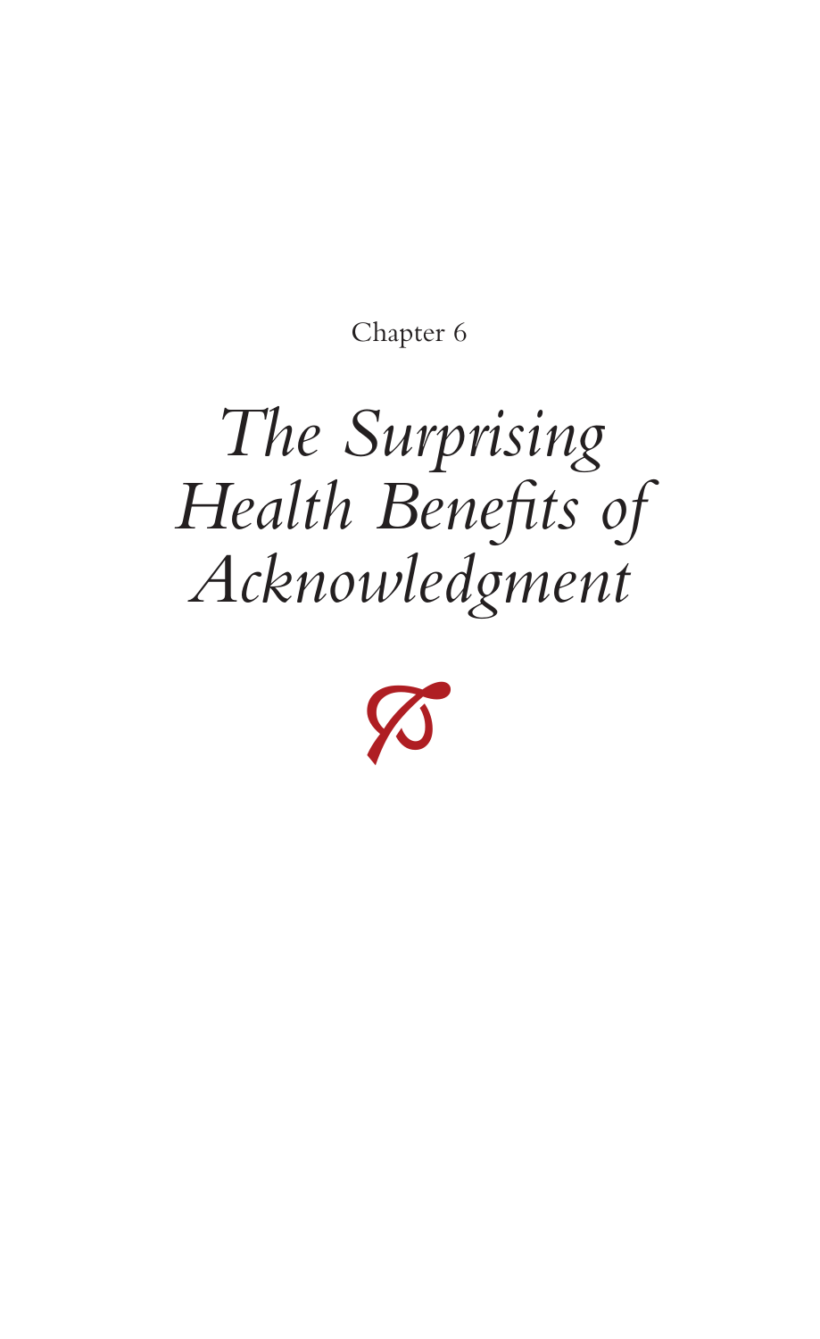Chapter 6

# *The Surprising Health Benefits of Acknowledgment*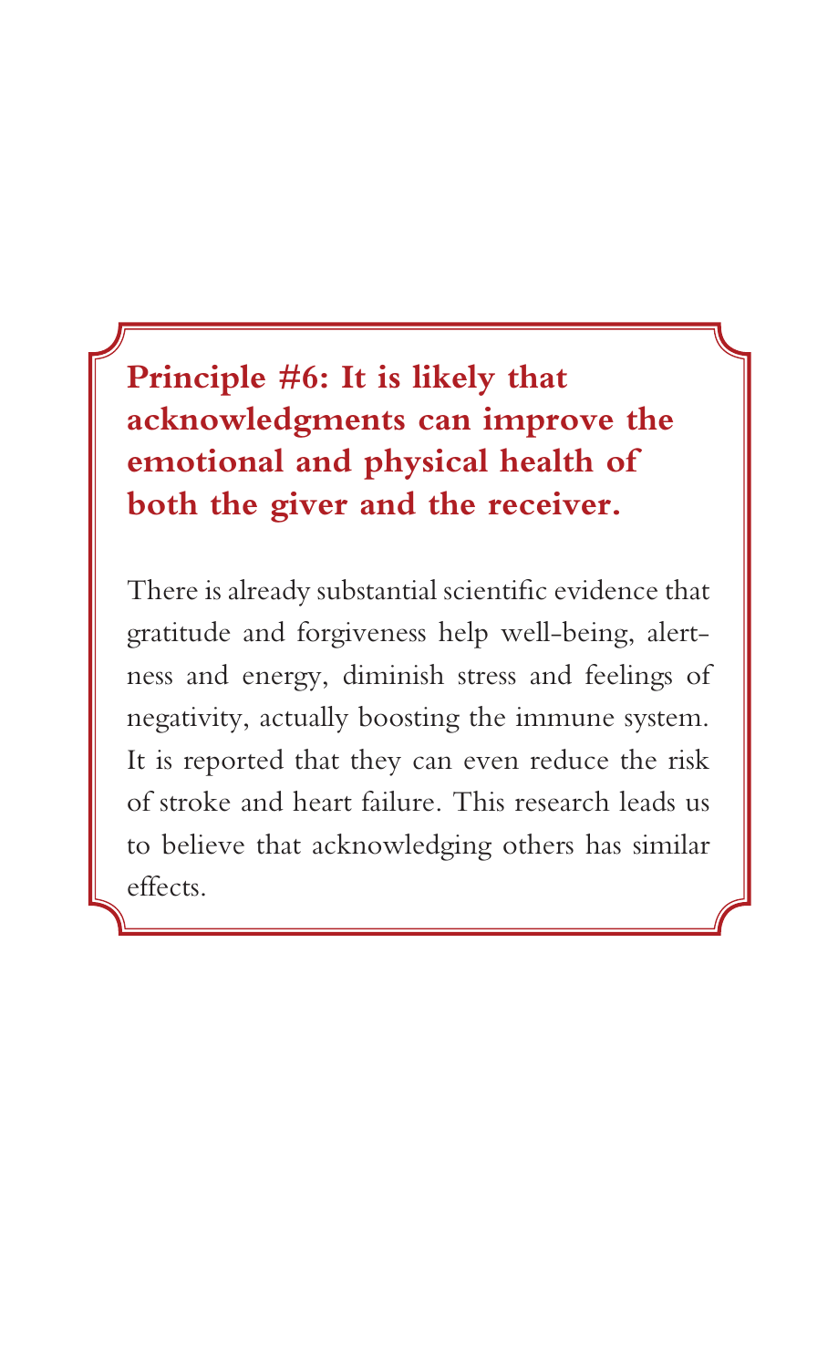**Principle #6: It is likely that acknowledgments can improve the emotional and physical health of both the giver and the receiver.**

There is already substantial scientific evidence that gratitude and forgiveness help well-being, alertness and energy, diminish stress and feelings of negativity, actually boosting the immune system. It is reported that they can even reduce the risk of stroke and heart failure. This research leads us to believe that acknowledging others has similar effects.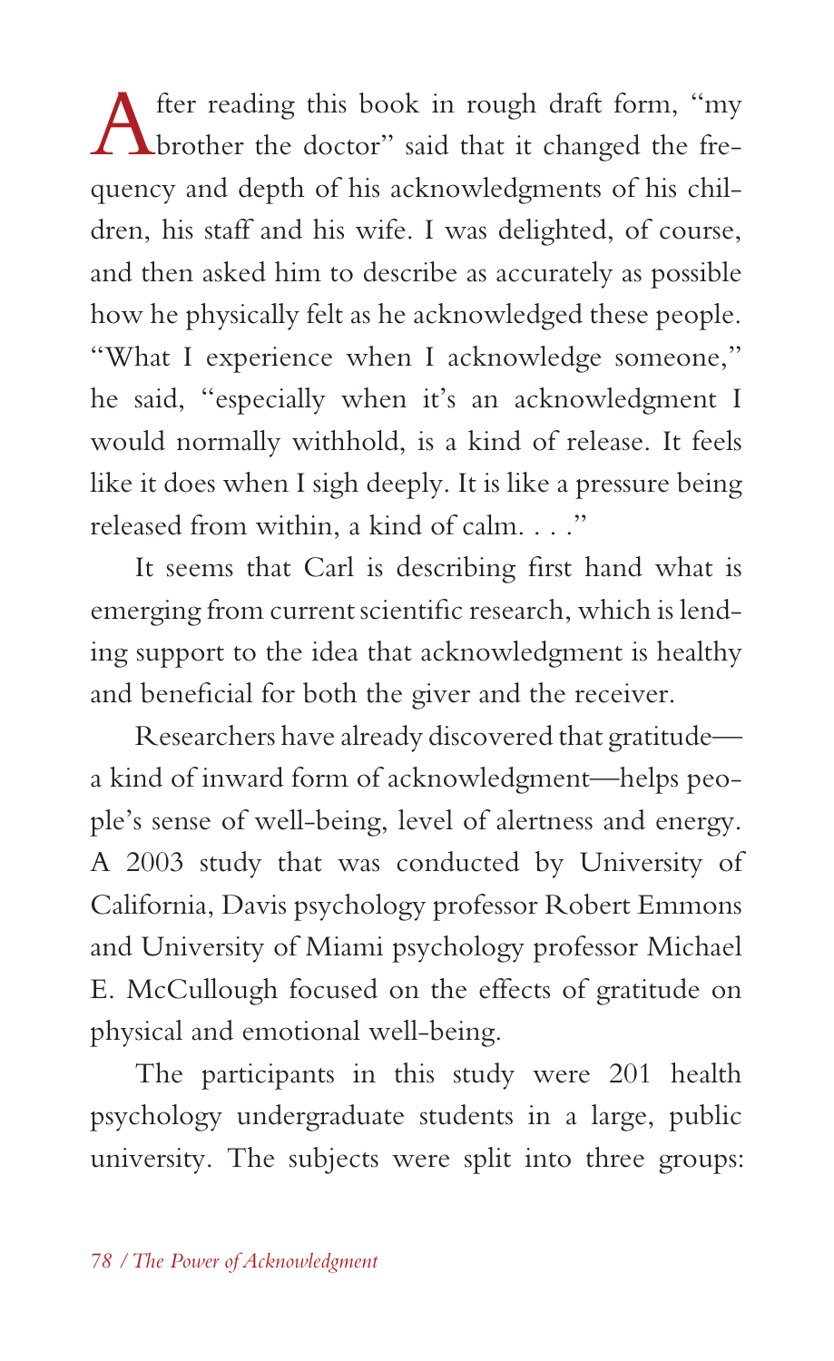After reading this book in rough draft form, "my brother the doctor" said that it changed the frequency and depth of his acknowledgments of his children, his staff and his wife. I was delighted, of course, and then asked him to describe as accurately as possible how he physically felt as he acknowledged these people. "What I experience when I acknowledge someone," he said, "especially when it's an acknowledgment I would normally withhold, is a kind of release. It feels like it does when I sigh deeply. It is like a pressure being released from within, a kind of calm. . . ."

It seems that Carl is describing first hand what is emerging from current scientific research, which is lending support to the idea that acknowledgment is healthy and beneficial for both the giver and the receiver.

Researchers have already discovered that gratitude—a kind of inward form of acknowledgment—helps people's sense of well-being, level of alertness and energy. A 2003 study that was conducted by University of California, Davis psychology professor Robert Emmons and University of Miami psychology professor Michael E. McCullough focused on the effects of gratitude on physical and emotional well-being.

The participants in this study were 201 health psychology undergraduate students in a large, public university. The subjects were split into three groups: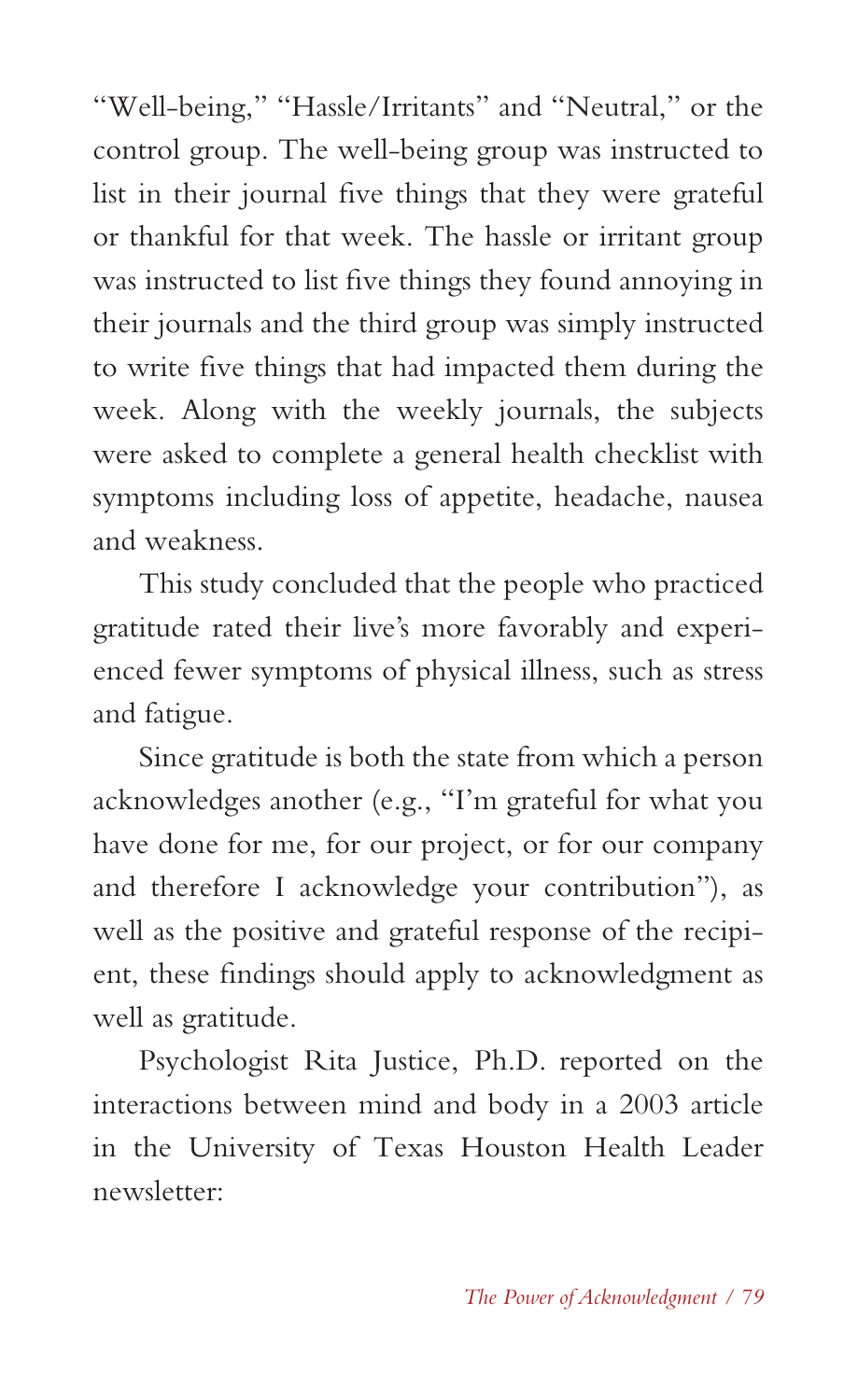"Well-being," "Hassle/Irritants" and "Neutral," or the control group. The well-being group was instructed to list in their journal five things that they were grateful or thankful for that week. The hassle or irritant group was instructed to list five things they found annoying in their journals and the third group was simply instructed to write five things that had impacted them during the week. Along with the weekly journals, the subjects were asked to complete a general health checklist with symptoms including loss of appetite, headache, nausea and weakness.

This study concluded that the people who practiced gratitude rated their live's more favorably and experienced fewer symptoms of physical illness, such as stress and fatigue.

Since gratitude is both the state from which a person acknowledges another (e.g., "I'm grateful for what you have done for me, for our project, or for our company and therefore I acknowledge your contribution"), as well as the positive and grateful response of the recipient, these findings should apply to acknowledgment as well as gratitude.

Psychologist Rita Justice, Ph.D. reported on the interactions between mind and body in a 2003 article in the University of Texas Houston Health Leader newsletter: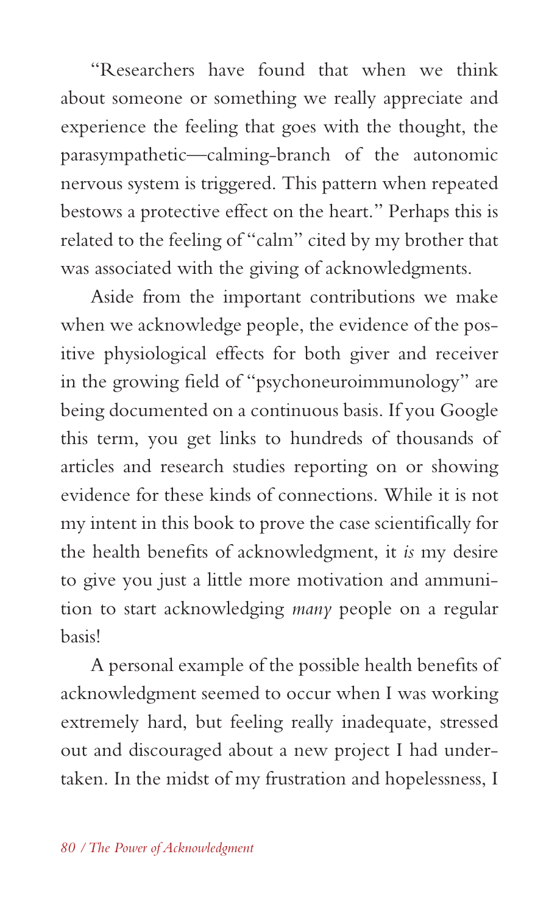"Researchers have found that when we think about someone or something we really appreciate and experience the feeling that goes with the thought, the parasympathetic—calming-branch of the autonomic nervous system is triggered. This pattern when repeated bestows a protective effect on the heart." Perhaps this is related to the feeling of "calm" cited by my brother that was associated with the giving of acknowledgments.

Aside from the important contributions we make when we acknowledge people, the evidence of the positive physiological effects for both giver and receiver in the growing field of "psychoneuroimmunology" are being documented on a continuous basis. If you Google this term, you get links to hundreds of thousands of articles and research studies reporting on or showing evidence for these kinds of connections. While it is not my intent in this book to prove the case scientifically for the health benefits of acknowledgment, it *is* my desire to give you just a little more motivation and ammunition to start acknowledging *many* people on a regular basis!

A personal example of the possible health benefits of acknowledgment seemed to occur when I was working extremely hard, but feeling really inadequate, stressed out and discouraged about a new project I had undertaken. In the midst of my frustration and hopelessness, I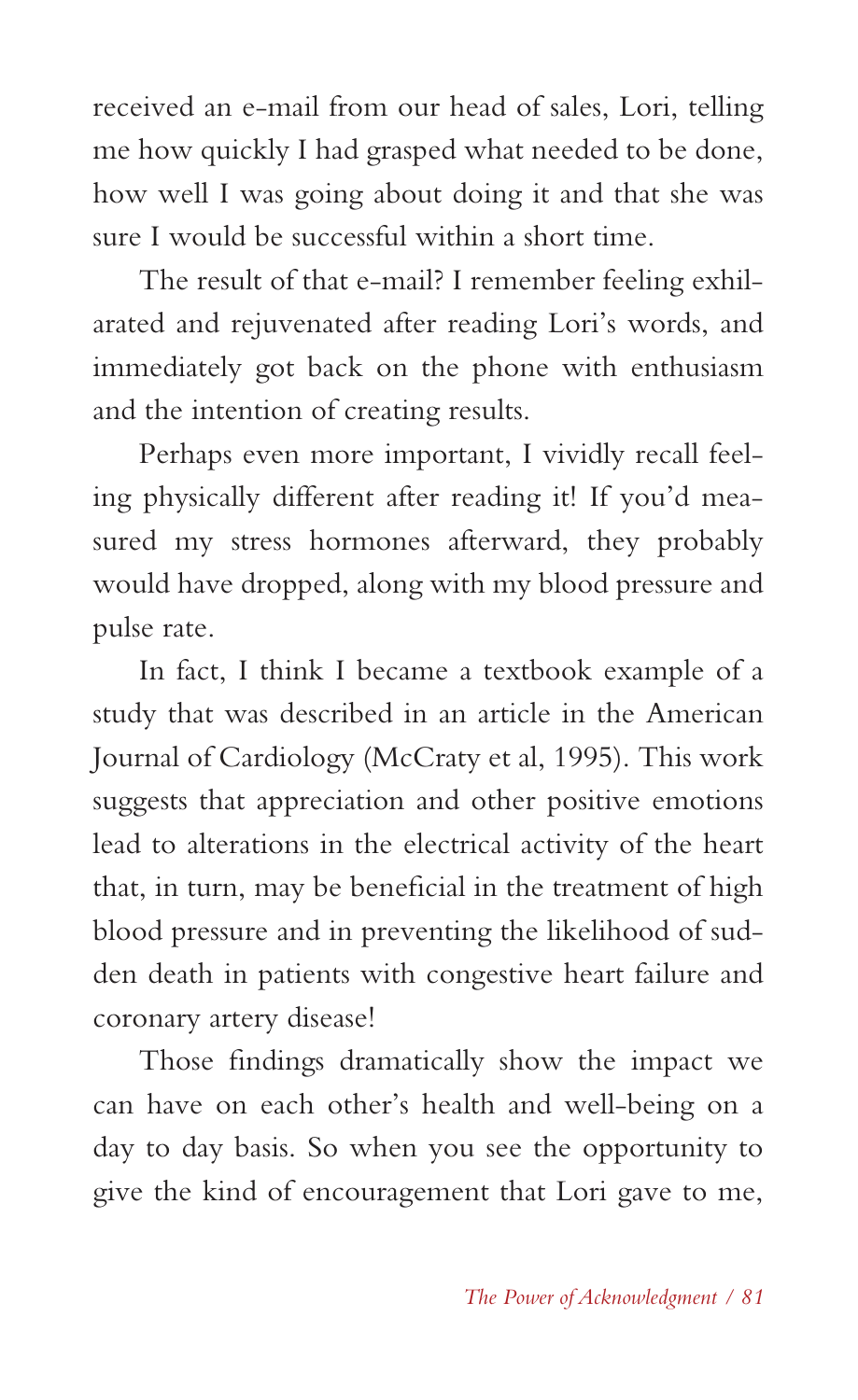received an e-mail from our head of sales, Lori, telling me how quickly I had grasped what needed to be done, how well I was going about doing it and that she was sure I would be successful within a short time.

The result of that e-mail? I remember feeling exhilarated and rejuvenated after reading Lori's words, and immediately got back on the phone with enthusiasm and the intention of creating results.

Perhaps even more important, I vividly recall feeling physically different after reading it! If you'd measured my stress hormones afterward, they probably would have dropped, along with my blood pressure and pulse rate.

In fact, I think I became a textbook example of a study that was described in an article in the American Journal of Cardiology (McCraty et al, 1995). This work suggests that appreciation and other positive emotions lead to alterations in the electrical activity of the heart that, in turn, may be beneficial in the treatment of high blood pressure and in preventing the likelihood of sudden death in patients with congestive heart failure and coronary artery disease!

Those findings dramatically show the impact we can have on each other's health and well-being on a day to day basis. So when you see the opportunity to give the kind of encouragement that Lori gave to me,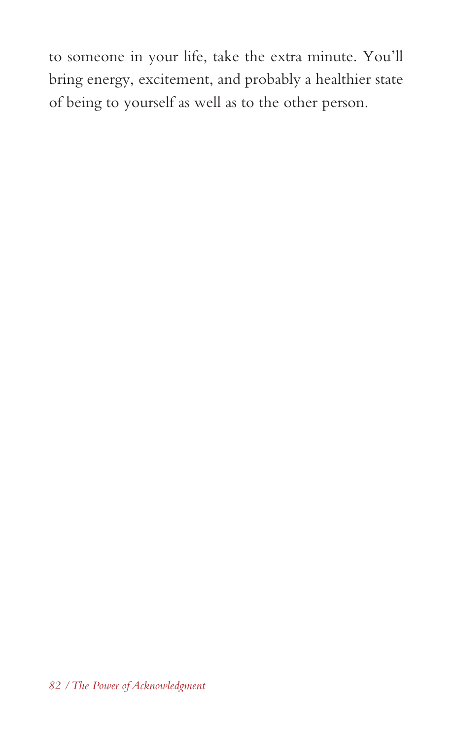to someone in your life, take the extra minute. You'll bring energy, excitement, and probably a healthier state of being to yourself as well as to the other person.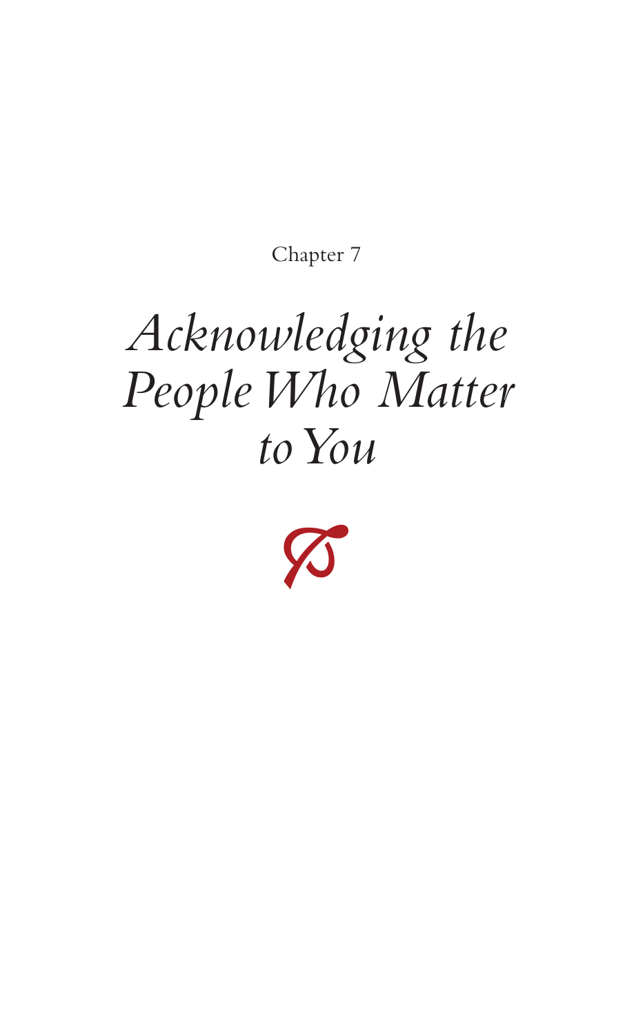Chapter 7

# *Acknowledging the People Who Matter to You*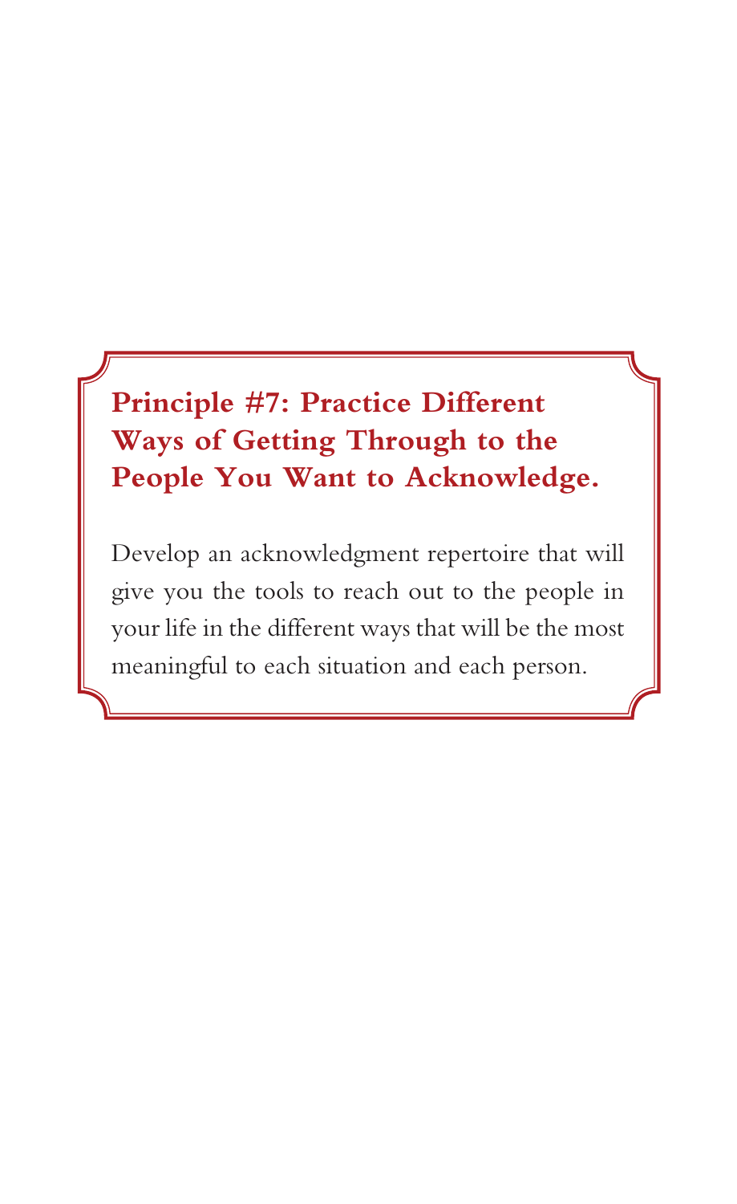## Principle #7: Practice Different Ways of Getting Through to the People You Want to Acknowledge.

Develop an acknowledgment repertoire that will give you the tools to reach out to the people in your life in the different ways that will be the most meaningful to each situation and each person.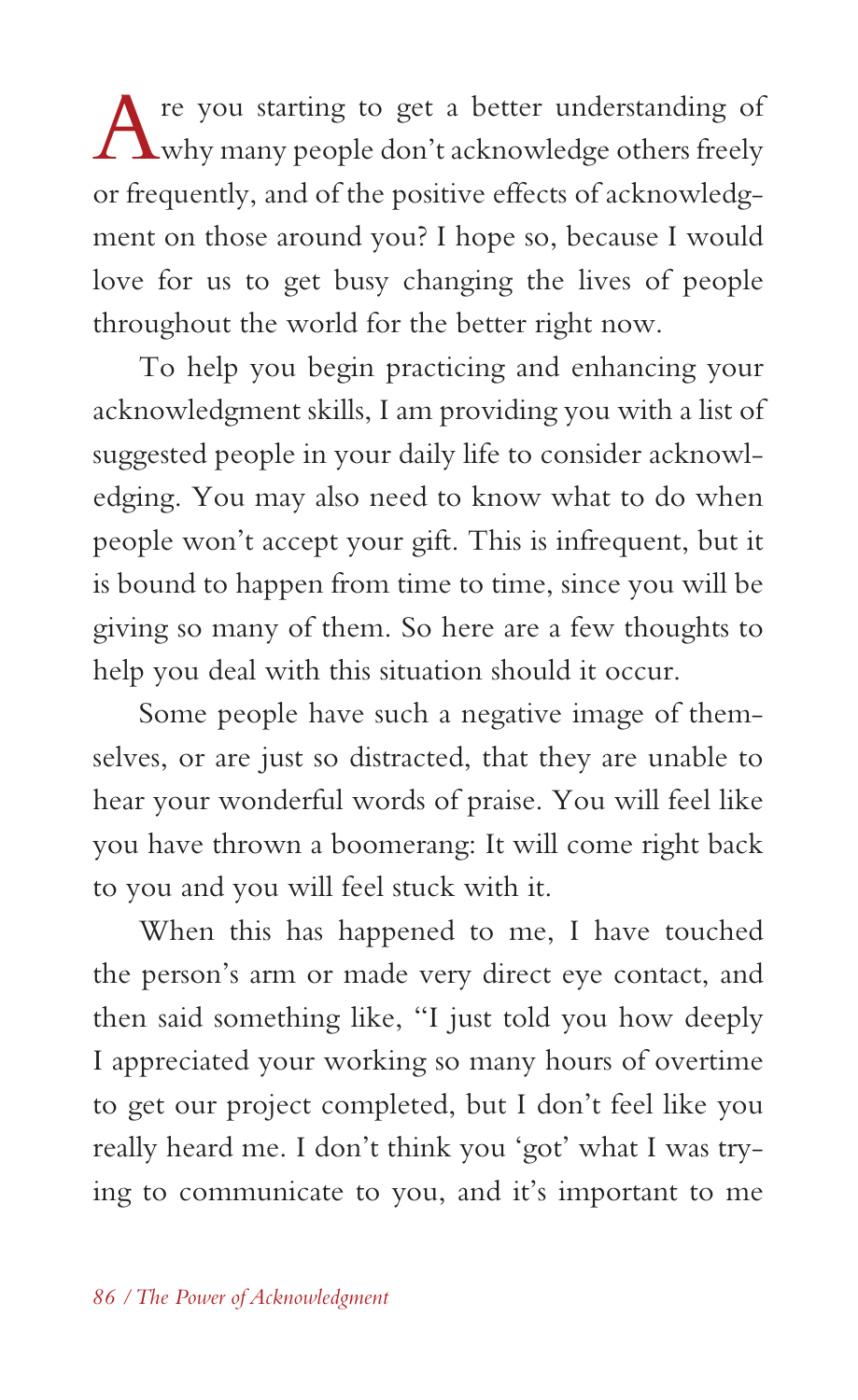Are you starting to get a better understanding of why many people don't acknowledge others freely or frequently, and of the positive effects of acknowledgment on those around you? I hope so, because I would love for us to get busy changing the lives of people throughout the world for the better right now.

To help you begin practicing and enhancing your acknowledgment skills, I am providing you with a list of suggested people in your daily life to consider acknowledging. You may also need to know what to do when people won't accept your gift. This is infrequent, but it is bound to happen from time to time, since you will be giving so many of them. So here are a few thoughts to help you deal with this situation should it occur.

Some people have such a negative image of themselves, or are just so distracted, that they are unable to hear your wonderful words of praise. You will feel like you have thrown a boomerang: It will come right back to you and you will feel stuck with it.

When this has happened to me, I have touched the person's arm or made very direct eye contact, and then said something like, "I just told you how deeply I appreciated your working so many hours of overtime to get our project completed, but I don't feel like you really heard me. I don't think you 'got' what I was trying to communicate to you, and it's important to me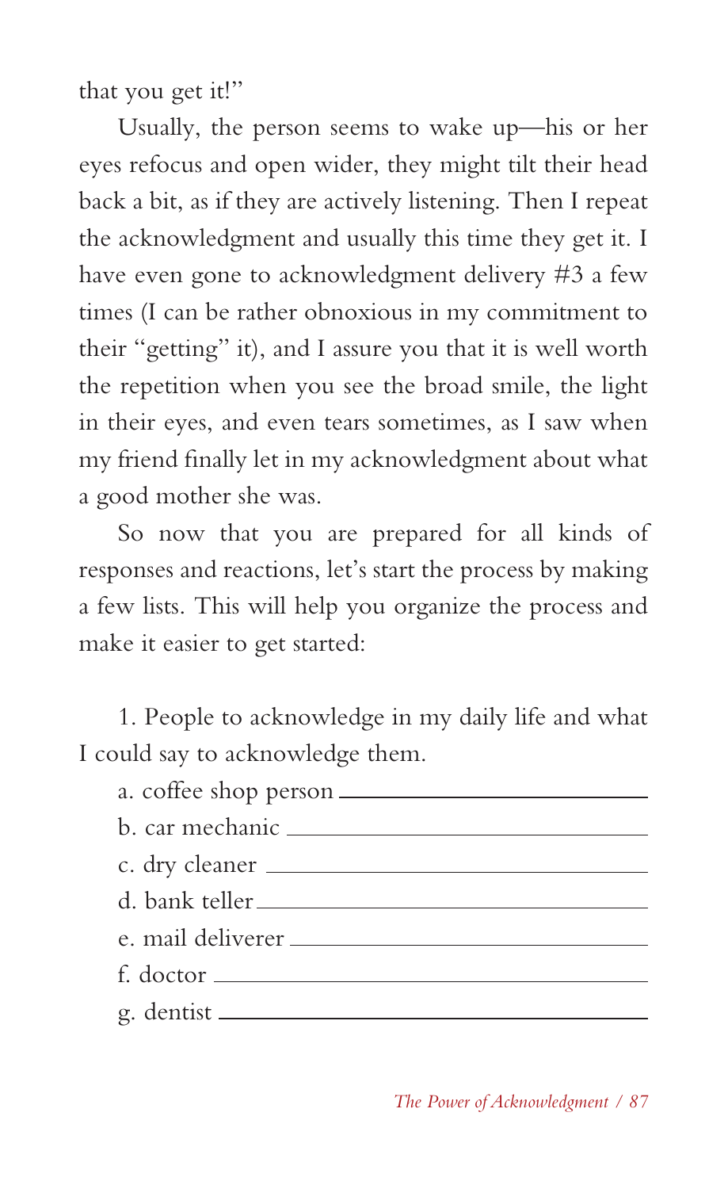that you get it!"

Usually, the person seems to wake up—his or her eyes refocus and open wider, they might tilt their head back a bit, as if they are actively listening. Then I repeat the acknowledgment and usually this time they get it. I have even gone to acknowledgment delivery #3 a few times (I can be rather obnoxious in my commitment to their "getting" it), and I assure you that it is well worth the repetition when you see the broad smile, the light in their eyes, and even tears sometimes, as I saw when my friend finally let in my acknowledgment about what a good mother she was.

So now that you are prepared for all kinds of responses and reactions, let's start the process by making a few lists. This will help you organize the process and make it easier to get started:

1. People to acknowledge in my daily life and what I could say to acknowledge them.

   a. coffee shop person ______________________________

   b. car mechanic ______________________________

   c. dry cleaner ______________________________

   d. bank teller ______________________________

   e. mail deliverer ______________________________

   f. doctor ______________________________

   g. dentist ______________________________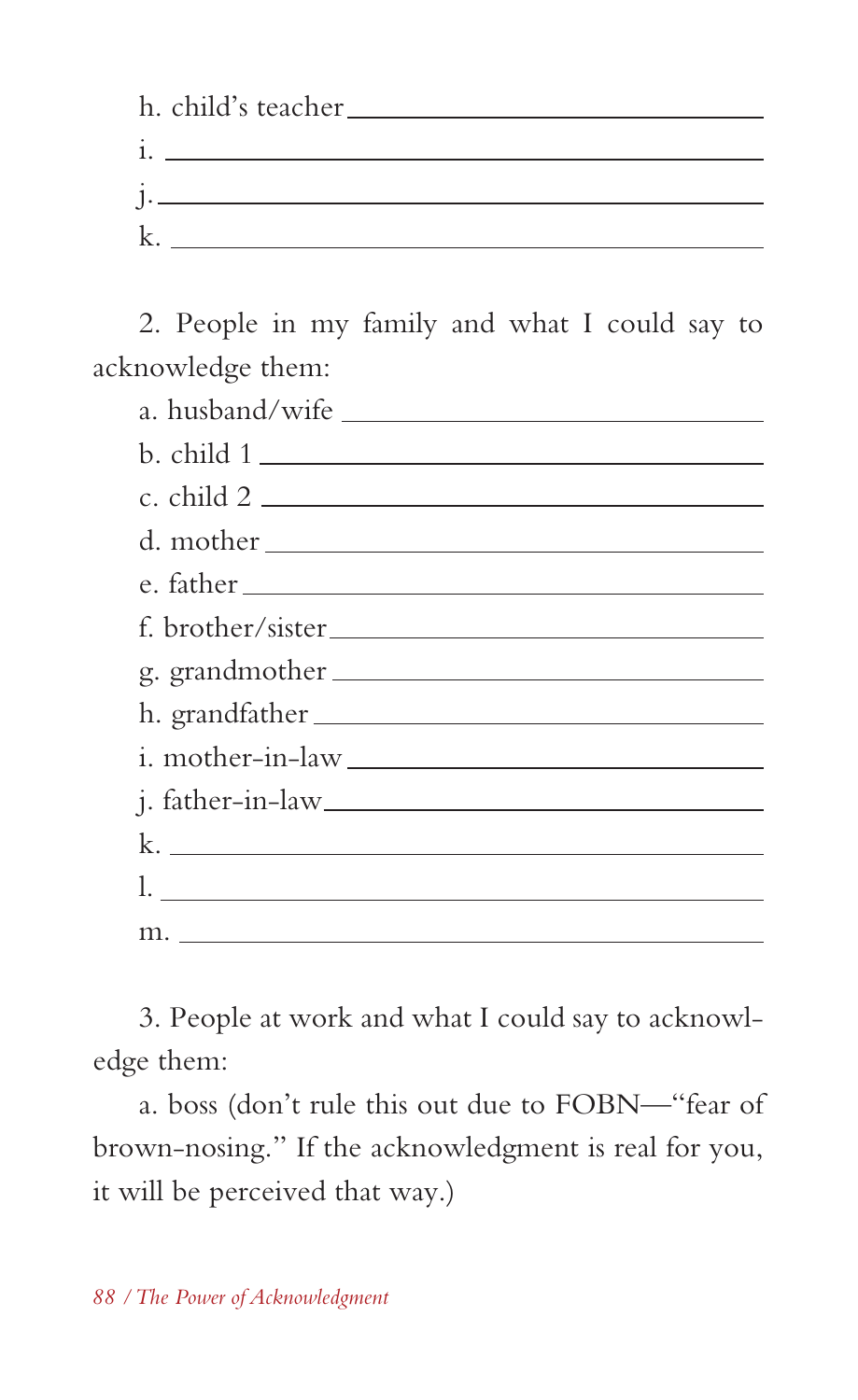h. child's teacher ______________________________

i. ______________________________

j. ______________________________

k. ______________________________

2. People in my family and what I could say to acknowledge them:

a. husband/wife ______________________________

b. child 1 ______________________________

c. child 2 ______________________________

d. mother ______________________________

e. father ______________________________

f. brother/sister ______________________________

g. grandmother ______________________________

h. grandfather ______________________________

i. mother-in-law ______________________________

j. father-in-law ______________________________

k. ______________________________

l. ______________________________

m. ______________________________

3. People at work and what I could say to acknowledge them:

a. boss (don't rule this out due to FOBN—"fear of brown-nosing." If the acknowledgment is real for you, it will be perceived that way.)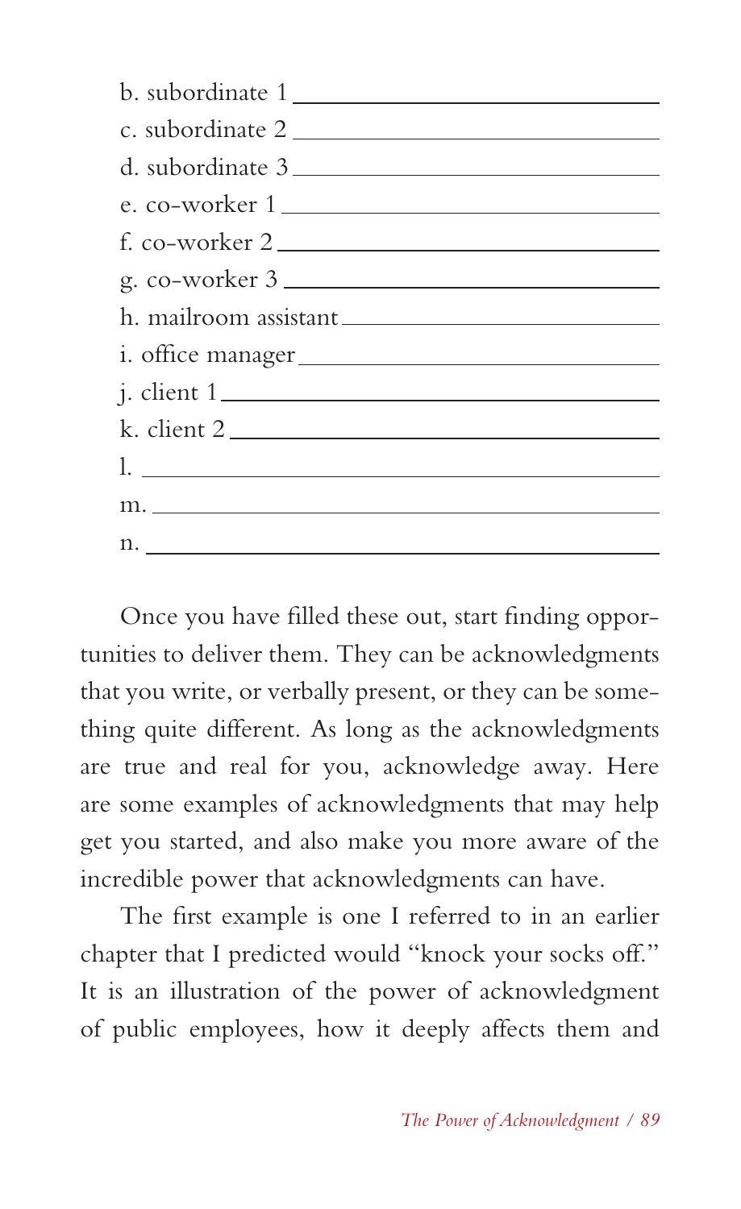b. subordinate 1 ______________________________

c. subordinate 2 ______________________________

d. subordinate 3 ______________________________

e. co-worker 1 ______________________________

f. co-worker 2 ______________________________

g. co-worker 3 ______________________________

h. mailroom assistant ______________________________

i. office manager ______________________________

j. client 1 ______________________________

k. client 2 ______________________________

l. ______________________________

m. ______________________________

n. ______________________________

Once you have filled these out, start finding opportunities to deliver them. They can be acknowledgments that you write, or verbally present, or they can be something quite different. As long as the acknowledgments are true and real for you, acknowledge away. Here are some examples of acknowledgments that may help get you started, and also make you more aware of the incredible power that acknowledgments can have.

The first example is one I referred to in an earlier chapter that I predicted would "knock your socks off." It is an illustration of the power of acknowledgment of public employees, how it deeply affects them and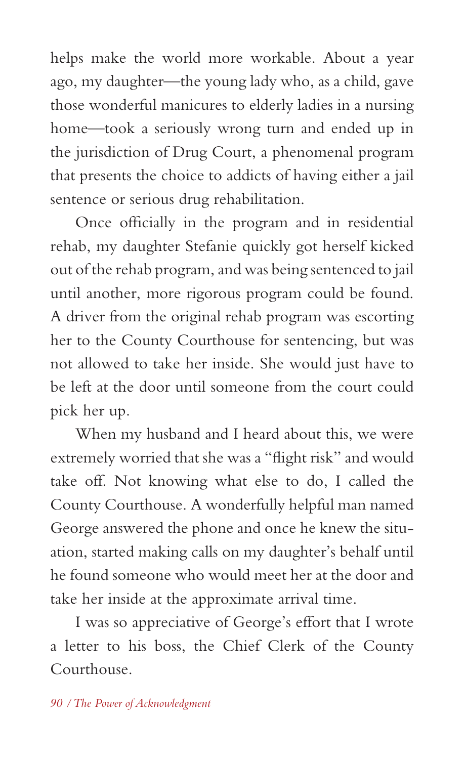helps make the world more workable. About a year ago, my daughter—the young lady who, as a child, gave those wonderful manicures to elderly ladies in a nursing home—took a seriously wrong turn and ended up in the jurisdiction of Drug Court, a phenomenal program that presents the choice to addicts of having either a jail sentence or serious drug rehabilitation.

Once officially in the program and in residential rehab, my daughter Stefanie quickly got herself kicked out of the rehab program, and was being sentenced to jail until another, more rigorous program could be found. A driver from the original rehab program was escorting her to the County Courthouse for sentencing, but was not allowed to take her inside. She would just have to be left at the door until someone from the court could pick her up.

When my husband and I heard about this, we were extremely worried that she was a "flight risk" and would take off. Not knowing what else to do, I called the County Courthouse. A wonderfully helpful man named George answered the phone and once he knew the situation, started making calls on my daughter's behalf until he found someone who would meet her at the door and take her inside at the approximate arrival time.

I was so appreciative of George's effort that I wrote a letter to his boss, the Chief Clerk of the County Courthouse.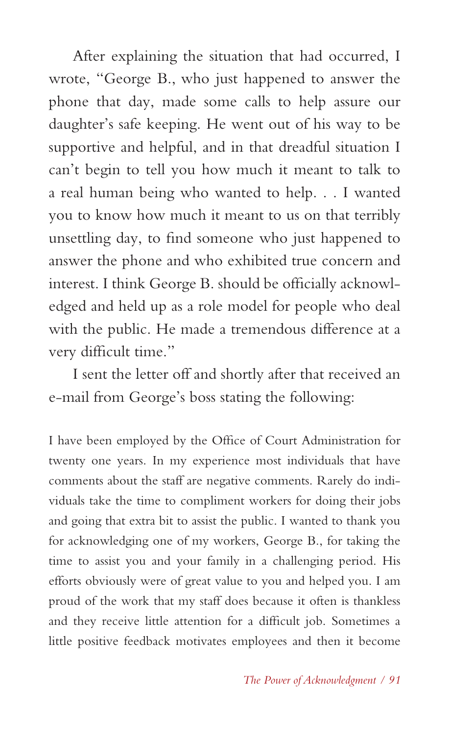After explaining the situation that had occurred, I wrote, "George B., who just happened to answer the phone that day, made some calls to help assure our daughter's safe keeping. He went out of his way to be supportive and helpful, and in that dreadful situation I can't begin to tell you how much it meant to talk to a real human being who wanted to help. . . I wanted you to know how much it meant to us on that terribly unsettling day, to find someone who just happened to answer the phone and who exhibited true concern and interest. I think George B. should be officially acknowledged and held up as a role model for people who deal with the public. He made a tremendous difference at a very difficult time."

I sent the letter off and shortly after that received an e-mail from George's boss stating the following:

> I have been employed by the Office of Court Administration for twenty one years. In my experience most individuals that have comments about the staff are negative comments. Rarely do individuals take the time to compliment workers for doing their jobs and going that extra bit to assist the public. I wanted to thank you for acknowledging one of my workers, George B., for taking the time to assist you and your family in a challenging period. His efforts obviously were of great value to you and helped you. I am proud of the work that my staff does because it often is thankless and they receive little attention for a difficult job. Sometimes a little positive feedback motivates employees and then it become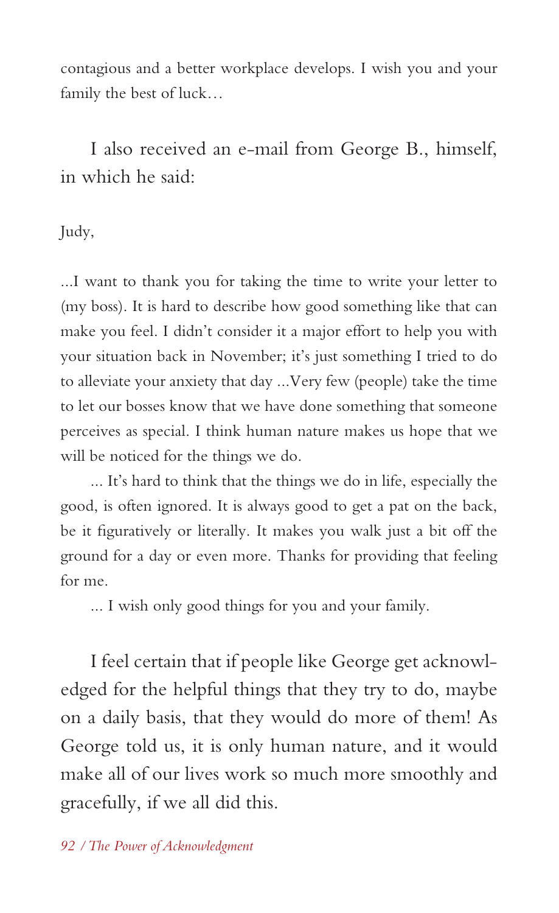contagious and a better workplace develops. I wish you and your family the best of luck…

I also received an e-mail from George B., himself, in which he said:

Judy,

...I want to thank you for taking the time to write your letter to (my boss). It is hard to describe how good something like that can make you feel. I didn't consider it a major effort to help you with your situation back in November; it's just something I tried to do to alleviate your anxiety that day ...Very few (people) take the time to let our bosses know that we have done something that someone perceives as special. I think human nature makes us hope that we will be noticed for the things we do.

... It's hard to think that the things we do in life, especially the good, is often ignored. It is always good to get a pat on the back, be it figuratively or literally. It makes you walk just a bit off the ground for a day or even more. Thanks for providing that feeling for me.

... I wish only good things for you and your family.

I feel certain that if people like George get acknowledged for the helpful things that they try to do, maybe on a daily basis, that they would do more of them! As George told us, it is only human nature, and it would make all of our lives work so much more smoothly and gracefully, if we all did this.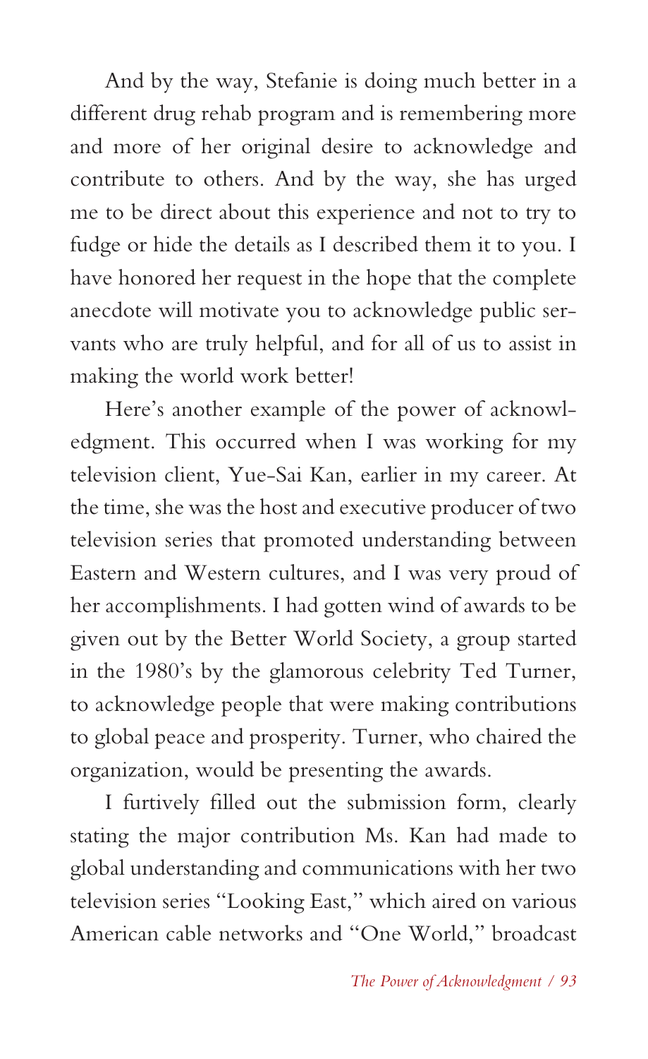And by the way, Stefanie is doing much better in a different drug rehab program and is remembering more and more of her original desire to acknowledge and contribute to others. And by the way, she has urged me to be direct about this experience and not to try to fudge or hide the details as I described them it to you. I have honored her request in the hope that the complete anecdote will motivate you to acknowledge public servants who are truly helpful, and for all of us to assist in making the world work better!

Here's another example of the power of acknowledgment. This occurred when I was working for my television client, Yue-Sai Kan, earlier in my career. At the time, she was the host and executive producer of two television series that promoted understanding between Eastern and Western cultures, and I was very proud of her accomplishments. I had gotten wind of awards to be given out by the Better World Society, a group started in the 1980's by the glamorous celebrity Ted Turner, to acknowledge people that were making contributions to global peace and prosperity. Turner, who chaired the organization, would be presenting the awards.

I furtively filled out the submission form, clearly stating the major contribution Ms. Kan had made to global understanding and communications with her two television series "Looking East," which aired on various American cable networks and "One World," broadcast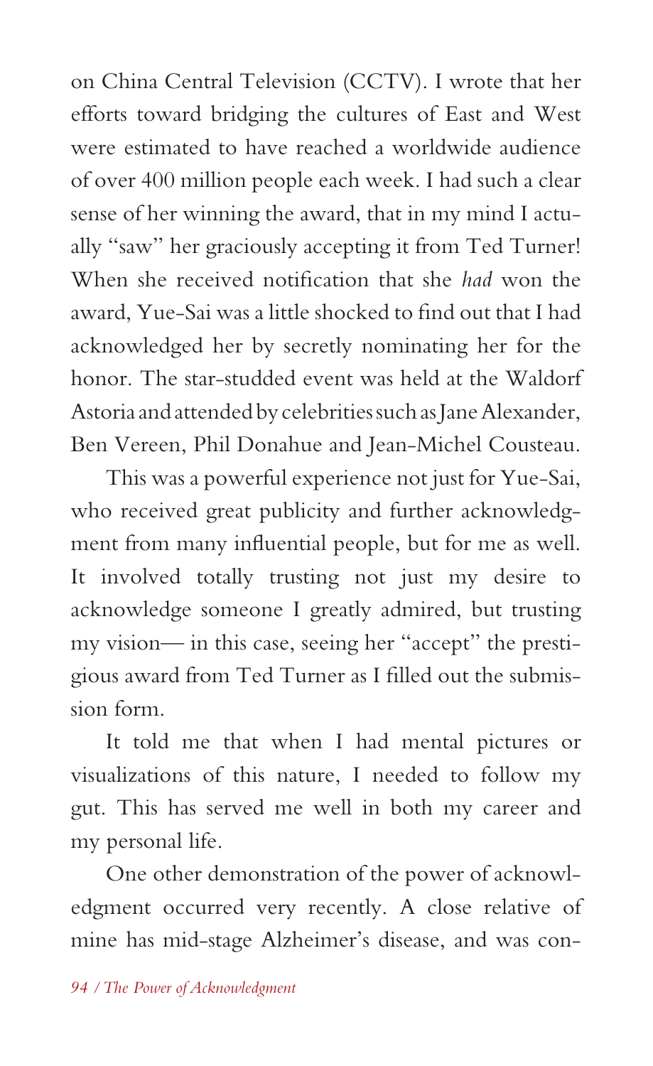on China Central Television (CCTV). I wrote that her efforts toward bridging the cultures of East and West were estimated to have reached a worldwide audience of over 400 million people each week. I had such a clear sense of her winning the award, that in my mind I actually "saw" her graciously accepting it from Ted Turner! When she received notification that she *had* won the award, Yue-Sai was a little shocked to find out that I had acknowledged her by secretly nominating her for the honor. The star-studded event was held at the Waldorf Astoria and attended by celebrities such as Jane Alexander, Ben Vereen, Phil Donahue and Jean-Michel Cousteau.

This was a powerful experience not just for Yue-Sai, who received great publicity and further acknowledgment from many influential people, but for me as well. It involved totally trusting not just my desire to acknowledge someone I greatly admired, but trusting my vision— in this case, seeing her "accept" the prestigious award from Ted Turner as I filled out the submission form.

It told me that when I had mental pictures or visualizations of this nature, I needed to follow my gut. This has served me well in both my career and my personal life.

One other demonstration of the power of acknowledgment occurred very recently. A close relative of mine has mid-stage Alzheimer's disease, and was con-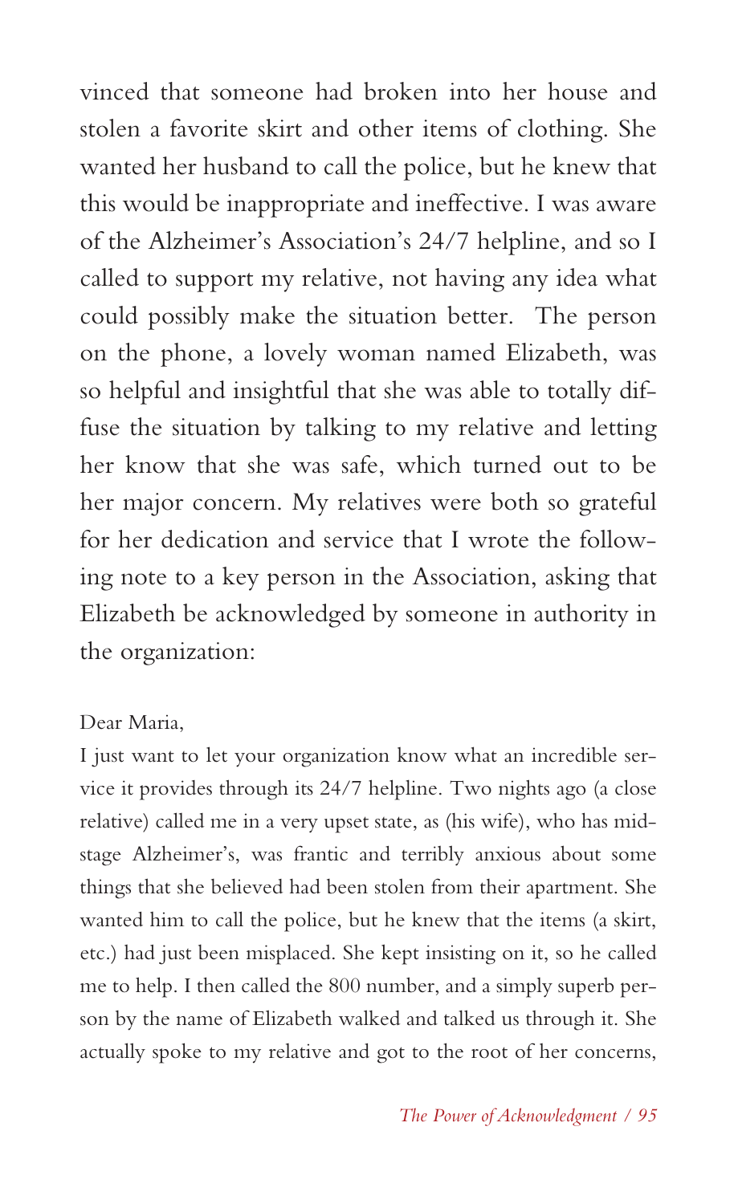vinced that someone had broken into her house and stolen a favorite skirt and other items of clothing. She wanted her husband to call the police, but he knew that this would be inappropriate and ineffective. I was aware of the Alzheimer's Association's 24/7 helpline, and so I called to support my relative, not having any idea what could possibly make the situation better. The person on the phone, a lovely woman named Elizabeth, was so helpful and insightful that she was able to totally diffuse the situation by talking to my relative and letting her know that she was safe, which turned out to be her major concern. My relatives were both so grateful for her dedication and service that I wrote the following note to a key person in the Association, asking that Elizabeth be acknowledged by someone in authority in the organization:

Dear Maria,

I just want to let your organization know what an incredible service it provides through its 24/7 helpline. Two nights ago (a close relative) called me in a very upset state, as (his wife), who has mid-stage Alzheimer's, was frantic and terribly anxious about some things that she believed had been stolen from their apartment. She wanted him to call the police, but he knew that the items (a skirt, etc.) had just been misplaced. She kept insisting on it, so he called me to help. I then called the 800 number, and a simply superb person by the name of Elizabeth walked and talked us through it. She actually spoke to my relative and got to the root of her concerns,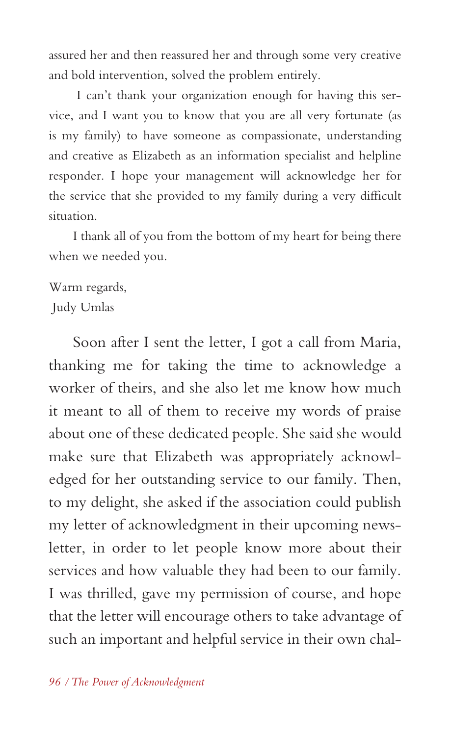assured her and then reassured her and through some very creative and bold intervention, solved the problem entirely.

I can't thank your organization enough for having this service, and I want you to know that you are all very fortunate (as is my family) to have someone as compassionate, understanding and creative as Elizabeth as an information specialist and helpline responder. I hope your management will acknowledge her for the service that she provided to my family during a very difficult situation.

I thank all of you from the bottom of my heart for being there when we needed you.

Warm regards,
Judy Umlas

Soon after I sent the letter, I got a call from Maria, thanking me for taking the time to acknowledge a worker of theirs, and she also let me know how much it meant to all of them to receive my words of praise about one of these dedicated people. She said she would make sure that Elizabeth was appropriately acknowledged for her outstanding service to our family. Then, to my delight, she asked if the association could publish my letter of acknowledgment in their upcoming newsletter, in order to let people know more about their services and how valuable they had been to our family. I was thrilled, gave my permission of course, and hope that the letter will encourage others to take advantage of such an important and helpful service in their own chal-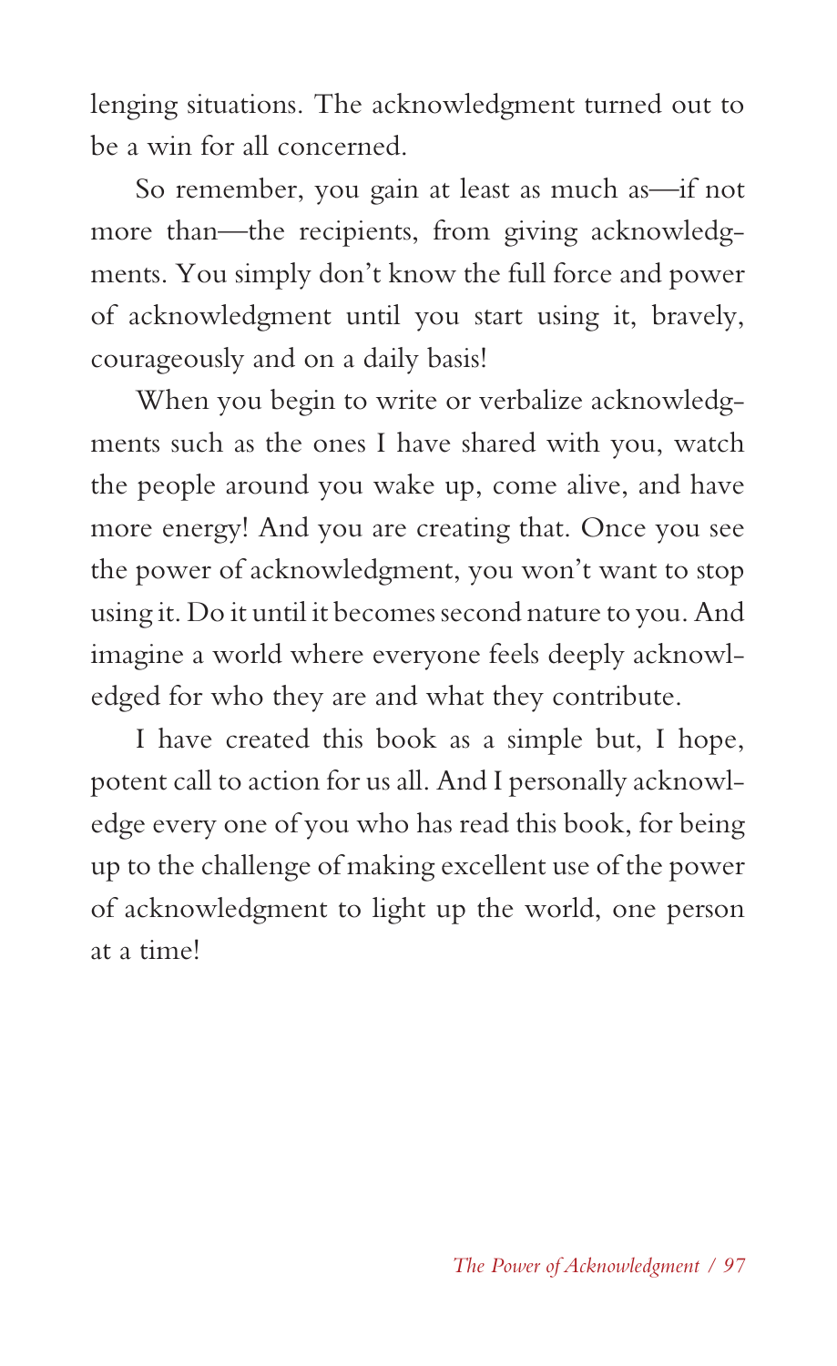lenging situations. The acknowledgment turned out to be a win for all concerned.

So remember, you gain at least as much as—if not more than—the recipients, from giving acknowledgments. You simply don't know the full force and power of acknowledgment until you start using it, bravely, courageously and on a daily basis!

When you begin to write or verbalize acknowledgments such as the ones I have shared with you, watch the people around you wake up, come alive, and have more energy! And you are creating that. Once you see the power of acknowledgment, you won't want to stop using it. Do it until it becomes second nature to you. And imagine a world where everyone feels deeply acknowledged for who they are and what they contribute.

I have created this book as a simple but, I hope, potent call to action for us all. And I personally acknowledge every one of you who has read this book, for being up to the challenge of making excellent use of the power of acknowledgment to light up the world, one person at a time!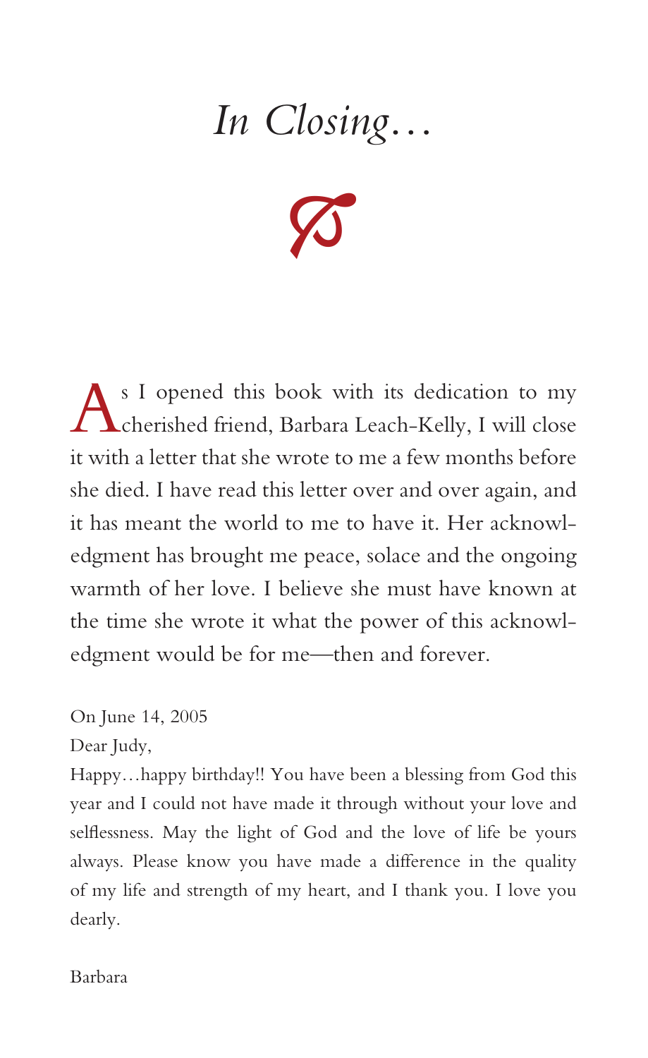# *In Closing…*

As I opened this book with its dedication to my cherished friend, Barbara Leach-Kelly, I will close it with a letter that she wrote to me a few months before she died. I have read this letter over and over again, and it has meant the world to me to have it. Her acknowledgment has brought me peace, solace and the ongoing warmth of her love. I believe she must have known at the time she wrote it what the power of this acknowledgment would be for me—then and forever.

On June 14, 2005

Dear Judy,

Happy…happy birthday!! You have been a blessing from God this year and I could not have made it through without your love and selflessness. May the light of God and the love of life be yours always. Please know you have made a difference in the quality of my life and strength of my heart, and I thank you. I love you dearly.

Barbara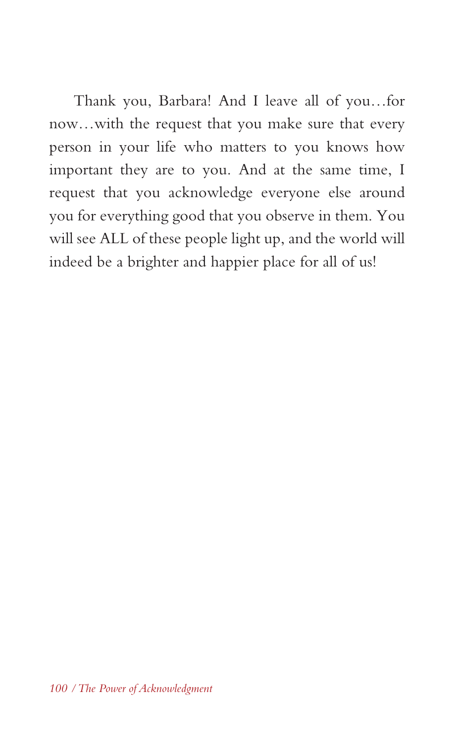Thank you, Barbara! And I leave all of you…for now…with the request that you make sure that every person in your life who matters to you knows how important they are to you. And at the same time, I request that you acknowledge everyone else around you for everything good that you observe in them. You will see ALL of these people light up, and the world will indeed be a brighter and happier place for all of us!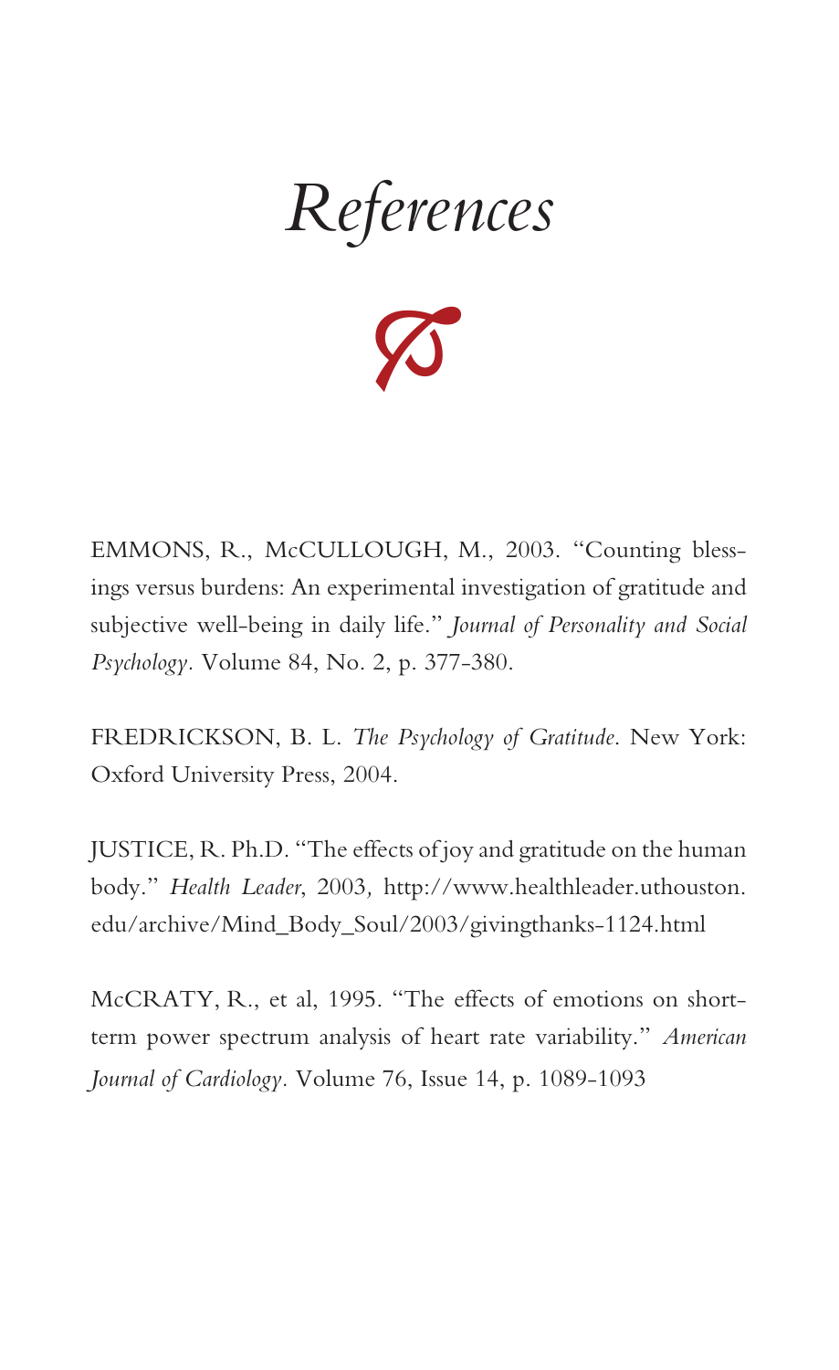# *References*

EMMONS, R., McCULLOUGH, M., 2003. "Counting blessings versus burdens: An experimental investigation of gratitude and subjective well-being in daily life." *Journal of Personality and Social Psychology*. Volume 84, No. 2, p. 377-380.

FREDRICKSON, B. L. *The Psychology of Gratitude*. New York: Oxford University Press, 2004.

JUSTICE, R. Ph.D. "The effects of joy and gratitude on the human body." *Health Leader*, 2003, http://www.healthleader.uthouston.edu/archive/Mind_Body_Soul/2003/givingthanks-1124.html

McCRATY, R., et al, 1995. "The effects of emotions on short-term power spectrum analysis of heart rate variability." *American Journal of Cardiology*. Volume 76, Issue 14, p. 1089-1093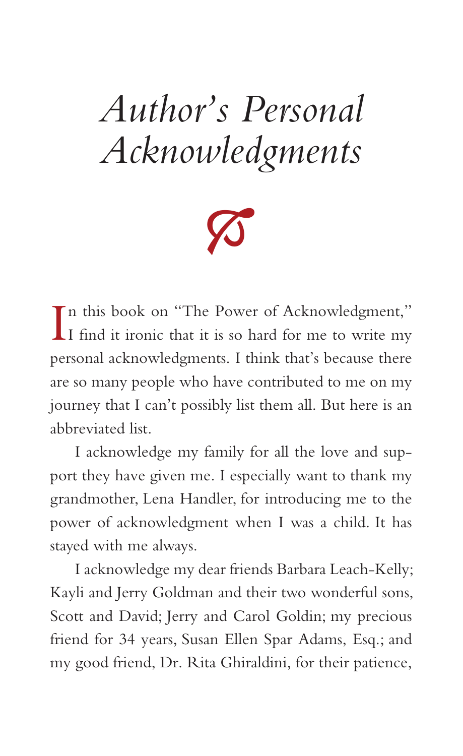# *Author's Personal Acknowledgments*

In this book on "The Power of Acknowledgment," I find it ironic that it is so hard for me to write my personal acknowledgments. I think that's because there are so many people who have contributed to me on my journey that I can't possibly list them all. But here is an abbreviated list.

I acknowledge my family for all the love and support they have given me. I especially want to thank my grandmother, Lena Handler, for introducing me to the power of acknowledgment when I was a child. It has stayed with me always.

I acknowledge my dear friends Barbara Leach-Kelly; Kayli and Jerry Goldman and their two wonderful sons, Scott and David; Jerry and Carol Goldin; my precious friend for 34 years, Susan Ellen Spar Adams, Esq.; and my good friend, Dr. Rita Ghiraldini, for their patience,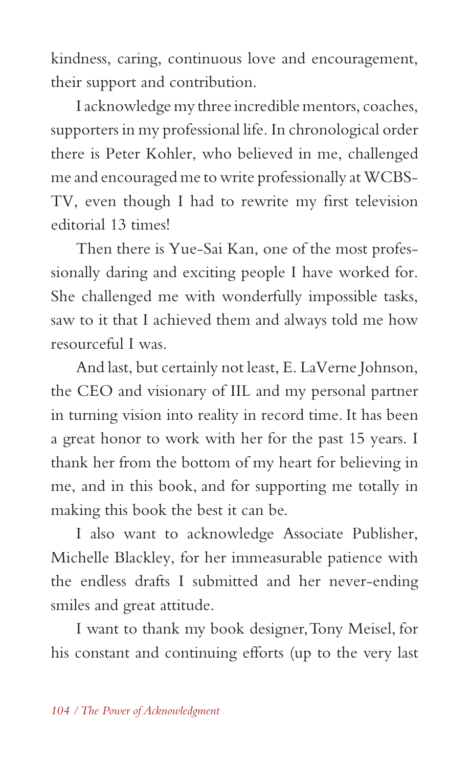kindness, caring, continuous love and encouragement, their support and contribution.

I acknowledge my three incredible mentors, coaches, supporters in my professional life. In chronological order there is Peter Kohler, who believed in me, challenged me and encouraged me to write professionally at WCBS-TV, even though I had to rewrite my first television editorial 13 times!

Then there is Yue-Sai Kan, one of the most professionally daring and exciting people I have worked for. She challenged me with wonderfully impossible tasks, saw to it that I achieved them and always told me how resourceful I was.

And last, but certainly not least, E. LaVerne Johnson, the CEO and visionary of IIL and my personal partner in turning vision into reality in record time. It has been a great honor to work with her for the past 15 years. I thank her from the bottom of my heart for believing in me, and in this book, and for supporting me totally in making this book the best it can be.

I also want to acknowledge Associate Publisher, Michelle Blackley, for her immeasurable patience with the endless drafts I submitted and her never-ending smiles and great attitude.

I want to thank my book designer, Tony Meisel, for his constant and continuing efforts (up to the very last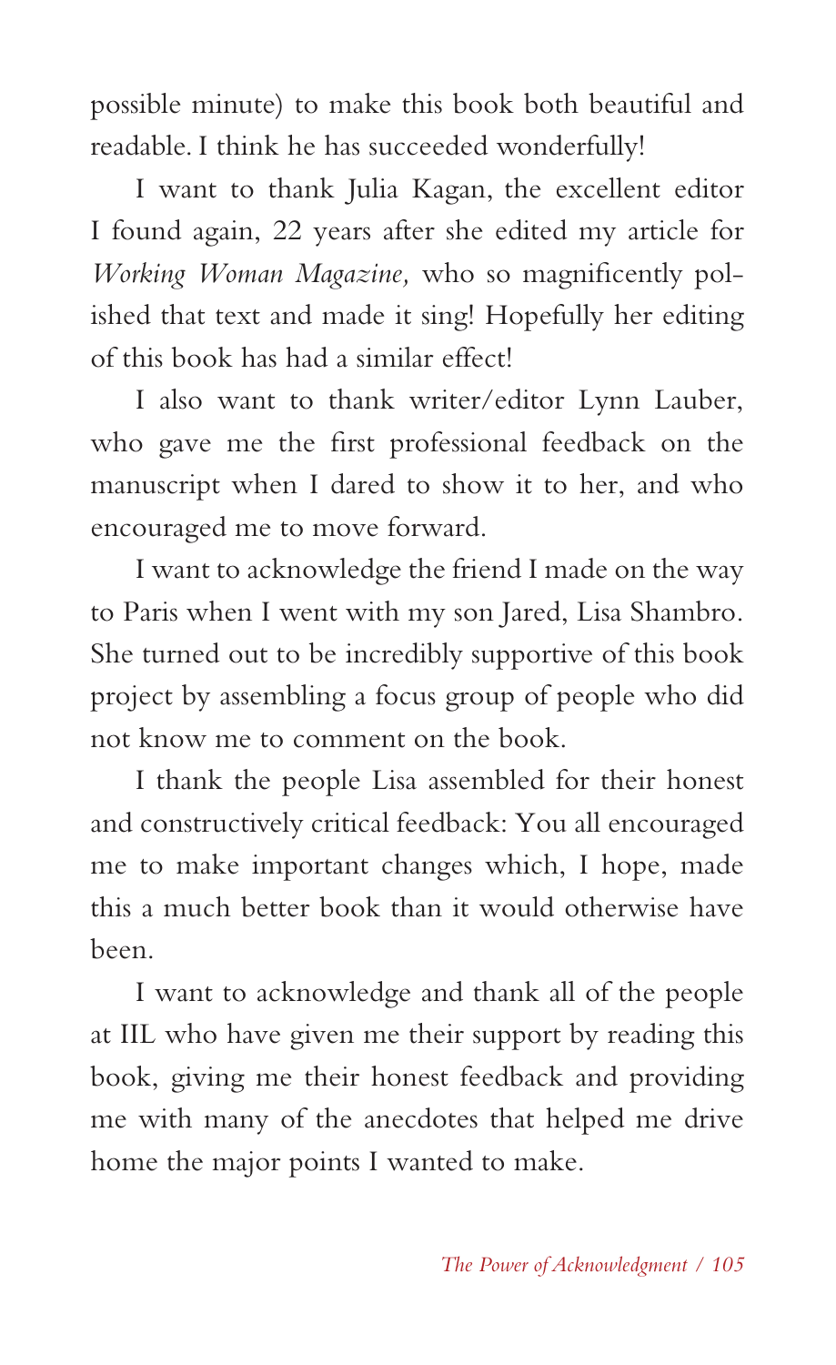possible minute) to make this book both beautiful and readable. I think he has succeeded wonderfully!

I want to thank Julia Kagan, the excellent editor I found again, 22 years after she edited my article for *Working Woman Magazine,* who so magnificently polished that text and made it sing! Hopefully her editing of this book has had a similar effect!

I also want to thank writer/editor Lynn Lauber, who gave me the first professional feedback on the manuscript when I dared to show it to her, and who encouraged me to move forward.

I want to acknowledge the friend I made on the way to Paris when I went with my son Jared, Lisa Shambro. She turned out to be incredibly supportive of this book project by assembling a focus group of people who did not know me to comment on the book.

I thank the people Lisa assembled for their honest and constructively critical feedback: You all encouraged me to make important changes which, I hope, made this a much better book than it would otherwise have been.

I want to acknowledge and thank all of the people at IIL who have given me their support by reading this book, giving me their honest feedback and providing me with many of the anecdotes that helped me drive home the major points I wanted to make.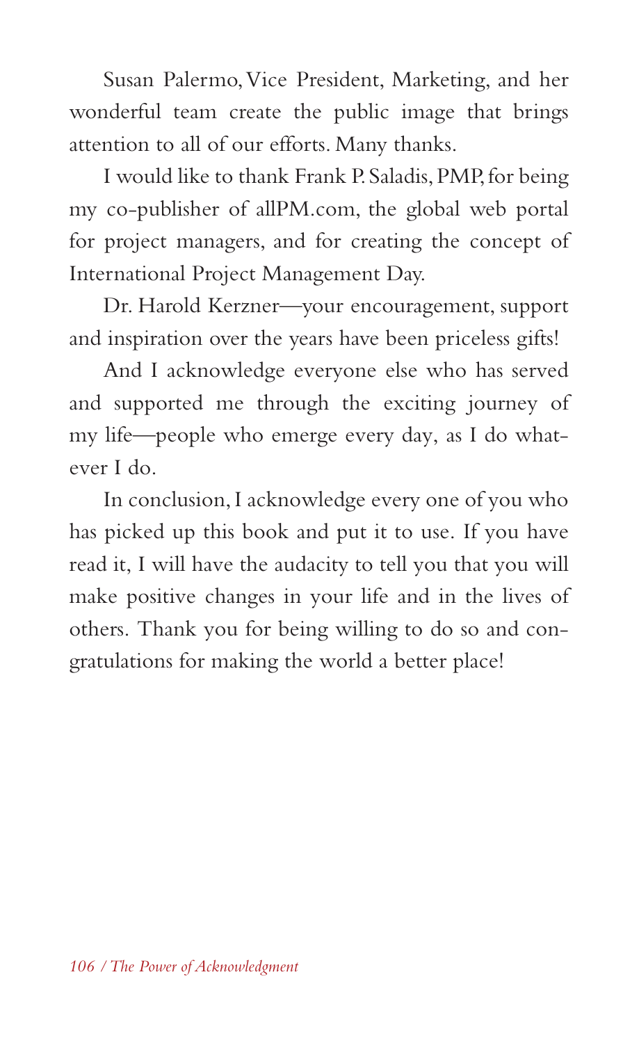Susan Palermo, Vice President, Marketing, and her wonderful team create the public image that brings attention to all of our efforts. Many thanks.

I would like to thank Frank P. Saladis, PMP, for being my co-publisher of allPM.com, the global web portal for project managers, and for creating the concept of International Project Management Day.

Dr. Harold Kerzner—your encouragement, support and inspiration over the years have been priceless gifts!

And I acknowledge everyone else who has served and supported me through the exciting journey of my life—people who emerge every day, as I do whatever I do.

In conclusion, I acknowledge every one of you who has picked up this book and put it to use. If you have read it, I will have the audacity to tell you that you will make positive changes in your life and in the lives of others. Thank you for being willing to do so and congratulations for making the world a better place!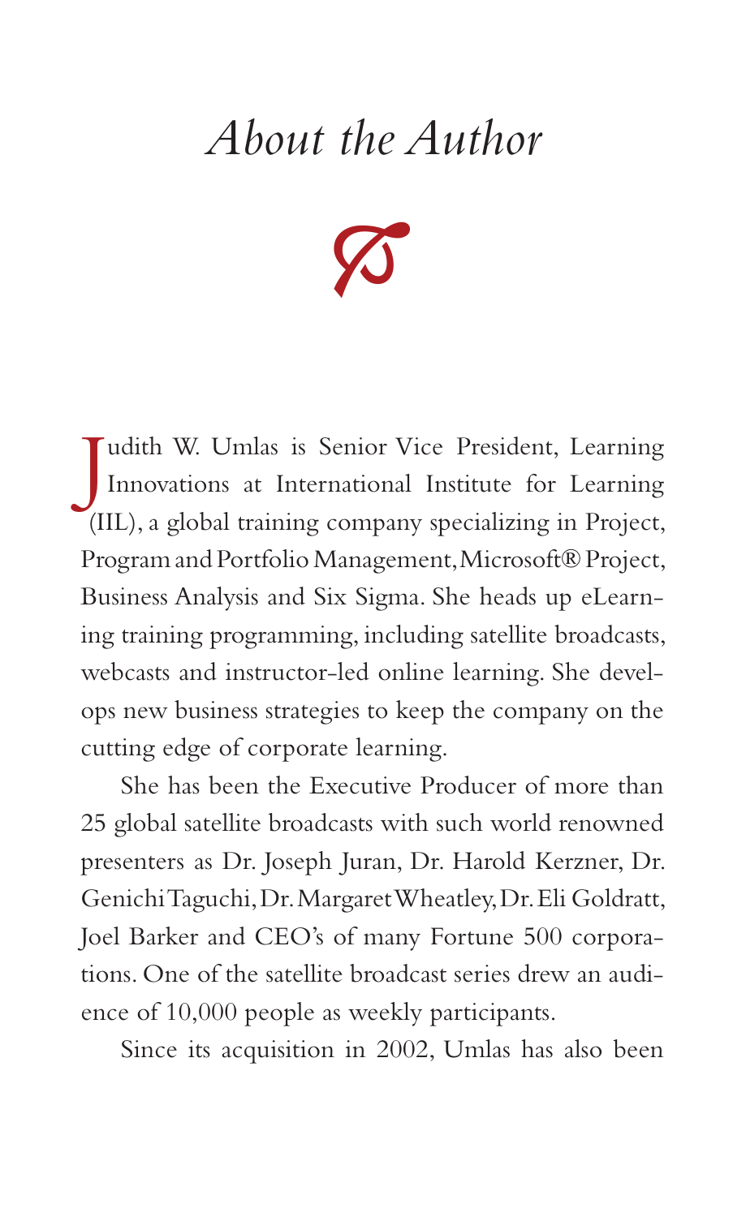# *About the Author*

Judith W. Umlas is Senior Vice President, Learning Innovations at International Institute for Learning (IIL), a global training company specializing in Project, Program and Portfolio Management, Microsoft® Project, Business Analysis and Six Sigma. She heads up eLearning training programming, including satellite broadcasts, webcasts and instructor-led online learning. She develops new business strategies to keep the company on the cutting edge of corporate learning.

She has been the Executive Producer of more than 25 global satellite broadcasts with such world renowned presenters as Dr. Joseph Juran, Dr. Harold Kerzner, Dr. Genichi Taguchi, Dr. Margaret Wheatley, Dr. Eli Goldratt, Joel Barker and CEO's of many Fortune 500 corporations. One of the satellite broadcast series drew an audience of 10,000 people as weekly participants.

Since its acquisition in 2002, Umlas has also been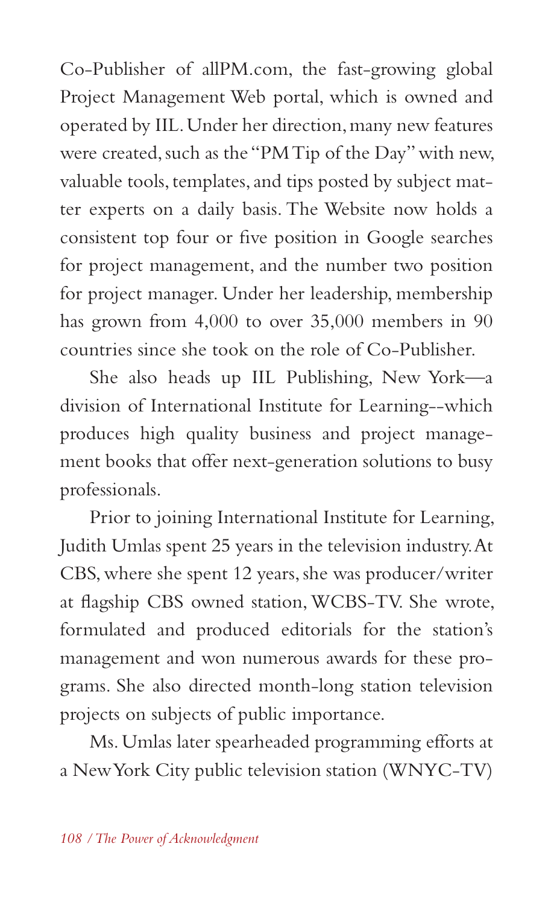Co-Publisher of allPM.com, the fast-growing global Project Management Web portal, which is owned and operated by IIL. Under her direction, many new features were created, such as the "PM Tip of the Day" with new, valuable tools, templates, and tips posted by subject matter experts on a daily basis. The Website now holds a consistent top four or five position in Google searches for project management, and the number two position for project manager. Under her leadership, membership has grown from 4,000 to over 35,000 members in 90 countries since she took on the role of Co-Publisher.

She also heads up IIL Publishing, New York—a division of International Institute for Learning--which produces high quality business and project management books that offer next-generation solutions to busy professionals.

Prior to joining International Institute for Learning, Judith Umlas spent 25 years in the television industry. At CBS, where she spent 12 years, she was producer/writer at flagship CBS owned station, WCBS-TV. She wrote, formulated and produced editorials for the station's management and won numerous awards for these programs. She also directed month-long station television projects on subjects of public importance.

Ms. Umlas later spearheaded programming efforts at a New York City public television station (WNYC-TV)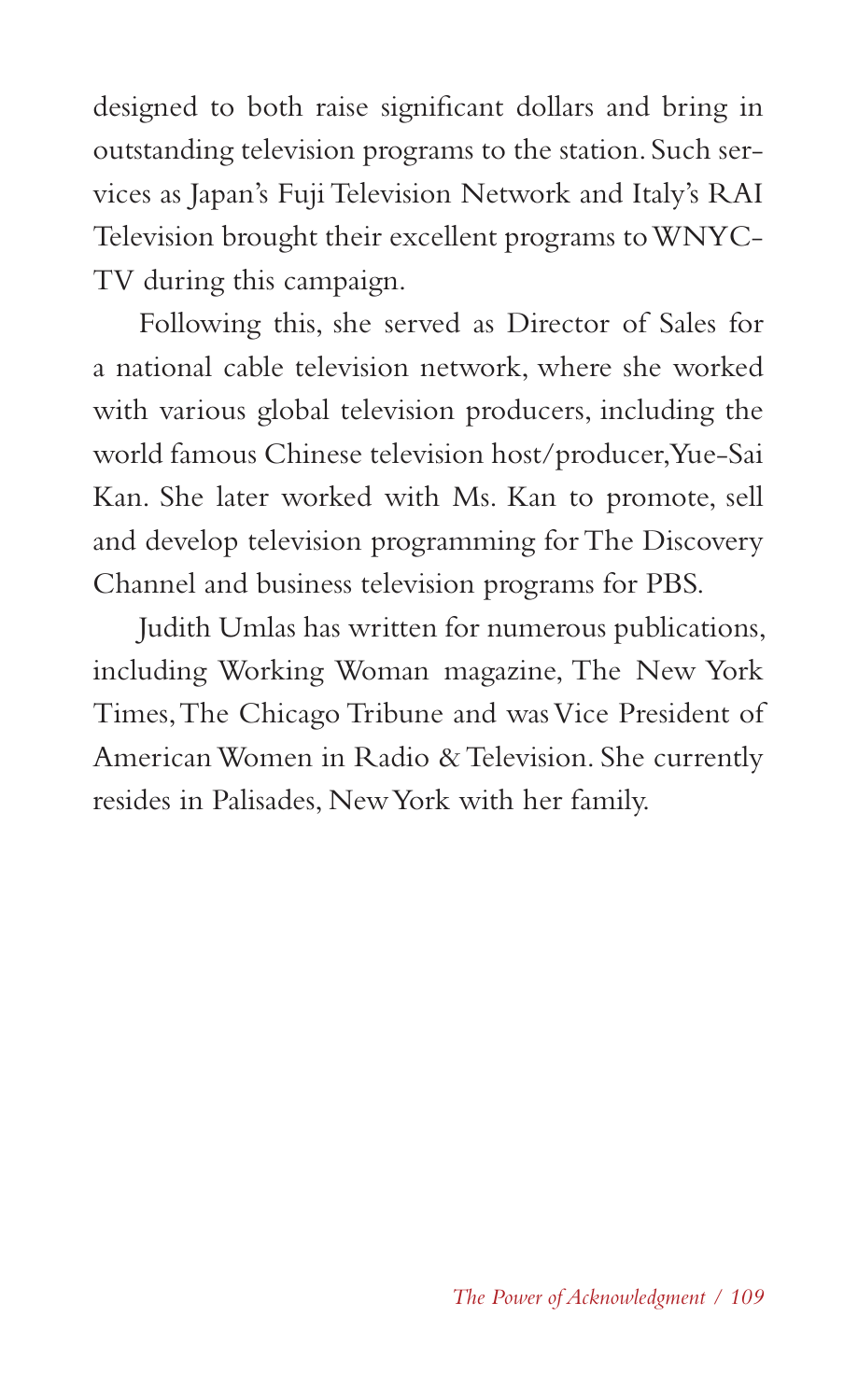designed to both raise significant dollars and bring in outstanding television programs to the station. Such services as Japan's Fuji Television Network and Italy's RAI Television brought their excellent programs to WNYC-TV during this campaign.

Following this, she served as Director of Sales for a national cable television network, where she worked with various global television producers, including the world famous Chinese television host/producer, Yue-Sai Kan. She later worked with Ms. Kan to promote, sell and develop television programming for The Discovery Channel and business television programs for PBS.

Judith Umlas has written for numerous publications, including Working Woman magazine, The New York Times, The Chicago Tribune and was Vice President of American Women in Radio & Television. She currently resides in Palisades, New York with her family.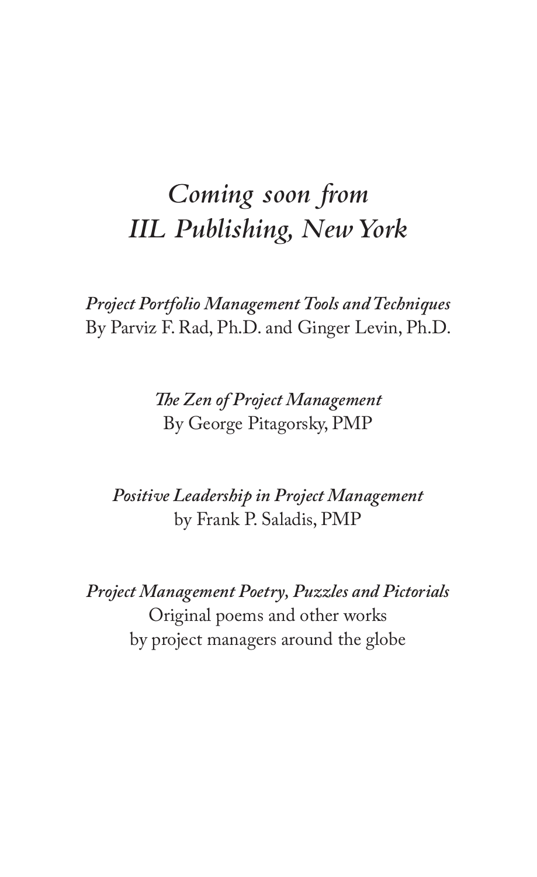# *Coming soon from IIL Publishing, New York*

*Project Portfolio Management Tools and Techniques*
By Parviz F. Rad, Ph.D. and Ginger Levin, Ph.D.

*The Zen of Project Management*
By George Pitagorsky, PMP

*Positive Leadership in Project Management*
by Frank P. Saladis, PMP

*Project Management Poetry, Puzzles and Pictorials*
Original poems and other works
by project managers around the globe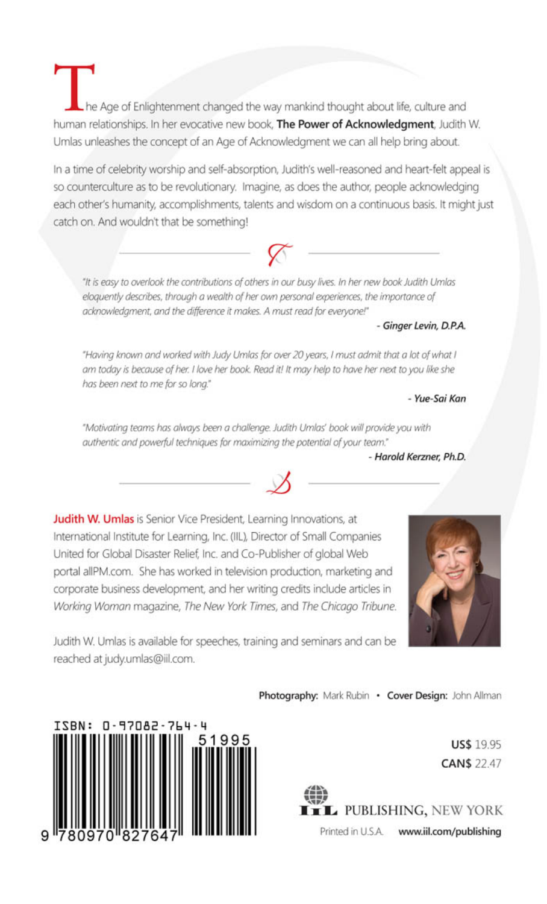The Age of Enlightenment changed the way mankind thought about life, culture and human relationships. In her evocative new book, **The Power of Acknowledgment**, Judith W. Umlas unleashes the concept of an Age of Acknowledgment we can all help bring about.

In a time of celebrity worship and self-absorption, Judith's well-reasoned and heart-felt appeal is so counterculture as to be revolutionary. Imagine, as does the author, people acknowledging each other's humanity, accomplishments, talents and wisdom on a continuous basis. It might just catch on. And wouldn't that be something!

*"It is easy to overlook the contributions of others in our busy lives. In her new book Judith Umlas eloquently describes, through a wealth of her own personal experiences, the importance of acknowledgment, and the difference it makes. A must read for everyone!"*

***- Ginger Levin, D.P.A.***

*"Having known and worked with Judy Umlas for over 20 years, I must admit that a lot of what I am today is because of her. I love her book. Read it! It may help to have her next to you like she has been next to me for so long."*

***- Yue-Sai Kan***

*"Motivating teams has always been a challenge. Judith Umlas' book will provide you with authentic and powerful techniques for maximizing the potential of your team."*

***- Harold Kerzner, Ph.D.***

**Judith W. Umlas** is Senior Vice President, Learning Innovations, at International Institute for Learning, Inc. (IIL), Director of Small Companies United for Global Disaster Relief, Inc. and Co-Publisher of global Web portal allPM.com. She has worked in television production, marketing and corporate business development, and her writing credits include articles in *Working Woman* magazine, *The New York Times*, and *The Chicago Tribune*.

Judith W. Umlas is available for speeches, training and seminars and can be reached at judy.umlas@iil.com.

**Photography:** Mark Rubin • **Cover Design:** John Allman

ISBN: 0-97082-764-4

51995

9 780970 827647

**US$** 19.95
**CAN$** 22.47

IIL PUBLISHING, NEW YORK

Printed in U.S.A. **www.iil.com/publishing**